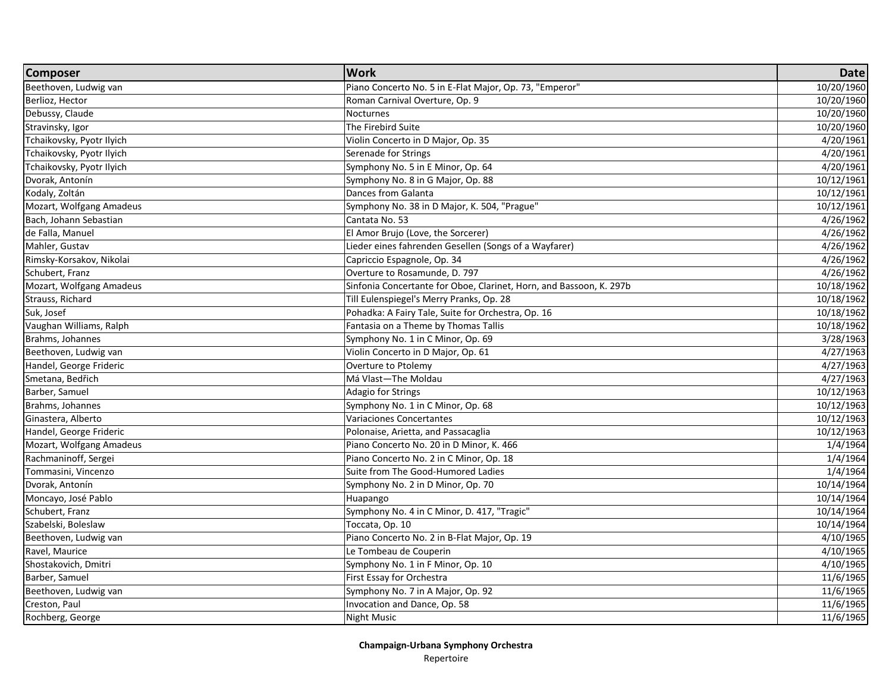| Composer | Work | Date |
| --- | --- | --- |
| Beethoven, Ludwig van | Piano Concerto No. 5 in E-Flat Major, Op. 73, "Emperor" | 10/20/1960 |
| Berlioz, Hector | Roman Carnival Overture, Op. 9 | 10/20/1960 |
| Debussy, Claude | Nocturnes | 10/20/1960 |
| Stravinsky, Igor | The Firebird Suite | 10/20/1960 |
| Tchaikovsky, Pyotr Ilyich | Violin Concerto in D Major, Op. 35 | 4/20/1961 |
| Tchaikovsky, Pyotr Ilyich | Serenade for Strings | 4/20/1961 |
| Tchaikovsky, Pyotr Ilyich | Symphony No. 5 in E Minor, Op. 64 | 4/20/1961 |
| Dvorak, Antonín | Symphony No. 8 in G Major, Op. 88 | 10/12/1961 |
| Kodaly, Zoltán | Dances from Galanta | 10/12/1961 |
| Mozart, Wolfgang Amadeus | Symphony No. 38 in D Major, K. 504, "Prague" | 10/12/1961 |
| Bach, Johann Sebastian | Cantata No. 53 | 4/26/1962 |
| de Falla, Manuel | El Amor Brujo (Love, the Sorcerer) | 4/26/1962 |
| Mahler, Gustav | Lieder eines fahrenden Gesellen (Songs of a Wayfarer) | 4/26/1962 |
| Rimsky-Korsakov, Nikolai | Capriccio Espagnole, Op. 34 | 4/26/1962 |
| Schubert, Franz | Overture to Rosamunde, D. 797 | 4/26/1962 |
| Mozart, Wolfgang Amadeus | Sinfonia Concertante for Oboe, Clarinet, Horn, and Bassoon, K. 297b | 10/18/1962 |
| Strauss, Richard | Till Eulenspiegel's Merry Pranks, Op. 28 | 10/18/1962 |
| Suk, Josef | Pohadka: A Fairy Tale, Suite for Orchestra, Op. 16 | 10/18/1962 |
| Vaughan Williams, Ralph | Fantasia on a Theme by Thomas Tallis | 10/18/1962 |
| Brahms, Johannes | Symphony No. 1 in C Minor, Op. 69 | 3/28/1963 |
| Beethoven, Ludwig van | Violin Concerto in D Major, Op. 61 | 4/27/1963 |
| Handel, George Frideric | Overture to Ptolemy | 4/27/1963 |
| Smetana, Bedřich | Má Vlast—The Moldau | 4/27/1963 |
| Barber, Samuel | Adagio for Strings | 10/12/1963 |
| Brahms, Johannes | Symphony No. 1 in C Minor, Op. 68 | 10/12/1963 |
| Ginastera, Alberto | Variaciones Concertantes | 10/12/1963 |
| Handel, George Frideric | Polonaise, Arietta, and Passacaglia | 10/12/1963 |
| Mozart, Wolfgang Amadeus | Piano Concerto No. 20 in D Minor, K. 466 | 1/4/1964 |
| Rachmaninoff, Sergei | Piano Concerto No. 2 in C Minor, Op. 18 | 1/4/1964 |
| Tommasini, Vincenzo | Suite from The Good-Humored Ladies | 1/4/1964 |
| Dvorak, Antonín | Symphony No. 2 in D Minor, Op. 70 | 10/14/1964 |
| Moncayo, José Pablo | Huapango | 10/14/1964 |
| Schubert, Franz | Symphony No. 4 in C Minor, D. 417, "Tragic" | 10/14/1964 |
| Szabelski, Boleslaw | Toccata, Op. 10 | 10/14/1964 |
| Beethoven, Ludwig van | Piano Concerto No. 2 in B-Flat Major, Op. 19 | 4/10/1965 |
| Ravel, Maurice | Le Tombeau de Couperin | 4/10/1965 |
| Shostakovich, Dmitri | Symphony No. 1 in F Minor, Op. 10 | 4/10/1965 |
| Barber, Samuel | First Essay for Orchestra | 11/6/1965 |
| Beethoven, Ludwig van | Symphony No. 7 in A Major, Op. 92 | 11/6/1965 |
| Creston, Paul | Invocation and Dance, Op. 58 | 11/6/1965 |
| Rochberg, George | Night Music | 11/6/1965 |

**Champaign-Urbana Symphony Orchestra**
Repertoire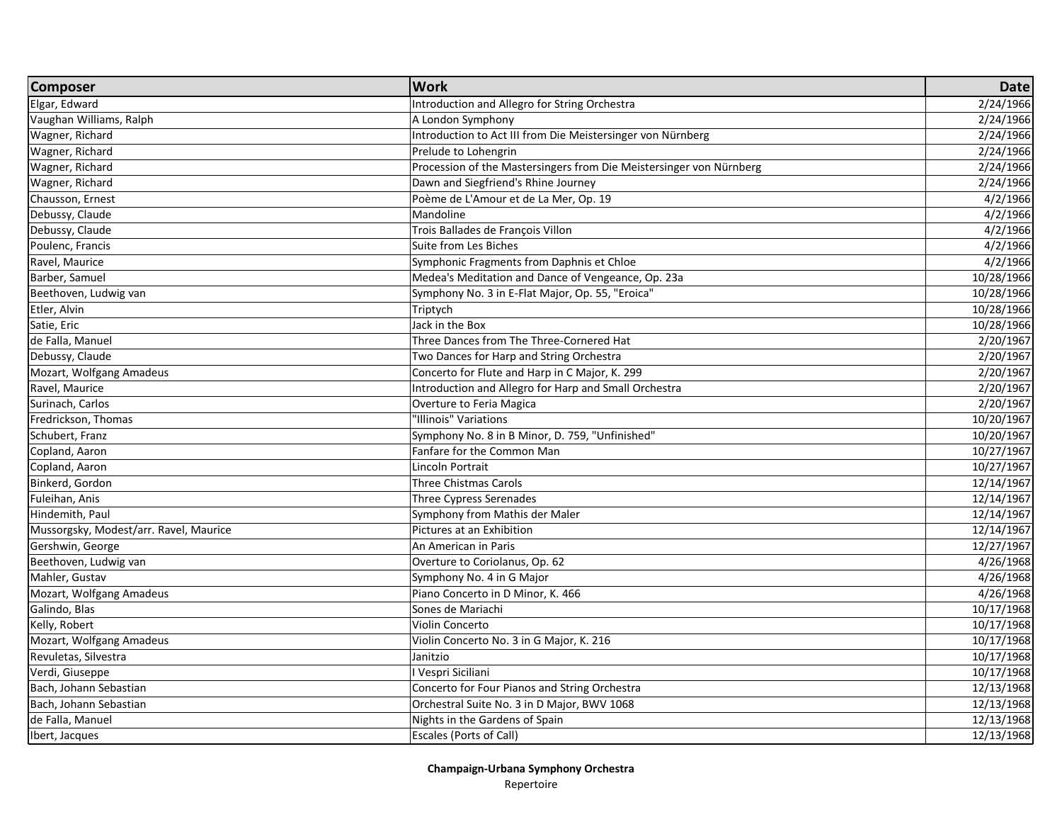| Composer | Work | Date |
| --- | --- | --- |
| Elgar, Edward | Introduction and Allegro for String Orchestra | 2/24/1966 |
| Vaughan Williams, Ralph | A London Symphony | 2/24/1966 |
| Wagner, Richard | Introduction to Act III from Die Meistersinger von Nürnberg | 2/24/1966 |
| Wagner, Richard | Prelude to Lohengrin | 2/24/1966 |
| Wagner, Richard | Procession of the Mastersingers from Die Meistersinger von Nürnberg | 2/24/1966 |
| Wagner, Richard | Dawn and Siegfriend's Rhine Journey | 2/24/1966 |
| Chausson, Ernest | Poème de L'Amour et de La Mer, Op. 19 | 4/2/1966 |
| Debussy, Claude | Mandoline | 4/2/1966 |
| Debussy, Claude | Trois Ballades de François Villon | 4/2/1966 |
| Poulenc, Francis | Suite from Les Biches | 4/2/1966 |
| Ravel, Maurice | Symphonic Fragments from Daphnis et Chloe | 4/2/1966 |
| Barber, Samuel | Medea's Meditation and Dance of Vengeance, Op. 23a | 10/28/1966 |
| Beethoven, Ludwig van | Symphony No. 3 in E-Flat Major, Op. 55, "Eroica" | 10/28/1966 |
| Etler, Alvin | Triptych | 10/28/1966 |
| Satie, Eric | Jack in the Box | 10/28/1966 |
| de Falla, Manuel | Three Dances from The Three-Cornered Hat | 2/20/1967 |
| Debussy, Claude | Two Dances for Harp and String Orchestra | 2/20/1967 |
| Mozart, Wolfgang Amadeus | Concerto for Flute and Harp in C Major, K. 299 | 2/20/1967 |
| Ravel, Maurice | Introduction and Allegro for Harp and Small Orchestra | 2/20/1967 |
| Surinach, Carlos | Overture to Feria Magica | 2/20/1967 |
| Fredrickson, Thomas | "Illinois" Variations | 10/20/1967 |
| Schubert, Franz | Symphony No. 8 in B Minor, D. 759, "Unfinished" | 10/20/1967 |
| Copland, Aaron | Fanfare for the Common Man | 10/27/1967 |
| Copland, Aaron | Lincoln Portrait | 10/27/1967 |
| Binkerd, Gordon | Three Chistmas Carols | 12/14/1967 |
| Fuleihan, Anis | Three Cypress Serenades | 12/14/1967 |
| Hindemith, Paul | Symphony from Mathis der Maler | 12/14/1967 |
| Mussorgsky, Modest/arr. Ravel, Maurice | Pictures at an Exhibition | 12/14/1967 |
| Gershwin, George | An American in Paris | 12/27/1967 |
| Beethoven, Ludwig van | Overture to Coriolanus, Op. 62 | 4/26/1968 |
| Mahler, Gustav | Symphony No. 4 in G Major | 4/26/1968 |
| Mozart, Wolfgang Amadeus | Piano Concerto in D Minor, K. 466 | 4/26/1968 |
| Galindo, Blas | Sones de Mariachi | 10/17/1968 |
| Kelly, Robert | Violin Concerto | 10/17/1968 |
| Mozart, Wolfgang Amadeus | Violin Concerto No. 3 in G Major, K. 216 | 10/17/1968 |
| Revuletas, Silvestra | Janitzio | 10/17/1968 |
| Verdi, Giuseppe | I Vespri Siciliani | 10/17/1968 |
| Bach, Johann Sebastian | Concerto for Four Pianos and String Orchestra | 12/13/1968 |
| Bach, Johann Sebastian | Orchestral Suite No. 3 in D Major, BWV 1068 | 12/13/1968 |
| de Falla, Manuel | Nights in the Gardens of Spain | 12/13/1968 |
| Ibert, Jacques | Escales (Ports of Call) | 12/13/1968 |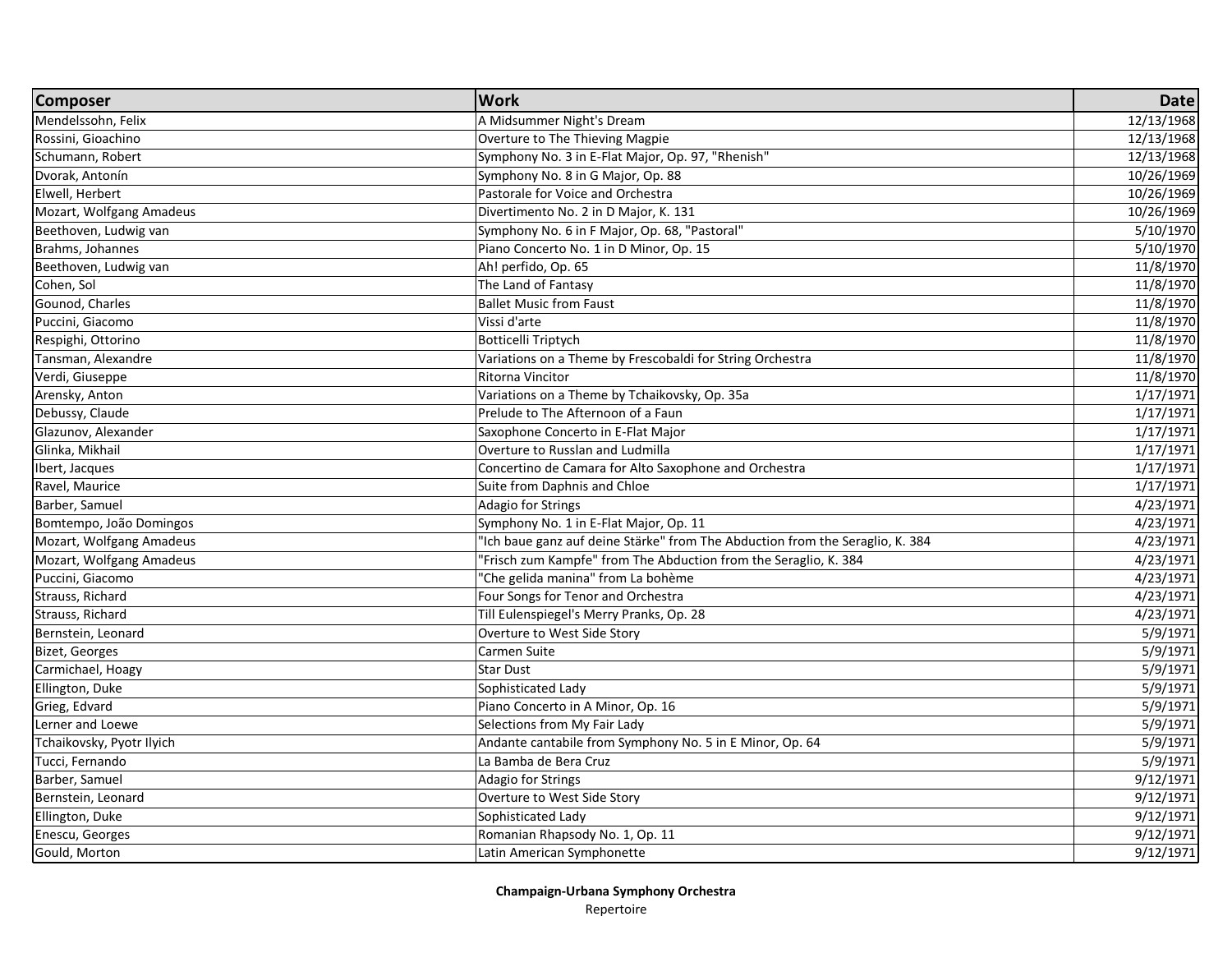| Composer | Work | Date |
| --- | --- | --- |
| Mendelssohn, Felix | A Midsummer Night's Dream | 12/13/1968 |
| Rossini, Gioachino | Overture to The Thieving Magpie | 12/13/1968 |
| Schumann, Robert | Symphony No. 3 in E-Flat Major, Op. 97, "Rhenish" | 12/13/1968 |
| Dvorak, Antonín | Symphony No. 8 in G Major, Op. 88 | 10/26/1969 |
| Elwell, Herbert | Pastorale for Voice and Orchestra | 10/26/1969 |
| Mozart, Wolfgang Amadeus | Divertimento No. 2 in D Major, K. 131 | 10/26/1969 |
| Beethoven, Ludwig van | Symphony No. 6 in F Major, Op. 68, "Pastoral" | 5/10/1970 |
| Brahms, Johannes | Piano Concerto No. 1 in D Minor, Op. 15 | 5/10/1970 |
| Beethoven, Ludwig van | Ah! perfido, Op. 65 | 11/8/1970 |
| Cohen, Sol | The Land of Fantasy | 11/8/1970 |
| Gounod, Charles | Ballet Music from Faust | 11/8/1970 |
| Puccini, Giacomo | Vissi d'arte | 11/8/1970 |
| Respighi, Ottorino | Botticelli Triptych | 11/8/1970 |
| Tansman, Alexandre | Variations on a Theme by Frescobaldi for String Orchestra | 11/8/1970 |
| Verdi, Giuseppe | Ritorna Vincitor | 11/8/1970 |
| Arensky, Anton | Variations on a Theme by Tchaikovsky, Op. 35a | 1/17/1971 |
| Debussy, Claude | Prelude to The Afternoon of a Faun | 1/17/1971 |
| Glazunov, Alexander | Saxophone Concerto in E-Flat Major | 1/17/1971 |
| Glinka, Mikhail | Overture to Russlan and Ludmilla | 1/17/1971 |
| Ibert, Jacques | Concertino de Camara for Alto Saxophone and Orchestra | 1/17/1971 |
| Ravel, Maurice | Suite from Daphnis and Chloe | 1/17/1971 |
| Barber, Samuel | Adagio for Strings | 4/23/1971 |
| Bomtempo, João Domingos | Symphony No. 1 in E-Flat Major, Op. 11 | 4/23/1971 |
| Mozart, Wolfgang Amadeus | "Ich baue ganz auf deine Stärke" from The Abduction from the Seraglio, K. 384 | 4/23/1971 |
| Mozart, Wolfgang Amadeus | "Frisch zum Kampfe" from The Abduction from the Seraglio, K. 384 | 4/23/1971 |
| Puccini, Giacomo | "Che gelida manina" from La bohème | 4/23/1971 |
| Strauss, Richard | Four Songs for Tenor and Orchestra | 4/23/1971 |
| Strauss, Richard | Till Eulenspiegel's Merry Pranks, Op. 28 | 4/23/1971 |
| Bernstein, Leonard | Overture to West Side Story | 5/9/1971 |
| Bizet, Georges | Carmen Suite | 5/9/1971 |
| Carmichael, Hoagy | Star Dust | 5/9/1971 |
| Ellington, Duke | Sophisticated Lady | 5/9/1971 |
| Grieg, Edvard | Piano Concerto in A Minor, Op. 16 | 5/9/1971 |
| Lerner and Loewe | Selections from My Fair Lady | 5/9/1971 |
| Tchaikovsky, Pyotr Ilyich | Andante cantabile from Symphony No. 5 in E Minor, Op. 64 | 5/9/1971 |
| Tucci, Fernando | La Bamba de Bera Cruz | 5/9/1971 |
| Barber, Samuel | Adagio for Strings | 9/12/1971 |
| Bernstein, Leonard | Overture to West Side Story | 9/12/1971 |
| Ellington, Duke | Sophisticated Lady | 9/12/1971 |
| Enescu, Georges | Romanian Rhapsody No. 1, Op. 11 | 9/12/1971 |
| Gould, Morton | Latin American Symphonette | 9/12/1971 |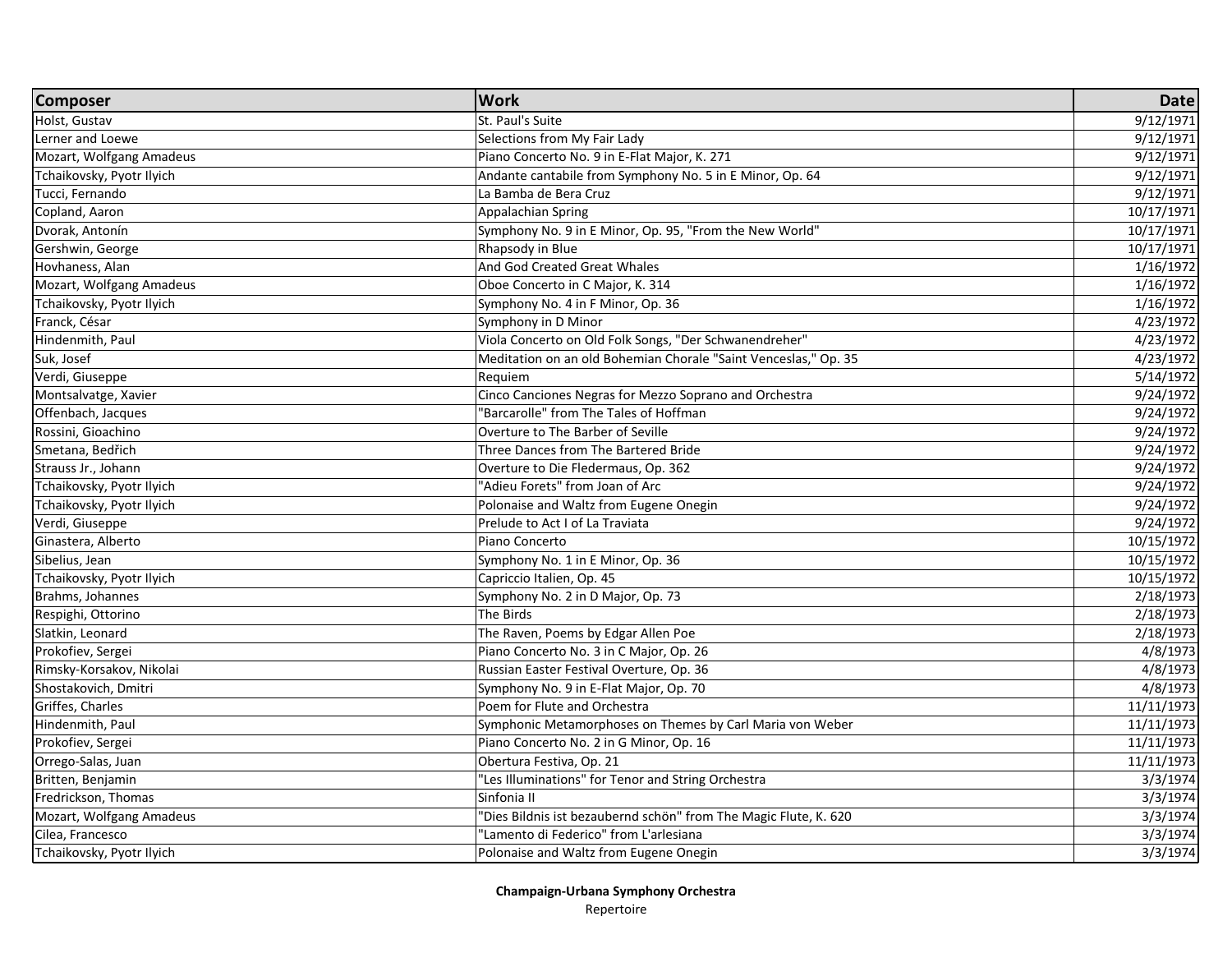| Composer | Work | Date |
| --- | --- | ---: |
| Holst, Gustav | St. Paul's Suite | 9/12/1971 |
| Lerner and Loewe | Selections from My Fair Lady | 9/12/1971 |
| Mozart, Wolfgang Amadeus | Piano Concerto No. 9 in E-Flat Major, K. 271 | 9/12/1971 |
| Tchaikovsky, Pyotr Ilyich | Andante cantabile from Symphony No. 5 in E Minor, Op. 64 | 9/12/1971 |
| Tucci, Fernando | La Bamba de Bera Cruz | 9/12/1971 |
| Copland, Aaron | Appalachian Spring | 10/17/1971 |
| Dvorak, Antonín | Symphony No. 9 in E Minor, Op. 95, "From the New World" | 10/17/1971 |
| Gershwin, George | Rhapsody in Blue | 10/17/1971 |
| Hovhaness, Alan | And God Created Great Whales | 1/16/1972 |
| Mozart, Wolfgang Amadeus | Oboe Concerto in C Major, K. 314 | 1/16/1972 |
| Tchaikovsky, Pyotr Ilyich | Symphony No. 4 in F Minor, Op. 36 | 1/16/1972 |
| Franck, César | Symphony in D Minor | 4/23/1972 |
| Hindenmith, Paul | Viola Concerto on Old Folk Songs, "Der Schwanendreher" | 4/23/1972 |
| Suk, Josef | Meditation on an old Bohemian Chorale "Saint Venceslas," Op. 35 | 4/23/1972 |
| Verdi, Giuseppe | Requiem | 5/14/1972 |
| Montsalvatge, Xavier | Cinco Canciones Negras for Mezzo Soprano and Orchestra | 9/24/1972 |
| Offenbach, Jacques | "Barcarolle" from The Tales of Hoffman | 9/24/1972 |
| Rossini, Gioachino | Overture to The Barber of Seville | 9/24/1972 |
| Smetana, Bedřich | Three Dances from The Bartered Bride | 9/24/1972 |
| Strauss Jr., Johann | Overture to Die Fledermaus, Op. 362 | 9/24/1972 |
| Tchaikovsky, Pyotr Ilyich | "Adieu Forets" from Joan of Arc | 9/24/1972 |
| Tchaikovsky, Pyotr Ilyich | Polonaise and Waltz from Eugene Onegin | 9/24/1972 |
| Verdi, Giuseppe | Prelude to Act I of La Traviata | 9/24/1972 |
| Ginastera, Alberto | Piano Concerto | 10/15/1972 |
| Sibelius, Jean | Symphony No. 1 in E Minor, Op. 36 | 10/15/1972 |
| Tchaikovsky, Pyotr Ilyich | Capriccio Italien, Op. 45 | 10/15/1972 |
| Brahms, Johannes | Symphony No. 2 in D Major, Op. 73 | 2/18/1973 |
| Respighi, Ottorino | The Birds | 2/18/1973 |
| Slatkin, Leonard | The Raven, Poems by Edgar Allen Poe | 2/18/1973 |
| Prokofiev, Sergei | Piano Concerto No. 3 in C Major, Op. 26 | 4/8/1973 |
| Rimsky-Korsakov, Nikolai | Russian Easter Festival Overture, Op. 36 | 4/8/1973 |
| Shostakovich, Dmitri | Symphony No. 9 in E-Flat Major, Op. 70 | 4/8/1973 |
| Griffes, Charles | Poem for Flute and Orchestra | 11/11/1973 |
| Hindenmith, Paul | Symphonic Metamorphoses on Themes by Carl Maria von Weber | 11/11/1973 |
| Prokofiev, Sergei | Piano Concerto No. 2 in G Minor, Op. 16 | 11/11/1973 |
| Orrego-Salas, Juan | Obertura Festiva, Op. 21 | 11/11/1973 |
| Britten, Benjamin | "Les Illuminations" for Tenor and String Orchestra | 3/3/1974 |
| Fredrickson, Thomas | Sinfonia II | 3/3/1974 |
| Mozart, Wolfgang Amadeus | "Dies Bildnis ist bezaubernd schön" from The Magic Flute, K. 620 | 3/3/1974 |
| Cilea, Francesco | "Lamento di Federico" from L'arlesiana | 3/3/1974 |
| Tchaikovsky, Pyotr Ilyich | Polonaise and Waltz from Eugene Onegin | 3/3/1974 |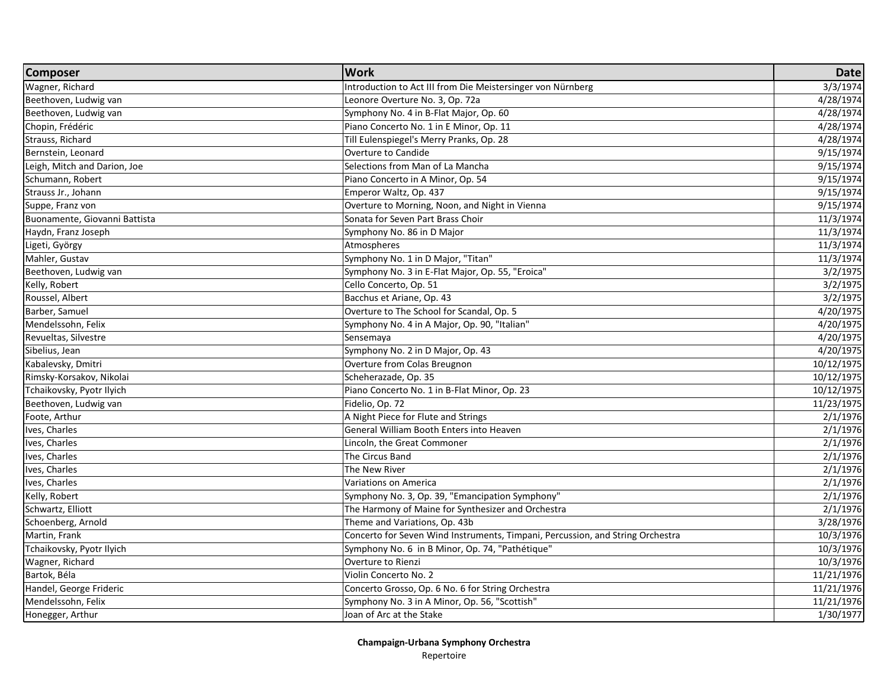| Composer | Work | Date |
|---|---|---|
| Wagner, Richard | Introduction to Act III from Die Meistersinger von Nürnberg | 3/3/1974 |
| Beethoven, Ludwig van | Leonore Overture No. 3, Op. 72a | 4/28/1974 |
| Beethoven, Ludwig van | Symphony No. 4 in B-Flat Major, Op. 60 | 4/28/1974 |
| Chopin, Frédéric | Piano Concerto No. 1 in E Minor, Op. 11 | 4/28/1974 |
| Strauss, Richard | Till Eulenspiegel's Merry Pranks, Op. 28 | 4/28/1974 |
| Bernstein, Leonard | Overture to Candide | 9/15/1974 |
| Leigh, Mitch and Darion, Joe | Selections from Man of La Mancha | 9/15/1974 |
| Schumann, Robert | Piano Concerto in A Minor, Op. 54 | 9/15/1974 |
| Strauss Jr., Johann | Emperor Waltz, Op. 437 | 9/15/1974 |
| Suppe, Franz von | Overture to Morning, Noon, and Night in Vienna | 9/15/1974 |
| Buonamente, Giovanni Battista | Sonata for Seven Part Brass Choir | 11/3/1974 |
| Haydn, Franz Joseph | Symphony No. 86 in D Major | 11/3/1974 |
| Ligeti, György | Atmospheres | 11/3/1974 |
| Mahler, Gustav | Symphony No. 1 in D Major, "Titan" | 11/3/1974 |
| Beethoven, Ludwig van | Symphony No. 3 in E-Flat Major, Op. 55, "Eroica" | 3/2/1975 |
| Kelly, Robert | Cello Concerto, Op. 51 | 3/2/1975 |
| Roussel, Albert | Bacchus et Ariane, Op. 43 | 3/2/1975 |
| Barber, Samuel | Overture to The School for Scandal, Op. 5 | 4/20/1975 |
| Mendelssohn, Felix | Symphony No. 4 in A Major, Op. 90, "Italian" | 4/20/1975 |
| Revueltas, Silvestre | Sensemaya | 4/20/1975 |
| Sibelius, Jean | Symphony No. 2 in D Major, Op. 43 | 4/20/1975 |
| Kabalevsky, Dmitri | Overture from Colas Breugnon | 10/12/1975 |
| Rimsky-Korsakov, Nikolai | Scheherazade, Op. 35 | 10/12/1975 |
| Tchaikovsky, Pyotr Ilyich | Piano Concerto No. 1 in B-Flat Minor, Op. 23 | 10/12/1975 |
| Beethoven, Ludwig van | Fidelio, Op. 72 | 11/23/1975 |
| Foote, Arthur | A Night Piece for Flute and Strings | 2/1/1976 |
| Ives, Charles | General William Booth Enters into Heaven | 2/1/1976 |
| Ives, Charles | Lincoln, the Great Commoner | 2/1/1976 |
| Ives, Charles | The Circus Band | 2/1/1976 |
| Ives, Charles | The New River | 2/1/1976 |
| Ives, Charles | Variations on America | 2/1/1976 |
| Kelly, Robert | Symphony No. 3, Op. 39, "Emancipation Symphony" | 2/1/1976 |
| Schwartz, Elliott | The Harmony of Maine for Synthesizer and Orchestra | 2/1/1976 |
| Schoenberg, Arnold | Theme and Variations, Op. 43b | 3/28/1976 |
| Martin, Frank | Concerto for Seven Wind Instruments, Timpani, Percussion, and String Orchestra | 10/3/1976 |
| Tchaikovsky, Pyotr Ilyich | Symphony No. 6 in B Minor, Op. 74, "Pathétique" | 10/3/1976 |
| Wagner, Richard | Overture to Rienzi | 10/3/1976 |
| Bartok, Béla | Violin Concerto No. 2 | 11/21/1976 |
| Handel, George Frideric | Concerto Grosso, Op. 6 No. 6 for String Orchestra | 11/21/1976 |
| Mendelssohn, Felix | Symphony No. 3 in A Minor, Op. 56, "Scottish" | 11/21/1976 |
| Honegger, Arthur | Joan of Arc at the Stake | 1/30/1977 |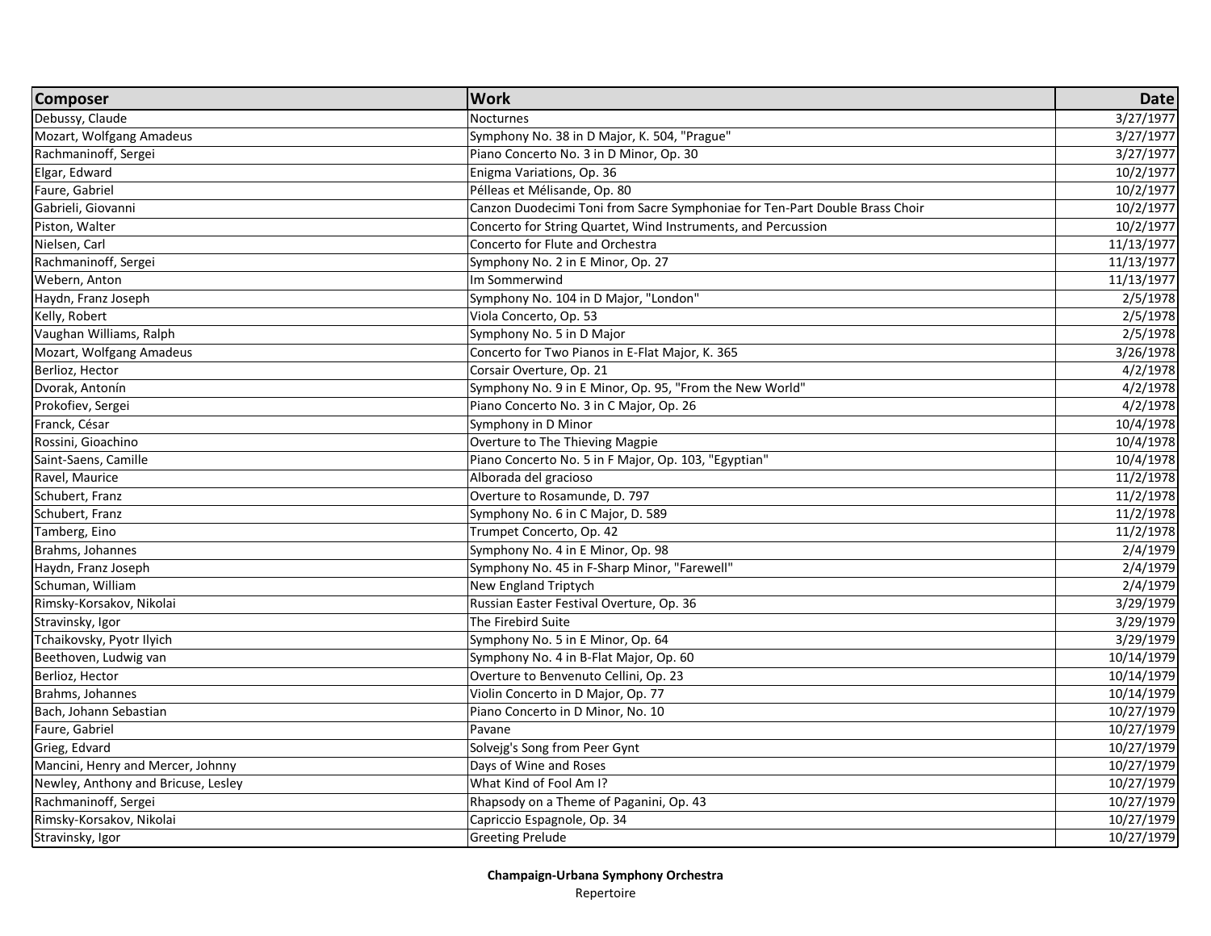| Composer | Work | Date |
|---|---|---|
| Debussy, Claude | Nocturnes | 3/27/1977 |
| Mozart, Wolfgang Amadeus | Symphony No. 38 in D Major, K. 504, "Prague" | 3/27/1977 |
| Rachmaninoff, Sergei | Piano Concerto No. 3 in D Minor, Op. 30 | 3/27/1977 |
| Elgar, Edward | Enigma Variations, Op. 36 | 10/2/1977 |
| Faure, Gabriel | Pélleas et Mélisande, Op. 80 | 10/2/1977 |
| Gabrieli, Giovanni | Canzon Duodecimi Toni from Sacre Symphoniae for Ten-Part Double Brass Choir | 10/2/1977 |
| Piston, Walter | Concerto for String Quartet, Wind Instruments, and Percussion | 10/2/1977 |
| Nielsen, Carl | Concerto for Flute and Orchestra | 11/13/1977 |
| Rachmaninoff, Sergei | Symphony No. 2 in E Minor, Op. 27 | 11/13/1977 |
| Webern, Anton | Im Sommerwind | 11/13/1977 |
| Haydn, Franz Joseph | Symphony No. 104 in D Major, "London" | 2/5/1978 |
| Kelly, Robert | Viola Concerto, Op. 53 | 2/5/1978 |
| Vaughan Williams, Ralph | Symphony No. 5 in D Major | 2/5/1978 |
| Mozart, Wolfgang Amadeus | Concerto for Two Pianos in E-Flat Major, K. 365 | 3/26/1978 |
| Berlioz, Hector | Corsair Overture, Op. 21 | 4/2/1978 |
| Dvorak, Antonín | Symphony No. 9 in E Minor, Op. 95, "From the New World" | 4/2/1978 |
| Prokofiev, Sergei | Piano Concerto No. 3 in C Major, Op. 26 | 4/2/1978 |
| Franck, César | Symphony in D Minor | 10/4/1978 |
| Rossini, Gioachino | Overture to The Thieving Magpie | 10/4/1978 |
| Saint-Saens, Camille | Piano Concerto No. 5 in F Major, Op. 103, "Egyptian" | 10/4/1978 |
| Ravel, Maurice | Alborada del gracioso | 11/2/1978 |
| Schubert, Franz | Overture to Rosamunde, D. 797 | 11/2/1978 |
| Schubert, Franz | Symphony No. 6 in C Major, D. 589 | 11/2/1978 |
| Tamberg, Eino | Trumpet Concerto, Op. 42 | 11/2/1978 |
| Brahms, Johannes | Symphony No. 4 in E Minor, Op. 98 | 2/4/1979 |
| Haydn, Franz Joseph | Symphony No. 45 in F-Sharp Minor, "Farewell" | 2/4/1979 |
| Schuman, William | New England Triptych | 2/4/1979 |
| Rimsky-Korsakov, Nikolai | Russian Easter Festival Overture, Op. 36 | 3/29/1979 |
| Stravinsky, Igor | The Firebird Suite | 3/29/1979 |
| Tchaikovsky, Pyotr Ilyich | Symphony No. 5 in E Minor, Op. 64 | 3/29/1979 |
| Beethoven, Ludwig van | Symphony No. 4 in B-Flat Major, Op. 60 | 10/14/1979 |
| Berlioz, Hector | Overture to Benvenuto Cellini, Op. 23 | 10/14/1979 |
| Brahms, Johannes | Violin Concerto in D Major, Op. 77 | 10/14/1979 |
| Bach, Johann Sebastian | Piano Concerto in D Minor, No. 10 | 10/27/1979 |
| Faure, Gabriel | Pavane | 10/27/1979 |
| Grieg, Edvard | Solvejg's Song from Peer Gynt | 10/27/1979 |
| Mancini, Henry and Mercer, Johnny | Days of Wine and Roses | 10/27/1979 |
| Newley, Anthony and Bricuse, Lesley | What Kind of Fool Am I? | 10/27/1979 |
| Rachmaninoff, Sergei | Rhapsody on a Theme of Paganini, Op. 43 | 10/27/1979 |
| Rimsky-Korsakov, Nikolai | Capriccio Espagnole, Op. 34 | 10/27/1979 |
| Stravinsky, Igor | Greeting Prelude | 10/27/1979 |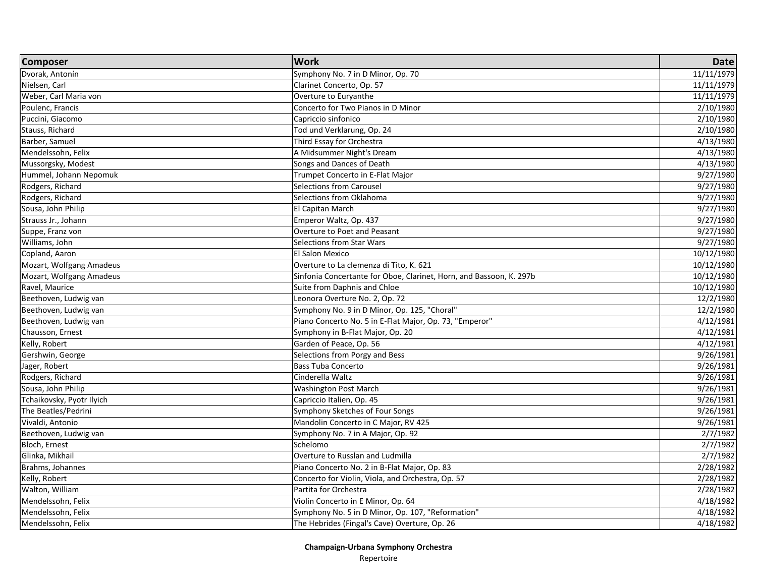| Composer | Work | Date |
|---|---|---|
| Dvorak, Antonín | Symphony No. 7 in D Minor, Op. 70 | 11/11/1979 |
| Nielsen, Carl | Clarinet Concerto, Op. 57 | 11/11/1979 |
| Weber, Carl Maria von | Overture to Euryanthe | 11/11/1979 |
| Poulenc, Francis | Concerto for Two Pianos in D Minor | 2/10/1980 |
| Puccini, Giacomo | Capriccio sinfonico | 2/10/1980 |
| Stauss, Richard | Tod und Verklarung, Op. 24 | 2/10/1980 |
| Barber, Samuel | Third Essay for Orchestra | 4/13/1980 |
| Mendelssohn, Felix | A Midsummer Night's Dream | 4/13/1980 |
| Mussorgsky, Modest | Songs and Dances of Death | 4/13/1980 |
| Hummel, Johann Nepomuk | Trumpet Concerto in E-Flat Major | 9/27/1980 |
| Rodgers, Richard | Selections from Carousel | 9/27/1980 |
| Rodgers, Richard | Selections from Oklahoma | 9/27/1980 |
| Sousa, John Philip | El Capitan March | 9/27/1980 |
| Strauss Jr., Johann | Emperor Waltz, Op. 437 | 9/27/1980 |
| Suppe, Franz von | Overture to Poet and Peasant | 9/27/1980 |
| Williams, John | Selections from Star Wars | 9/27/1980 |
| Copland, Aaron | El Salon Mexico | 10/12/1980 |
| Mozart, Wolfgang Amadeus | Overture to La clemenza di Tito, K. 621 | 10/12/1980 |
| Mozart, Wolfgang Amadeus | Sinfonia Concertante for Oboe, Clarinet, Horn, and Bassoon, K. 297b | 10/12/1980 |
| Ravel, Maurice | Suite from Daphnis and Chloe | 10/12/1980 |
| Beethoven, Ludwig van | Leonora Overture No. 2, Op. 72 | 12/2/1980 |
| Beethoven, Ludwig van | Symphony No. 9 in D Minor, Op. 125, "Choral" | 12/2/1980 |
| Beethoven, Ludwig van | Piano Concerto No. 5 in E-Flat Major, Op. 73, "Emperor" | 4/12/1981 |
| Chausson, Ernest | Symphony in B-Flat Major, Op. 20 | 4/12/1981 |
| Kelly, Robert | Garden of Peace, Op. 56 | 4/12/1981 |
| Gershwin, George | Selections from Porgy and Bess | 9/26/1981 |
| Jager, Robert | Bass Tuba Concerto | 9/26/1981 |
| Rodgers, Richard | Cinderella Waltz | 9/26/1981 |
| Sousa, John Philip | Washington Post March | 9/26/1981 |
| Tchaikovsky, Pyotr Ilyich | Capriccio Italien, Op. 45 | 9/26/1981 |
| The Beatles/Pedrini | Symphony Sketches of Four Songs | 9/26/1981 |
| Vivaldi, Antonio | Mandolin Concerto in C Major, RV 425 | 9/26/1981 |
| Beethoven, Ludwig van | Symphony No. 7 in A Major, Op. 92 | 2/7/1982 |
| Bloch, Ernest | Schelomo | 2/7/1982 |
| Glinka, Mikhail | Overture to Russlan and Ludmilla | 2/7/1982 |
| Brahms, Johannes | Piano Concerto No. 2 in B-Flat Major, Op. 83 | 2/28/1982 |
| Kelly, Robert | Concerto for Violin, Viola, and Orchestra, Op. 57 | 2/28/1982 |
| Walton, William | Partita for Orchestra | 2/28/1982 |
| Mendelssohn, Felix | Violin Concerto in E Minor, Op. 64 | 4/18/1982 |
| Mendelssohn, Felix | Symphony No. 5 in D Minor, Op. 107, "Reformation" | 4/18/1982 |
| Mendelssohn, Felix | The Hebrides (Fingal's Cave) Overture, Op. 26 | 4/18/1982 |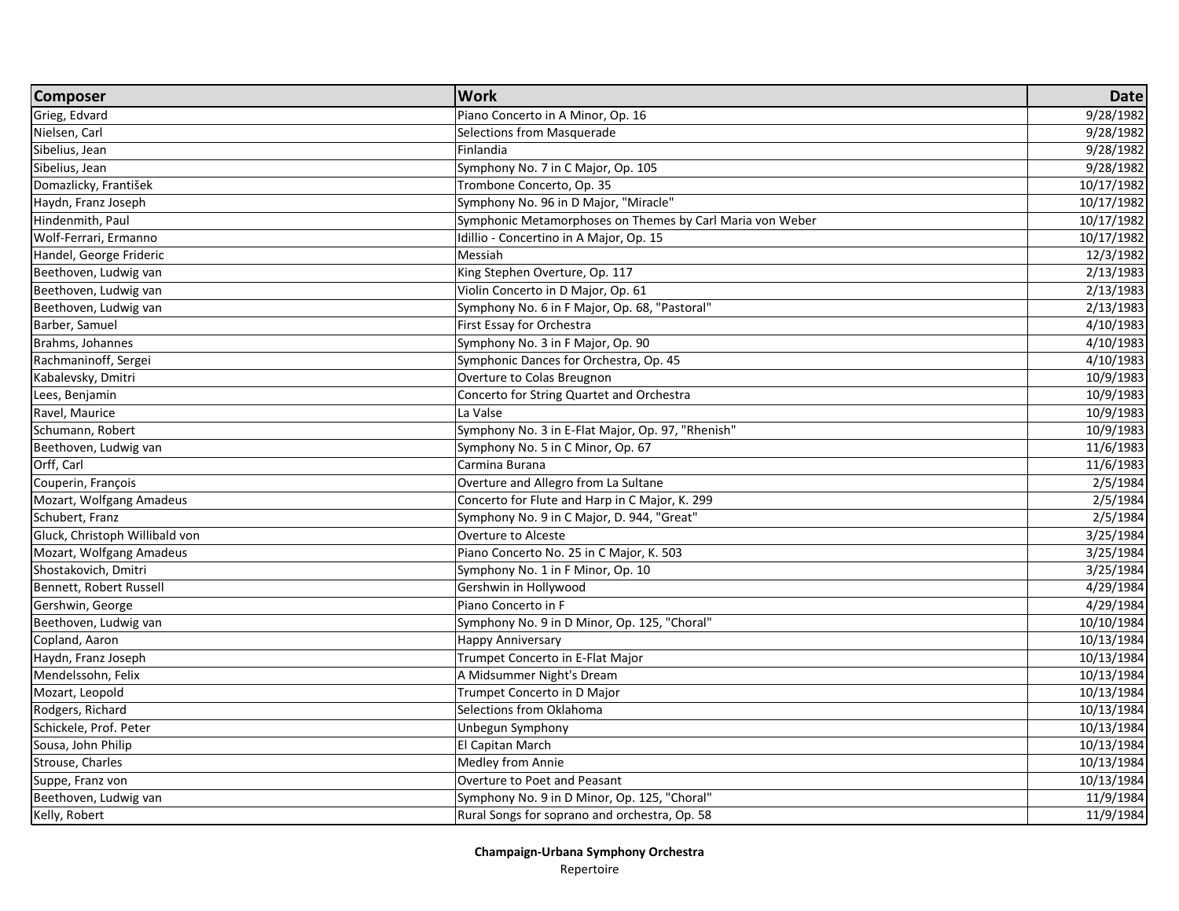| Composer | Work | Date |
|---|---|---|
| Grieg, Edvard | Piano Concerto in A Minor, Op. 16 | 9/28/1982 |
| Nielsen, Carl | Selections from Masquerade | 9/28/1982 |
| Sibelius, Jean | Finlandia | 9/28/1982 |
| Sibelius, Jean | Symphony No. 7 in C Major, Op. 105 | 9/28/1982 |
| Domazlicky, František | Trombone Concerto, Op. 35 | 10/17/1982 |
| Haydn, Franz Joseph | Symphony No. 96 in D Major, "Miracle" | 10/17/1982 |
| Hindenmith, Paul | Symphonic Metamorphoses on Themes by Carl Maria von Weber | 10/17/1982 |
| Wolf-Ferrari, Ermanno | Idillio - Concertino in A Major, Op. 15 | 10/17/1982 |
| Handel, George Frideric | Messiah | 12/3/1982 |
| Beethoven, Ludwig van | King Stephen Overture, Op. 117 | 2/13/1983 |
| Beethoven, Ludwig van | Violin Concerto in D Major, Op. 61 | 2/13/1983 |
| Beethoven, Ludwig van | Symphony No. 6 in F Major, Op. 68, "Pastoral" | 2/13/1983 |
| Barber, Samuel | First Essay for Orchestra | 4/10/1983 |
| Brahms, Johannes | Symphony No. 3 in F Major, Op. 90 | 4/10/1983 |
| Rachmaninoff, Sergei | Symphonic Dances for Orchestra, Op. 45 | 4/10/1983 |
| Kabalevsky, Dmitri | Overture to Colas Breugnon | 10/9/1983 |
| Lees, Benjamin | Concerto for String Quartet and Orchestra | 10/9/1983 |
| Ravel, Maurice | La Valse | 10/9/1983 |
| Schumann, Robert | Symphony No. 3 in E-Flat Major, Op. 97, "Rhenish" | 10/9/1983 |
| Beethoven, Ludwig van | Symphony No. 5 in C Minor, Op. 67 | 11/6/1983 |
| Orff, Carl | Carmina Burana | 11/6/1983 |
| Couperin, François | Overture and Allegro from La Sultane | 2/5/1984 |
| Mozart, Wolfgang Amadeus | Concerto for Flute and Harp in C Major, K. 299 | 2/5/1984 |
| Schubert, Franz | Symphony No. 9 in C Major, D. 944, "Great" | 2/5/1984 |
| Gluck, Christoph Willibald von | Overture to Alceste | 3/25/1984 |
| Mozart, Wolfgang Amadeus | Piano Concerto No. 25 in C Major, K. 503 | 3/25/1984 |
| Shostakovich, Dmitri | Symphony No. 1 in F Minor, Op. 10 | 3/25/1984 |
| Bennett, Robert Russell | Gershwin in Hollywood | 4/29/1984 |
| Gershwin, George | Piano Concerto in F | 4/29/1984 |
| Beethoven, Ludwig van | Symphony No. 9 in D Minor, Op. 125, "Choral" | 10/10/1984 |
| Copland, Aaron | Happy Anniversary | 10/13/1984 |
| Haydn, Franz Joseph | Trumpet Concerto in E-Flat Major | 10/13/1984 |
| Mendelssohn, Felix | A Midsummer Night's Dream | 10/13/1984 |
| Mozart, Leopold | Trumpet Concerto in D Major | 10/13/1984 |
| Rodgers, Richard | Selections from Oklahoma | 10/13/1984 |
| Schickele, Prof. Peter | Unbegun Symphony | 10/13/1984 |
| Sousa, John Philip | El Capitan March | 10/13/1984 |
| Strouse, Charles | Medley from Annie | 10/13/1984 |
| Suppe, Franz von | Overture to Poet and Peasant | 10/13/1984 |
| Beethoven, Ludwig van | Symphony No. 9 in D Minor, Op. 125, "Choral" | 11/9/1984 |
| Kelly, Robert | Rural Songs for soprano and orchestra, Op. 58 | 11/9/1984 |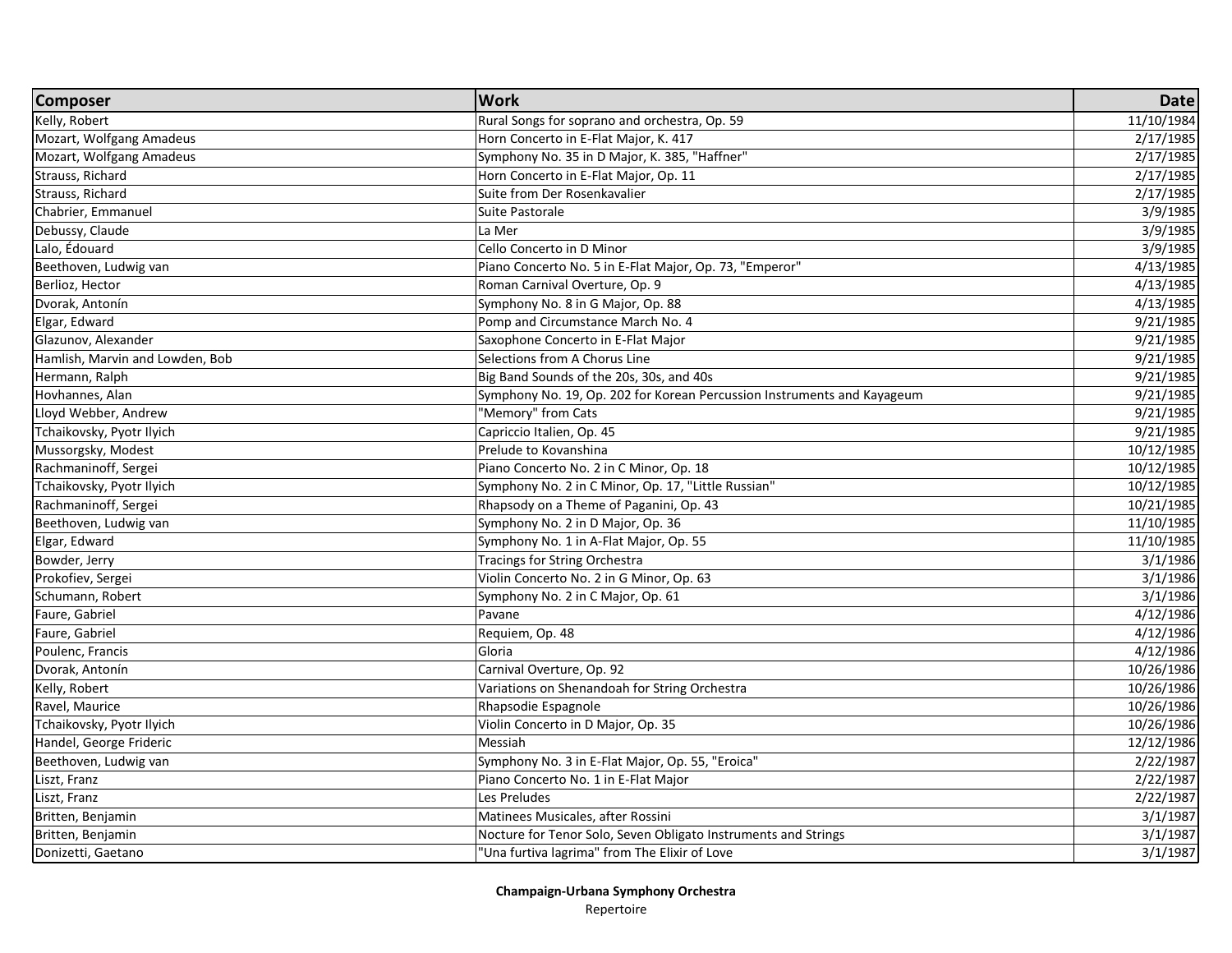| Composer | Work | Date |
|---|---|---|
| Kelly, Robert | Rural Songs for soprano and orchestra, Op. 59 | 11/10/1984 |
| Mozart, Wolfgang Amadeus | Horn Concerto in E-Flat Major, K. 417 | 2/17/1985 |
| Mozart, Wolfgang Amadeus | Symphony No. 35 in D Major, K. 385, "Haffner" | 2/17/1985 |
| Strauss, Richard | Horn Concerto in E-Flat Major, Op. 11 | 2/17/1985 |
| Strauss, Richard | Suite from Der Rosenkavalier | 2/17/1985 |
| Chabrier, Emmanuel | Suite Pastorale | 3/9/1985 |
| Debussy, Claude | La Mer | 3/9/1985 |
| Lalo, Édouard | Cello Concerto in D Minor | 3/9/1985 |
| Beethoven, Ludwig van | Piano Concerto No. 5 in E-Flat Major, Op. 73, "Emperor" | 4/13/1985 |
| Berlioz, Hector | Roman Carnival Overture, Op. 9 | 4/13/1985 |
| Dvorak, Antonín | Symphony No. 8 in G Major, Op. 88 | 4/13/1985 |
| Elgar, Edward | Pomp and Circumstance March No. 4 | 9/21/1985 |
| Glazunov, Alexander | Saxophone Concerto in E-Flat Major | 9/21/1985 |
| Hamlish, Marvin and Lowden, Bob | Selections from A Chorus Line | 9/21/1985 |
| Hermann, Ralph | Big Band Sounds of the 20s, 30s, and 40s | 9/21/1985 |
| Hovhannes, Alan | Symphony No. 19, Op. 202 for Korean Percussion Instruments and Kayageum | 9/21/1985 |
| Lloyd Webber, Andrew | "Memory" from Cats | 9/21/1985 |
| Tchaikovsky, Pyotr Ilyich | Capriccio Italien, Op. 45 | 9/21/1985 |
| Mussorgsky, Modest | Prelude to Kovanshina | 10/12/1985 |
| Rachmaninoff, Sergei | Piano Concerto No. 2 in C Minor, Op. 18 | 10/12/1985 |
| Tchaikovsky, Pyotr Ilyich | Symphony No. 2 in C Minor, Op. 17, "Little Russian" | 10/12/1985 |
| Rachmaninoff, Sergei | Rhapsody on a Theme of Paganini, Op. 43 | 10/21/1985 |
| Beethoven, Ludwig van | Symphony No. 2 in D Major, Op. 36 | 11/10/1985 |
| Elgar, Edward | Symphony No. 1 in A-Flat Major, Op. 55 | 11/10/1985 |
| Bowder, Jerry | Tracings for String Orchestra | 3/1/1986 |
| Prokofiev, Sergei | Violin Concerto No. 2 in G Minor, Op. 63 | 3/1/1986 |
| Schumann, Robert | Symphony No. 2 in C Major, Op. 61 | 3/1/1986 |
| Faure, Gabriel | Pavane | 4/12/1986 |
| Faure, Gabriel | Requiem, Op. 48 | 4/12/1986 |
| Poulenc, Francis | Gloria | 4/12/1986 |
| Dvorak, Antonín | Carnival Overture, Op. 92 | 10/26/1986 |
| Kelly, Robert | Variations on Shenandoah for String Orchestra | 10/26/1986 |
| Ravel, Maurice | Rhapsodie Espagnole | 10/26/1986 |
| Tchaikovsky, Pyotr Ilyich | Violin Concerto in D Major, Op. 35 | 10/26/1986 |
| Handel, George Frideric | Messiah | 12/12/1986 |
| Beethoven, Ludwig van | Symphony No. 3 in E-Flat Major, Op. 55, "Eroica" | 2/22/1987 |
| Liszt, Franz | Piano Concerto No. 1 in E-Flat Major | 2/22/1987 |
| Liszt, Franz | Les Preludes | 2/22/1987 |
| Britten, Benjamin | Matinees Musicales, after Rossini | 3/1/1987 |
| Britten, Benjamin | Nocture for Tenor Solo, Seven Obligato Instruments and Strings | 3/1/1987 |
| Donizetti, Gaetano | "Una furtiva lagrima" from The Elixir of Love | 3/1/1987 |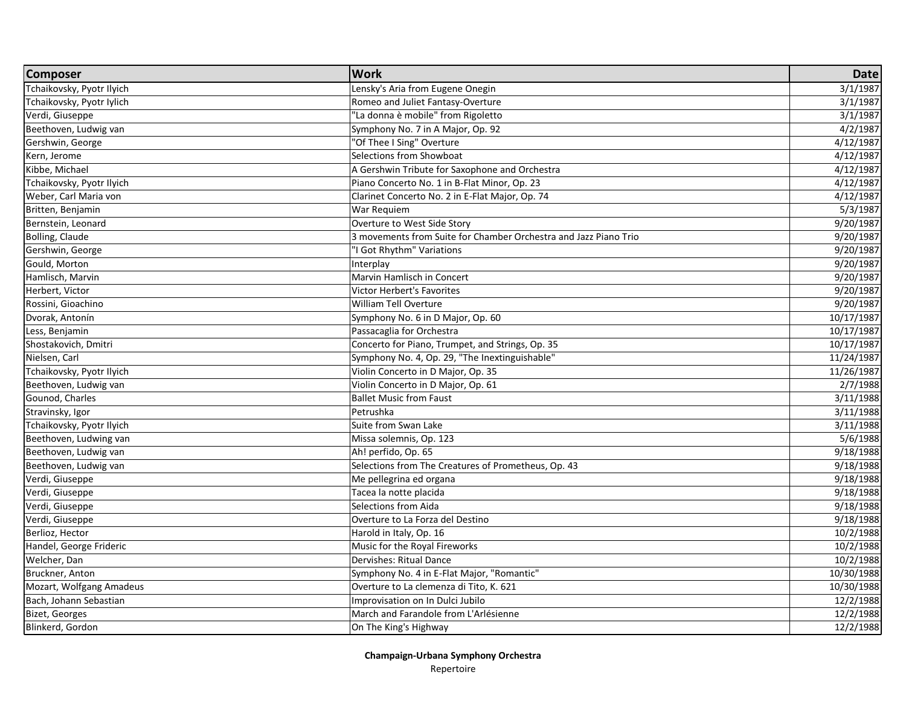| Composer | Work | Date |
| --- | --- | ---: |
| Tchaikovsky, Pyotr Ilyich | Lensky's Aria from Eugene Onegin | 3/1/1987 |
| Tchaikovsky, Pyotr Iylich | Romeo and Juliet Fantasy-Overture | 3/1/1987 |
| Verdi, Giuseppe | "La donna è mobile" from Rigoletto | 3/1/1987 |
| Beethoven, Ludwig van | Symphony No. 7 in A Major, Op. 92 | 4/2/1987 |
| Gershwin, George | "Of Thee I Sing" Overture | 4/12/1987 |
| Kern, Jerome | Selections from Showboat | 4/12/1987 |
| Kibbe, Michael | A Gershwin Tribute for Saxophone and Orchestra | 4/12/1987 |
| Tchaikovsky, Pyotr Ilyich | Piano Concerto No. 1 in B-Flat Minor, Op. 23 | 4/12/1987 |
| Weber, Carl Maria von | Clarinet Concerto No. 2 in E-Flat Major, Op. 74 | 4/12/1987 |
| Britten, Benjamin | War Requiem | 5/3/1987 |
| Bernstein, Leonard | Overture to West Side Story | 9/20/1987 |
| Bolling, Claude | 3 movements from Suite for Chamber Orchestra and Jazz Piano Trio | 9/20/1987 |
| Gershwin, George | "I Got Rhythm" Variations | 9/20/1987 |
| Gould, Morton | Interplay | 9/20/1987 |
| Hamlisch, Marvin | Marvin Hamlisch in Concert | 9/20/1987 |
| Herbert, Victor | Victor Herbert's Favorites | 9/20/1987 |
| Rossini, Gioachino | William Tell Overture | 9/20/1987 |
| Dvorak, Antonín | Symphony No. 6 in D Major, Op. 60 | 10/17/1987 |
| Less, Benjamin | Passacaglia for Orchestra | 10/17/1987 |
| Shostakovich, Dmitri | Concerto for Piano, Trumpet, and Strings, Op. 35 | 10/17/1987 |
| Nielsen, Carl | Symphony No. 4, Op. 29, "The Inextinguishable" | 11/24/1987 |
| Tchaikovsky, Pyotr Ilyich | Violin Concerto in D Major, Op. 35 | 11/26/1987 |
| Beethoven, Ludwig van | Violin Concerto in D Major, Op. 61 | 2/7/1988 |
| Gounod, Charles | Ballet Music from Faust | 3/11/1988 |
| Stravinsky, Igor | Petrushka | 3/11/1988 |
| Tchaikovsky, Pyotr Ilyich | Suite from Swan Lake | 3/11/1988 |
| Beethoven, Ludwing van | Missa solemnis, Op. 123 | 5/6/1988 |
| Beethoven, Ludwig van | Ah! perfido, Op. 65 | 9/18/1988 |
| Beethoven, Ludwig van | Selections from The Creatures of Prometheus, Op. 43 | 9/18/1988 |
| Verdi, Giuseppe | Me pellegrina ed organa | 9/18/1988 |
| Verdi, Giuseppe | Tacea la notte placida | 9/18/1988 |
| Verdi, Giuseppe | Selections from Aida | 9/18/1988 |
| Verdi, Giuseppe | Overture to La Forza del Destino | 9/18/1988 |
| Berlioz, Hector | Harold in Italy, Op. 16 | 10/2/1988 |
| Handel, George Frideric | Music for the Royal Fireworks | 10/2/1988 |
| Welcher, Dan | Dervishes: Ritual Dance | 10/2/1988 |
| Bruckner, Anton | Symphony No. 4 in E-Flat Major, "Romantic" | 10/30/1988 |
| Mozart, Wolfgang Amadeus | Overture to La clemenza di Tito, K. 621 | 10/30/1988 |
| Bach, Johann Sebastian | Improvisation on In Dulci Jubilo | 12/2/1988 |
| Bizet, Georges | March and Farandole from L'Arlésienne | 12/2/1988 |
| Blinkerd, Gordon | On The King's Highway | 12/2/1988 |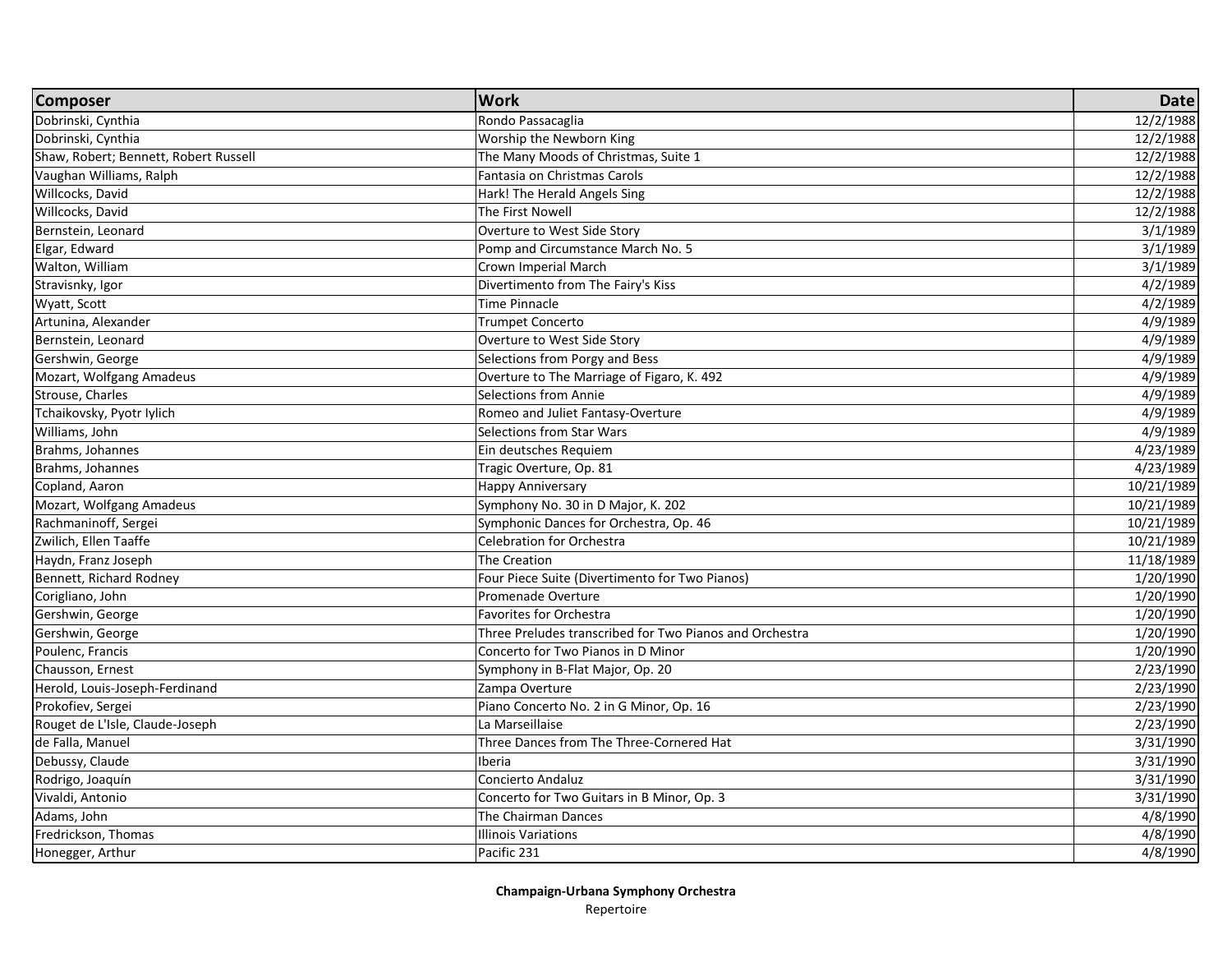| Composer | Work | Date |
|---|---|---|
| Dobrinski, Cynthia | Rondo Passacaglia | 12/2/1988 |
| Dobrinski, Cynthia | Worship the Newborn King | 12/2/1988 |
| Shaw, Robert; Bennett, Robert Russell | The Many Moods of Christmas, Suite 1 | 12/2/1988 |
| Vaughan Williams, Ralph | Fantasia on Christmas Carols | 12/2/1988 |
| Willcocks, David | Hark! The Herald Angels Sing | 12/2/1988 |
| Willcocks, David | The First Nowell | 12/2/1988 |
| Bernstein, Leonard | Overture to West Side Story | 3/1/1989 |
| Elgar, Edward | Pomp and Circumstance March No. 5 | 3/1/1989 |
| Walton, William | Crown Imperial March | 3/1/1989 |
| Stravisnky, Igor | Divertimento from The Fairy's Kiss | 4/2/1989 |
| Wyatt, Scott | Time Pinnacle | 4/2/1989 |
| Artunina, Alexander | Trumpet Concerto | 4/9/1989 |
| Bernstein, Leonard | Overture to West Side Story | 4/9/1989 |
| Gershwin, George | Selections from Porgy and Bess | 4/9/1989 |
| Mozart, Wolfgang Amadeus | Overture to The Marriage of Figaro, K. 492 | 4/9/1989 |
| Strouse, Charles | Selections from Annie | 4/9/1989 |
| Tchaikovsky, Pyotr Iylich | Romeo and Juliet Fantasy-Overture | 4/9/1989 |
| Williams, John | Selections from Star Wars | 4/9/1989 |
| Brahms, Johannes | Ein deutsches Requiem | 4/23/1989 |
| Brahms, Johannes | Tragic Overture, Op. 81 | 4/23/1989 |
| Copland, Aaron | Happy Anniversary | 10/21/1989 |
| Mozart, Wolfgang Amadeus | Symphony No. 30 in D Major, K. 202 | 10/21/1989 |
| Rachmaninoff, Sergei | Symphonic Dances for Orchestra, Op. 46 | 10/21/1989 |
| Zwilich, Ellen Taaffe | Celebration for Orchestra | 10/21/1989 |
| Haydn, Franz Joseph | The Creation | 11/18/1989 |
| Bennett, Richard Rodney | Four Piece Suite (Divertimento for Two Pianos) | 1/20/1990 |
| Corigliano, John | Promenade Overture | 1/20/1990 |
| Gershwin, George | Favorites for Orchestra | 1/20/1990 |
| Gershwin, George | Three Preludes transcribed for Two Pianos and Orchestra | 1/20/1990 |
| Poulenc, Francis | Concerto for Two Pianos in D Minor | 1/20/1990 |
| Chausson, Ernest | Symphony in B-Flat Major, Op. 20 | 2/23/1990 |
| Herold, Louis-Joseph-Ferdinand | Zampa Overture | 2/23/1990 |
| Prokofiev, Sergei | Piano Concerto No. 2 in G Minor, Op. 16 | 2/23/1990 |
| Rouget de L'Isle, Claude-Joseph | La Marseillaise | 2/23/1990 |
| de Falla, Manuel | Three Dances from The Three-Cornered Hat | 3/31/1990 |
| Debussy, Claude | Iberia | 3/31/1990 |
| Rodrigo, Joaquín | Concierto Andaluz | 3/31/1990 |
| Vivaldi, Antonio | Concerto for Two Guitars in B Minor, Op. 3 | 3/31/1990 |
| Adams, John | The Chairman Dances | 4/8/1990 |
| Fredrickson, Thomas | Illinois Variations | 4/8/1990 |
| Honegger, Arthur | Pacific 231 | 4/8/1990 |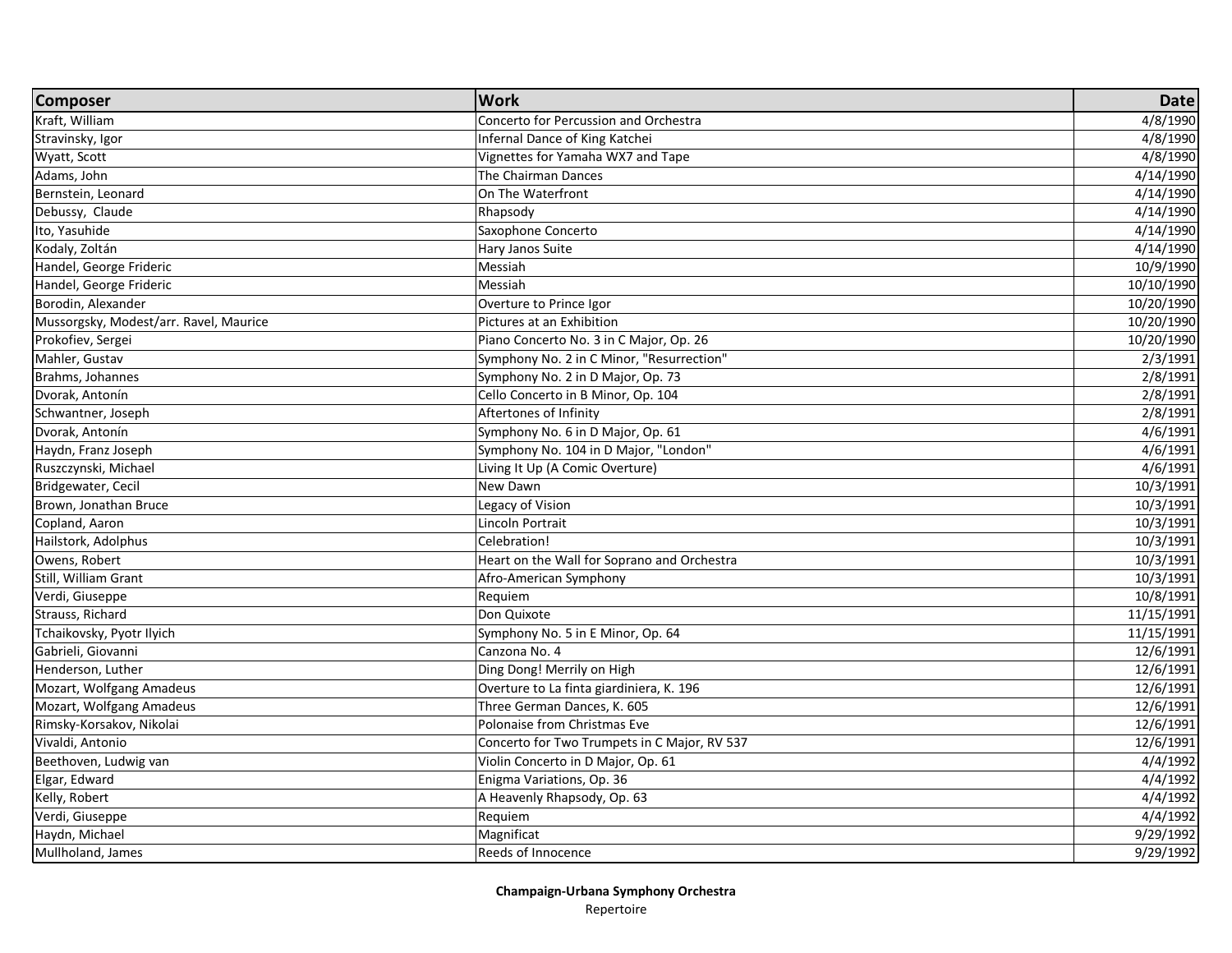| Composer | Work | Date |
|---|---|---|
| Kraft, William | Concerto for Percussion and Orchestra | 4/8/1990 |
| Stravinsky, Igor | Infernal Dance of King Katchei | 4/8/1990 |
| Wyatt, Scott | Vignettes for Yamaha WX7 and Tape | 4/8/1990 |
| Adams, John | The Chairman Dances | 4/14/1990 |
| Bernstein, Leonard | On The Waterfront | 4/14/1990 |
| Debussy, Claude | Rhapsody | 4/14/1990 |
| Ito, Yasuhide | Saxophone Concerto | 4/14/1990 |
| Kodaly, Zoltán | Hary Janos Suite | 4/14/1990 |
| Handel, George Frideric | Messiah | 10/9/1990 |
| Handel, George Frideric | Messiah | 10/10/1990 |
| Borodin, Alexander | Overture to Prince Igor | 10/20/1990 |
| Mussorgsky, Modest/arr. Ravel, Maurice | Pictures at an Exhibition | 10/20/1990 |
| Prokofiev, Sergei | Piano Concerto No. 3 in C Major, Op. 26 | 10/20/1990 |
| Mahler, Gustav | Symphony No. 2 in C Minor, "Resurrection" | 2/3/1991 |
| Brahms, Johannes | Symphony No. 2 in D Major, Op. 73 | 2/8/1991 |
| Dvorak, Antonín | Cello Concerto in B Minor, Op. 104 | 2/8/1991 |
| Schwantner, Joseph | Aftertones of Infinity | 2/8/1991 |
| Dvorak, Antonín | Symphony No. 6 in D Major, Op. 61 | 4/6/1991 |
| Haydn, Franz Joseph | Symphony No. 104 in D Major, "London" | 4/6/1991 |
| Ruszczynski, Michael | Living It Up (A Comic Overture) | 4/6/1991 |
| Bridgewater, Cecil | New Dawn | 10/3/1991 |
| Brown, Jonathan Bruce | Legacy of Vision | 10/3/1991 |
| Copland, Aaron | Lincoln Portrait | 10/3/1991 |
| Hailstork, Adolphus | Celebration! | 10/3/1991 |
| Owens, Robert | Heart on the Wall for Soprano and Orchestra | 10/3/1991 |
| Still, William Grant | Afro-American Symphony | 10/3/1991 |
| Verdi, Giuseppe | Requiem | 10/8/1991 |
| Strauss, Richard | Don Quixote | 11/15/1991 |
| Tchaikovsky, Pyotr Ilyich | Symphony No. 5 in E Minor, Op. 64 | 11/15/1991 |
| Gabrieli, Giovanni | Canzona No. 4 | 12/6/1991 |
| Henderson, Luther | Ding Dong! Merrily on High | 12/6/1991 |
| Mozart, Wolfgang Amadeus | Overture to La finta giardiniera, K. 196 | 12/6/1991 |
| Mozart, Wolfgang Amadeus | Three German Dances, K. 605 | 12/6/1991 |
| Rimsky-Korsakov, Nikolai | Polonaise from Christmas Eve | 12/6/1991 |
| Vivaldi, Antonio | Concerto for Two Trumpets in C Major, RV 537 | 12/6/1991 |
| Beethoven, Ludwig van | Violin Concerto in D Major, Op. 61 | 4/4/1992 |
| Elgar, Edward | Enigma Variations, Op. 36 | 4/4/1992 |
| Kelly, Robert | A Heavenly Rhapsody, Op. 63 | 4/4/1992 |
| Verdi, Giuseppe | Requiem | 4/4/1992 |
| Haydn, Michael | Magnificat | 9/29/1992 |
| Mullholand, James | Reeds of Innocence | 9/29/1992 |

**Champaign-Urbana Symphony Orchestra**
Repertoire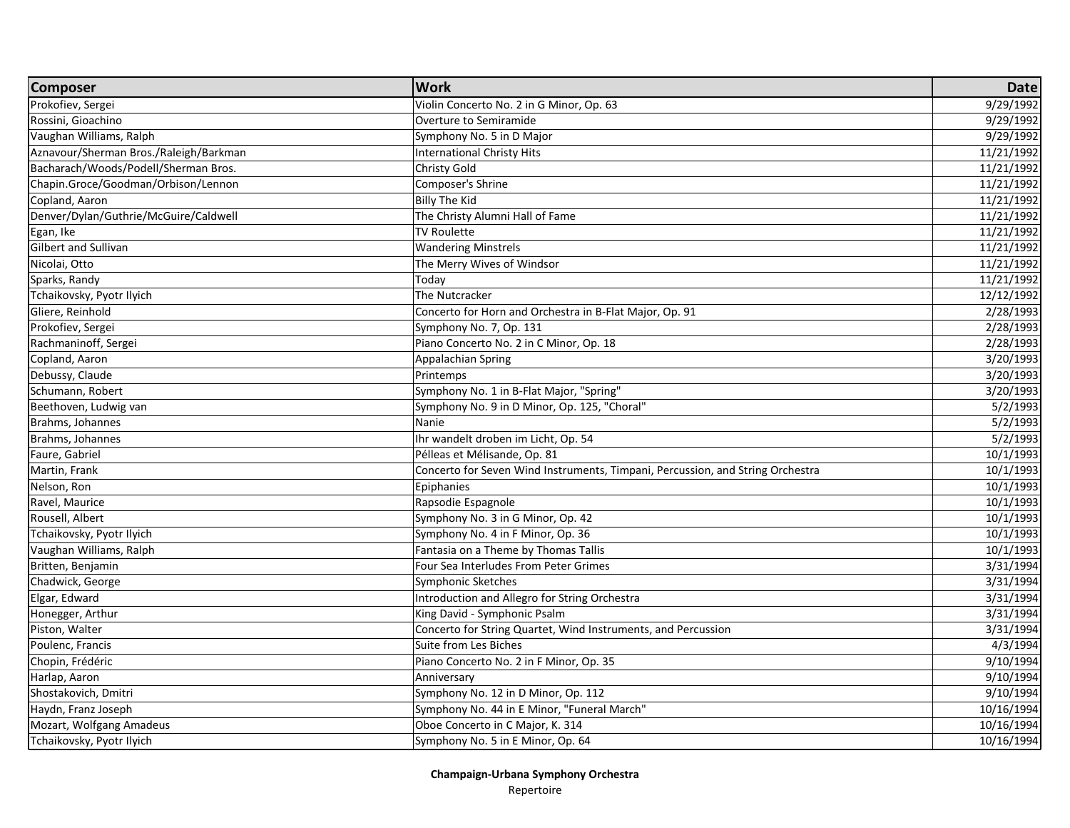| Composer | Work | Date |
|---|---|---|
| Prokofiev, Sergei | Violin Concerto No. 2 in G Minor, Op. 63 | 9/29/1992 |
| Rossini, Gioachino | Overture to Semiramide | 9/29/1992 |
| Vaughan Williams, Ralph | Symphony No. 5 in D Major | 9/29/1992 |
| Aznavour/Sherman Bros./Raleigh/Barkman | International Christy Hits | 11/21/1992 |
| Bacharach/Woods/Podell/Sherman Bros. | Christy Gold | 11/21/1992 |
| Chapin.Groce/Goodman/Orbison/Lennon | Composer's Shrine | 11/21/1992 |
| Copland, Aaron | Billy The Kid | 11/21/1992 |
| Denver/Dylan/Guthrie/McGuire/Caldwell | The Christy Alumni Hall of Fame | 11/21/1992 |
| Egan, Ike | TV Roulette | 11/21/1992 |
| Gilbert and Sullivan | Wandering Minstrels | 11/21/1992 |
| Nicolai, Otto | The Merry Wives of Windsor | 11/21/1992 |
| Sparks, Randy | Today | 11/21/1992 |
| Tchaikovsky, Pyotr Ilyich | The Nutcracker | 12/12/1992 |
| Gliere, Reinhold | Concerto for Horn and Orchestra in B-Flat Major, Op. 91 | 2/28/1993 |
| Prokofiev, Sergei | Symphony No. 7, Op. 131 | 2/28/1993 |
| Rachmaninoff, Sergei | Piano Concerto No. 2 in C Minor, Op. 18 | 2/28/1993 |
| Copland, Aaron | Appalachian Spring | 3/20/1993 |
| Debussy, Claude | Printemps | 3/20/1993 |
| Schumann, Robert | Symphony No. 1 in B-Flat Major, "Spring" | 3/20/1993 |
| Beethoven, Ludwig van | Symphony No. 9 in D Minor, Op. 125, "Choral" | 5/2/1993 |
| Brahms, Johannes | Nanie | 5/2/1993 |
| Brahms, Johannes | Ihr wandelt droben im Licht, Op. 54 | 5/2/1993 |
| Faure, Gabriel | Pélleas et Mélisande, Op. 81 | 10/1/1993 |
| Martin, Frank | Concerto for Seven Wind Instruments, Timpani, Percussion, and String Orchestra | 10/1/1993 |
| Nelson, Ron | Epiphanies | 10/1/1993 |
| Ravel, Maurice | Rapsodie Espagnole | 10/1/1993 |
| Rousell, Albert | Symphony No. 3 in G Minor, Op. 42 | 10/1/1993 |
| Tchaikovsky, Pyotr Ilyich | Symphony No. 4 in F Minor, Op. 36 | 10/1/1993 |
| Vaughan Williams, Ralph | Fantasia on a Theme by Thomas Tallis | 10/1/1993 |
| Britten, Benjamin | Four Sea Interludes From Peter Grimes | 3/31/1994 |
| Chadwick, George | Symphonic Sketches | 3/31/1994 |
| Elgar, Edward | Introduction and Allegro for String Orchestra | 3/31/1994 |
| Honegger, Arthur | King David - Symphonic Psalm | 3/31/1994 |
| Piston, Walter | Concerto for String Quartet, Wind Instruments, and Percussion | 3/31/1994 |
| Poulenc, Francis | Suite from Les Biches | 4/3/1994 |
| Chopin, Frédéric | Piano Concerto No. 2 in F Minor, Op. 35 | 9/10/1994 |
| Harlap, Aaron | Anniversary | 9/10/1994 |
| Shostakovich, Dmitri | Symphony No. 12 in D Minor, Op. 112 | 9/10/1994 |
| Haydn, Franz Joseph | Symphony No. 44 in E Minor, "Funeral March" | 10/16/1994 |
| Mozart, Wolfgang Amadeus | Oboe Concerto in C Major, K. 314 | 10/16/1994 |
| Tchaikovsky, Pyotr Ilyich | Symphony No. 5 in E Minor, Op. 64 | 10/16/1994 |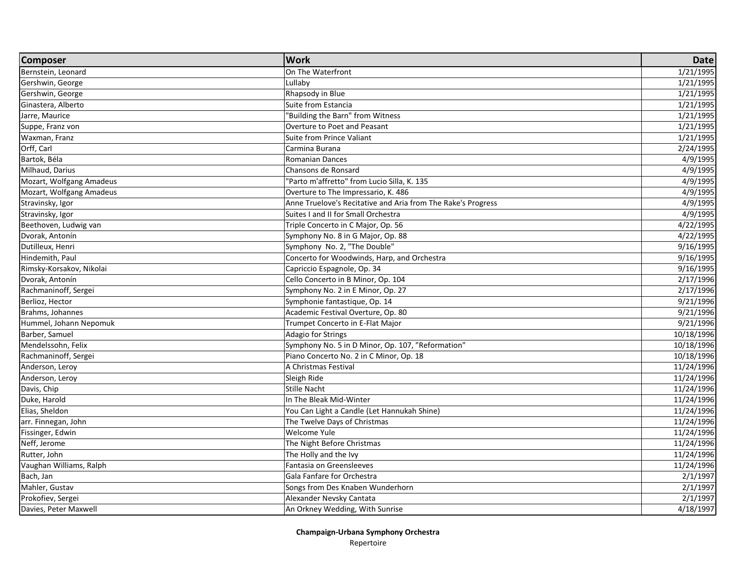| Composer | Work | Date |
|---|---|---|
| Bernstein, Leonard | On The Waterfront | 1/21/1995 |
| Gershwin, George | Lullaby | 1/21/1995 |
| Gershwin, George | Rhapsody in Blue | 1/21/1995 |
| Ginastera, Alberto | Suite from Estancia | 1/21/1995 |
| Jarre, Maurice | "Building the Barn" from Witness | 1/21/1995 |
| Suppe, Franz von | Overture to Poet and Peasant | 1/21/1995 |
| Waxman, Franz | Suite from Prince Valiant | 1/21/1995 |
| Orff, Carl | Carmina Burana | 2/24/1995 |
| Bartok, Béla | Romanian Dances | 4/9/1995 |
| Milhaud, Darius | Chansons de Ronsard | 4/9/1995 |
| Mozart, Wolfgang Amadeus | "Parto m'affretto" from Lucio Silla, K. 135 | 4/9/1995 |
| Mozart, Wolfgang Amadeus | Overture to The Impressario, K. 486 | 4/9/1995 |
| Stravinsky, Igor | Anne Truelove's Recitative and Aria from The Rake's Progress | 4/9/1995 |
| Stravinsky, Igor | Suites I and II for Small Orchestra | 4/9/1995 |
| Beethoven, Ludwig van | Triple Concerto in C Major, Op. 56 | 4/22/1995 |
| Dvorak, Antonín | Symphony No. 8 in G Major, Op. 88 | 4/22/1995 |
| Dutilleux, Henri | Symphony  No. 2, "The Double" | 9/16/1995 |
| Hindemith, Paul | Concerto for Woodwinds, Harp, and Orchestra | 9/16/1995 |
| Rimsky-Korsakov, Nikolai | Capriccio Espagnole, Op. 34 | 9/16/1995 |
| Dvorak, Antonín | Cello Concerto in B Minor, Op. 104 | 2/17/1996 |
| Rachmaninoff, Sergei | Symphony No. 2 in E Minor, Op. 27 | 2/17/1996 |
| Berlioz, Hector | Symphonie fantastique, Op. 14 | 9/21/1996 |
| Brahms, Johannes | Academic Festival Overture, Op. 80 | 9/21/1996 |
| Hummel, Johann Nepomuk | Trumpet Concerto in E-Flat Major | 9/21/1996 |
| Barber, Samuel | Adagio for Strings | 10/18/1996 |
| Mendelssohn, Felix | Symphony No. 5 in D Minor, Op. 107, "Reformation" | 10/18/1996 |
| Rachmaninoff, Sergei | Piano Concerto No. 2 in C Minor, Op. 18 | 10/18/1996 |
| Anderson, Leroy | A Christmas Festival | 11/24/1996 |
| Anderson, Leroy | Sleigh Ride | 11/24/1996 |
| Davis, Chip | Stille Nacht | 11/24/1996 |
| Duke, Harold | In The Bleak Mid-Winter | 11/24/1996 |
| Elias, Sheldon | You Can Light a Candle (Let Hannukah Shine) | 11/24/1996 |
| arr. Finnegan, John | The Twelve Days of Christmas | 11/24/1996 |
| Fissinger, Edwin | Welcome Yule | 11/24/1996 |
| Neff, Jerome | The Night Before Christmas | 11/24/1996 |
| Rutter, John | The Holly and the Ivy | 11/24/1996 |
| Vaughan Williams, Ralph | Fantasia on Greensleeves | 11/24/1996 |
| Bach, Jan | Gala Fanfare for Orchestra | 2/1/1997 |
| Mahler, Gustav | Songs from Des Knaben Wunderhorn | 2/1/1997 |
| Prokofiev, Sergei | Alexander Nevsky Cantata | 2/1/1997 |
| Davies, Peter Maxwell | An Orkney Wedding, With Sunrise | 4/18/1997 |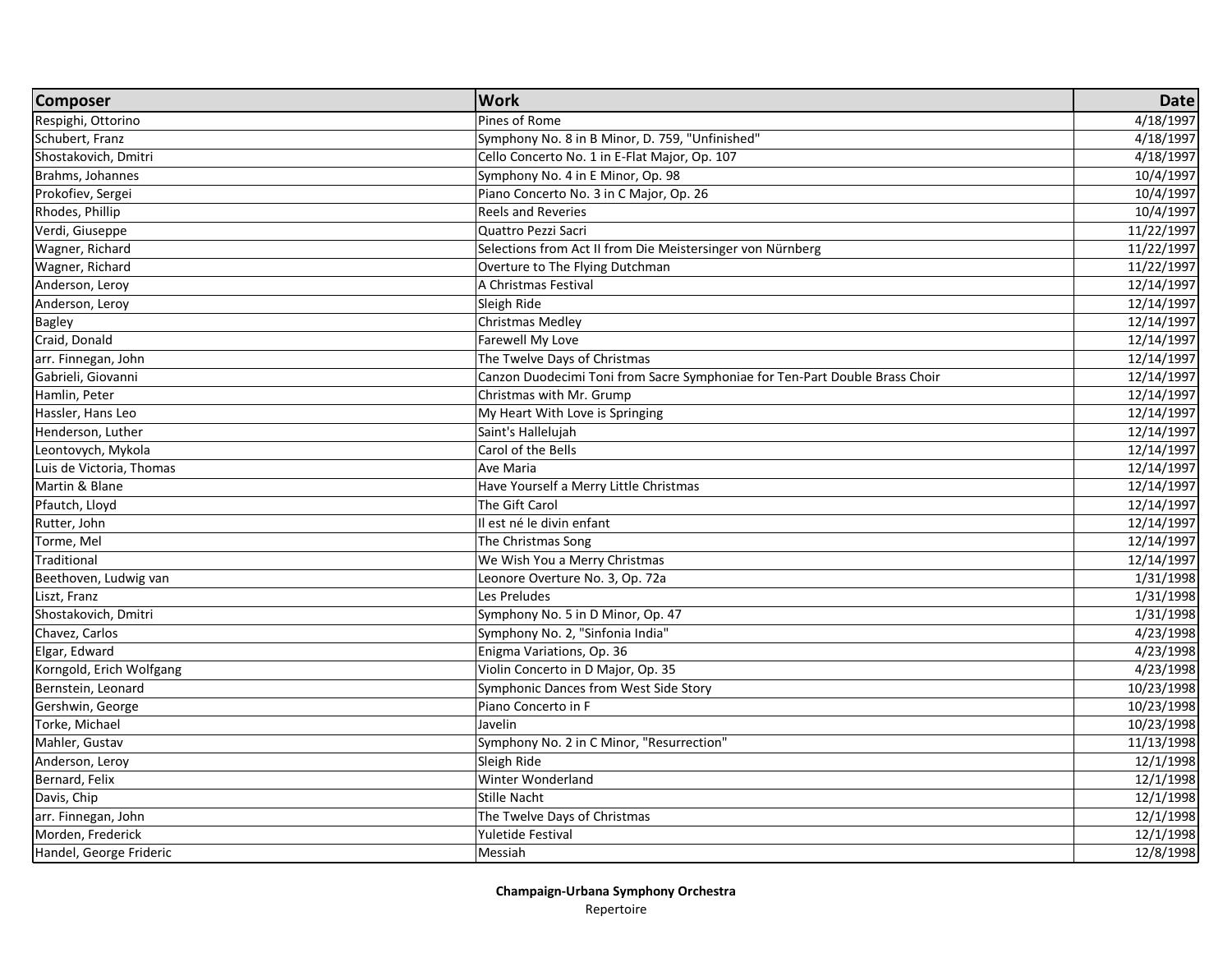| Composer | Work | Date |
|---|---|---|
| Respighi, Ottorino | Pines of Rome | 4/18/1997 |
| Schubert, Franz | Symphony No. 8 in B Minor, D. 759, "Unfinished" | 4/18/1997 |
| Shostakovich, Dmitri | Cello Concerto No. 1 in E-Flat Major, Op. 107 | 4/18/1997 |
| Brahms, Johannes | Symphony No. 4 in E Minor, Op. 98 | 10/4/1997 |
| Prokofiev, Sergei | Piano Concerto No. 3 in C Major, Op. 26 | 10/4/1997 |
| Rhodes, Phillip | Reels and Reveries | 10/4/1997 |
| Verdi, Giuseppe | Quattro Pezzi Sacri | 11/22/1997 |
| Wagner, Richard | Selections from Act II from Die Meistersinger von Nürnberg | 11/22/1997 |
| Wagner, Richard | Overture to The Flying Dutchman | 11/22/1997 |
| Anderson, Leroy | A Christmas Festival | 12/14/1997 |
| Anderson, Leroy | Sleigh Ride | 12/14/1997 |
| Bagley | Christmas Medley | 12/14/1997 |
| Craid, Donald | Farewell My Love | 12/14/1997 |
| arr. Finnegan, John | The Twelve Days of Christmas | 12/14/1997 |
| Gabrieli, Giovanni | Canzon Duodecimi Toni from Sacre Symphoniae for Ten-Part Double Brass Choir | 12/14/1997 |
| Hamlin, Peter | Christmas with Mr. Grump | 12/14/1997 |
| Hassler, Hans Leo | My Heart With Love is Springing | 12/14/1997 |
| Henderson, Luther | Saint's Hallelujah | 12/14/1997 |
| Leontovych, Mykola | Carol of the Bells | 12/14/1997 |
| Luis de Victoria, Thomas | Ave Maria | 12/14/1997 |
| Martin & Blane | Have Yourself a Merry Little Christmas | 12/14/1997 |
| Pfautch, Lloyd | The Gift Carol | 12/14/1997 |
| Rutter, John | Il est né le divin enfant | 12/14/1997 |
| Torme, Mel | The Christmas Song | 12/14/1997 |
| Traditional | We Wish You a Merry Christmas | 12/14/1997 |
| Beethoven, Ludwig van | Leonore Overture No. 3, Op. 72a | 1/31/1998 |
| Liszt, Franz | Les Preludes | 1/31/1998 |
| Shostakovich, Dmitri | Symphony No. 5 in D Minor, Op. 47 | 1/31/1998 |
| Chavez, Carlos | Symphony No. 2, "Sinfonia India" | 4/23/1998 |
| Elgar, Edward | Enigma Variations, Op. 36 | 4/23/1998 |
| Korngold, Erich Wolfgang | Violin Concerto in D Major, Op. 35 | 4/23/1998 |
| Bernstein, Leonard | Symphonic Dances from West Side Story | 10/23/1998 |
| Gershwin, George | Piano Concerto in F | 10/23/1998 |
| Torke, Michael | Javelin | 10/23/1998 |
| Mahler, Gustav | Symphony No. 2 in C Minor, "Resurrection" | 11/13/1998 |
| Anderson, Leroy | Sleigh Ride | 12/1/1998 |
| Bernard, Felix | Winter Wonderland | 12/1/1998 |
| Davis, Chip | Stille Nacht | 12/1/1998 |
| arr. Finnegan, John | The Twelve Days of Christmas | 12/1/1998 |
| Morden, Frederick | Yuletide Festival | 12/1/1998 |
| Handel, George Frideric | Messiah | 12/8/1998 |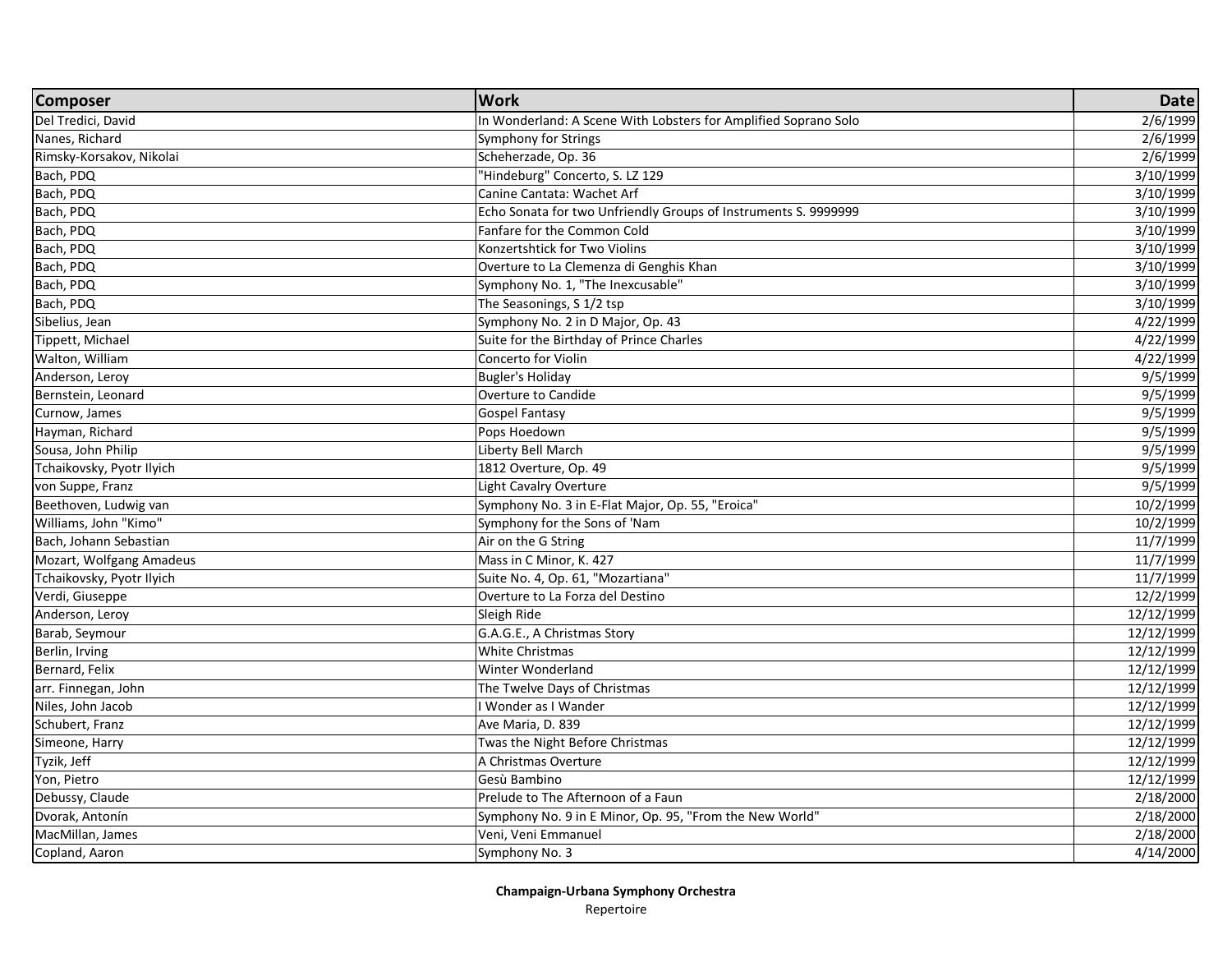| Composer | Work | Date |
|---|---|---|
| Del Tredici, David | In Wonderland: A Scene With Lobsters for Amplified Soprano Solo | 2/6/1999 |
| Nanes, Richard | Symphony for Strings | 2/6/1999 |
| Rimsky-Korsakov, Nikolai | Scheherzade, Op. 36 | 2/6/1999 |
| Bach, PDQ | "Hindeburg" Concerto, S. LZ 129 | 3/10/1999 |
| Bach, PDQ | Canine Cantata: Wachet Arf | 3/10/1999 |
| Bach, PDQ | Echo Sonata for two Unfriendly Groups of Instruments S. 9999999 | 3/10/1999 |
| Bach, PDQ | Fanfare for the Common Cold | 3/10/1999 |
| Bach, PDQ | Konzertshtick for Two Violins | 3/10/1999 |
| Bach, PDQ | Overture to La Clemenza di Genghis Khan | 3/10/1999 |
| Bach, PDQ | Symphony No. 1, "The Inexcusable" | 3/10/1999 |
| Bach, PDQ | The Seasonings, S 1/2 tsp | 3/10/1999 |
| Sibelius, Jean | Symphony No. 2 in D Major, Op. 43 | 4/22/1999 |
| Tippett, Michael | Suite for the Birthday of Prince Charles | 4/22/1999 |
| Walton, William | Concerto for Violin | 4/22/1999 |
| Anderson, Leroy | Bugler's Holiday | 9/5/1999 |
| Bernstein, Leonard | Overture to Candide | 9/5/1999 |
| Curnow, James | Gospel Fantasy | 9/5/1999 |
| Hayman, Richard | Pops Hoedown | 9/5/1999 |
| Sousa, John Philip | Liberty Bell March | 9/5/1999 |
| Tchaikovsky, Pyotr Ilyich | 1812 Overture, Op. 49 | 9/5/1999 |
| von Suppe, Franz | Light Cavalry Overture | 9/5/1999 |
| Beethoven, Ludwig van | Symphony No. 3 in E-Flat Major, Op. 55, "Eroica" | 10/2/1999 |
| Williams, John "Kimo" | Symphony for the Sons of 'Nam | 10/2/1999 |
| Bach, Johann Sebastian | Air on the G String | 11/7/1999 |
| Mozart, Wolfgang Amadeus | Mass in C Minor, K. 427 | 11/7/1999 |
| Tchaikovsky, Pyotr Ilyich | Suite No. 4, Op. 61, "Mozartiana" | 11/7/1999 |
| Verdi, Giuseppe | Overture to La Forza del Destino | 12/2/1999 |
| Anderson, Leroy | Sleigh Ride | 12/12/1999 |
| Barab, Seymour | G.A.G.E., A Christmas Story | 12/12/1999 |
| Berlin, Irving | White Christmas | 12/12/1999 |
| Bernard, Felix | Winter Wonderland | 12/12/1999 |
| arr. Finnegan, John | The Twelve Days of Christmas | 12/12/1999 |
| Niles, John Jacob | I Wonder as I Wander | 12/12/1999 |
| Schubert, Franz | Ave Maria, D. 839 | 12/12/1999 |
| Simeone, Harry | Twas the Night Before Christmas | 12/12/1999 |
| Tyzik, Jeff | A Christmas Overture | 12/12/1999 |
| Yon, Pietro | Gesù Bambino | 12/12/1999 |
| Debussy, Claude | Prelude to The Afternoon of a Faun | 2/18/2000 |
| Dvorak, Antonín | Symphony No. 9 in E Minor, Op. 95, "From the New World" | 2/18/2000 |
| MacMillan, James | Veni, Veni Emmanuel | 2/18/2000 |
| Copland, Aaron | Symphony No. 3 | 4/14/2000 |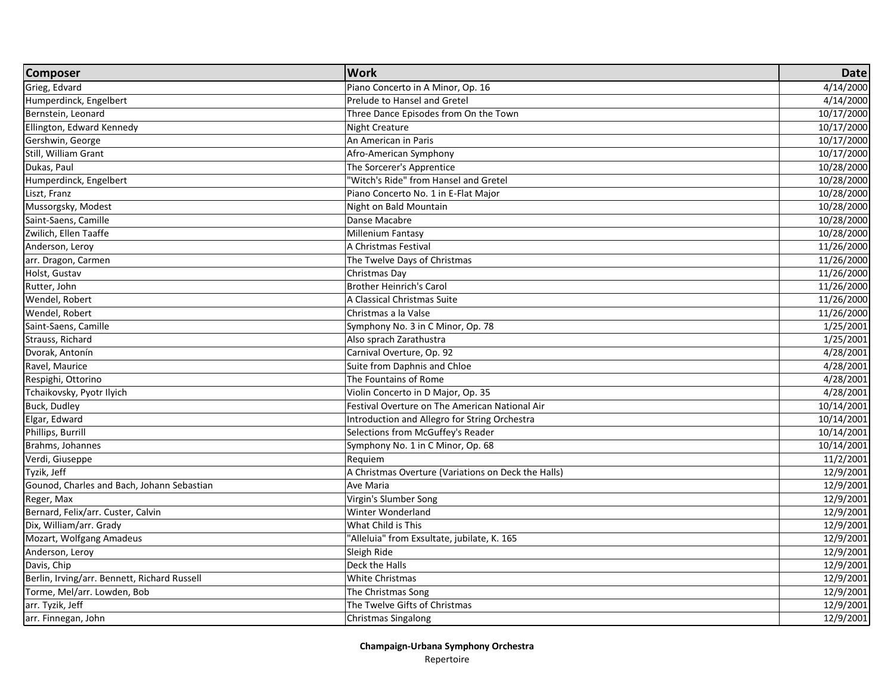| Composer | Work | Date |
|---|---|---|
| Grieg, Edvard | Piano Concerto in A Minor, Op. 16 | 4/14/2000 |
| Humperdinck, Engelbert | Prelude to Hansel and Gretel | 4/14/2000 |
| Bernstein, Leonard | Three Dance Episodes from On the Town | 10/17/2000 |
| Ellington, Edward Kennedy | Night Creature | 10/17/2000 |
| Gershwin, George | An American in Paris | 10/17/2000 |
| Still, William Grant | Afro-American Symphony | 10/17/2000 |
| Dukas, Paul | The Sorcerer's Apprentice | 10/28/2000 |
| Humperdinck, Engelbert | "Witch's Ride" from Hansel and Gretel | 10/28/2000 |
| Liszt, Franz | Piano Concerto No. 1 in E-Flat Major | 10/28/2000 |
| Mussorgsky, Modest | Night on Bald Mountain | 10/28/2000 |
| Saint-Saens, Camille | Danse Macabre | 10/28/2000 |
| Zwilich, Ellen Taaffe | Millenium Fantasy | 10/28/2000 |
| Anderson, Leroy | A Christmas Festival | 11/26/2000 |
| arr. Dragon, Carmen | The Twelve Days of Christmas | 11/26/2000 |
| Holst, Gustav | Christmas Day | 11/26/2000 |
| Rutter, John | Brother Heinrich's Carol | 11/26/2000 |
| Wendel, Robert | A Classical Christmas Suite | 11/26/2000 |
| Wendel, Robert | Christmas a la Valse | 11/26/2000 |
| Saint-Saens, Camille | Symphony No. 3 in C Minor, Op. 78 | 1/25/2001 |
| Strauss, Richard | Also sprach Zarathustra | 1/25/2001 |
| Dvorak, Antonín | Carnival Overture, Op. 92 | 4/28/2001 |
| Ravel, Maurice | Suite from Daphnis and Chloe | 4/28/2001 |
| Respighi, Ottorino | The Fountains of Rome | 4/28/2001 |
| Tchaikovsky, Pyotr Ilyich | Violin Concerto in D Major, Op. 35 | 4/28/2001 |
| Buck, Dudley | Festival Overture on The American National Air | 10/14/2001 |
| Elgar, Edward | Introduction and Allegro for String Orchestra | 10/14/2001 |
| Phillips, Burrill | Selections from McGuffey's Reader | 10/14/2001 |
| Brahms, Johannes | Symphony No. 1 in C Minor, Op. 68 | 10/14/2001 |
| Verdi, Giuseppe | Requiem | 11/2/2001 |
| Tyzik, Jeff | A Christmas Overture (Variations on Deck the Halls) | 12/9/2001 |
| Gounod, Charles and Bach, Johann Sebastian | Ave Maria | 12/9/2001 |
| Reger, Max | Virgin's Slumber Song | 12/9/2001 |
| Bernard, Felix/arr. Custer, Calvin | Winter Wonderland | 12/9/2001 |
| Dix, William/arr. Grady | What Child is This | 12/9/2001 |
| Mozart, Wolfgang Amadeus | "Alleluia" from Exsultate, jubilate, K. 165 | 12/9/2001 |
| Anderson, Leroy | Sleigh Ride | 12/9/2001 |
| Davis, Chip | Deck the Halls | 12/9/2001 |
| Berlin, Irving/arr. Bennett, Richard Russell | White Christmas | 12/9/2001 |
| Torme, Mel/arr. Lowden, Bob | The Christmas Song | 12/9/2001 |
| arr. Tyzik, Jeff | The Twelve Gifts of Christmas | 12/9/2001 |
| arr. Finnegan, John | Christmas Singalong | 12/9/2001 |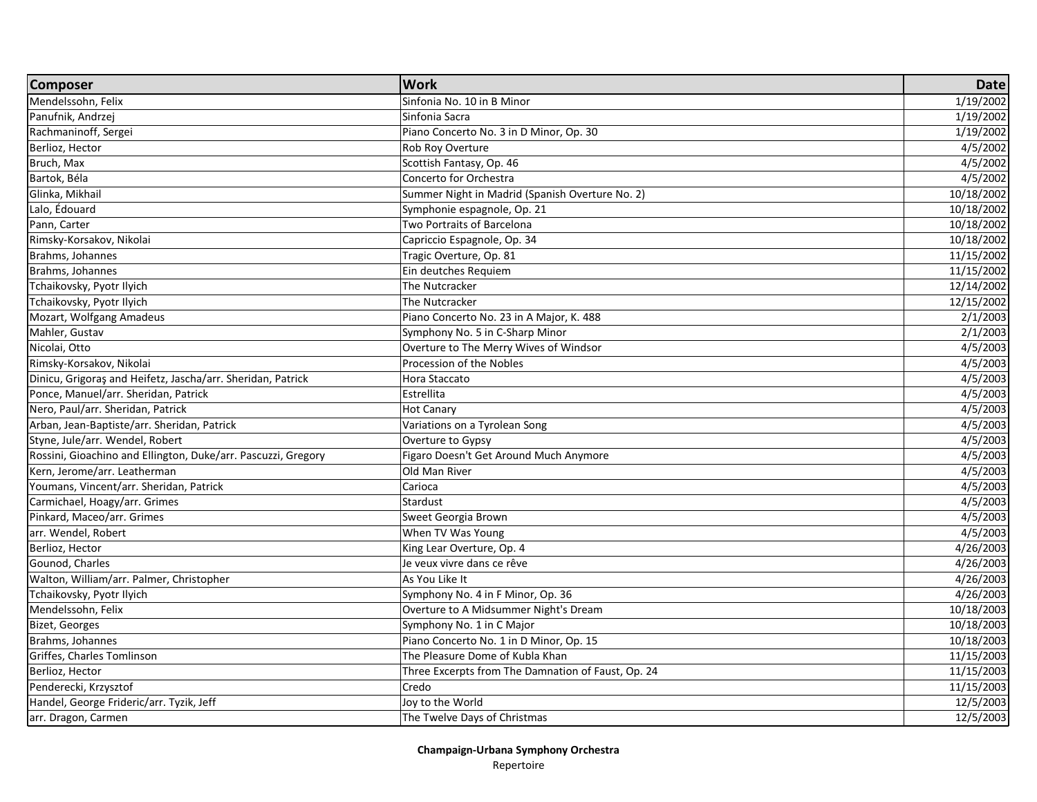| Composer | Work | Date |
|---|---|---|
| Mendelssohn, Felix | Sinfonia No. 10 in B Minor | 1/19/2002 |
| Panufnik, Andrzej | Sinfonia Sacra | 1/19/2002 |
| Rachmaninoff, Sergei | Piano Concerto No. 3 in D Minor, Op. 30 | 1/19/2002 |
| Berlioz, Hector | Rob Roy Overture | 4/5/2002 |
| Bruch, Max | Scottish Fantasy, Op. 46 | 4/5/2002 |
| Bartok, Béla | Concerto for Orchestra | 4/5/2002 |
| Glinka, Mikhail | Summer Night in Madrid (Spanish Overture No. 2) | 10/18/2002 |
| Lalo, Édouard | Symphonie espagnole, Op. 21 | 10/18/2002 |
| Pann, Carter | Two Portraits of Barcelona | 10/18/2002 |
| Rimsky-Korsakov, Nikolai | Capriccio Espagnole, Op. 34 | 10/18/2002 |
| Brahms, Johannes | Tragic Overture, Op. 81 | 11/15/2002 |
| Brahms, Johannes | Ein deutches Requiem | 11/15/2002 |
| Tchaikovsky, Pyotr Ilyich | The Nutcracker | 12/14/2002 |
| Tchaikovsky, Pyotr Ilyich | The Nutcracker | 12/15/2002 |
| Mozart, Wolfgang Amadeus | Piano Concerto No. 23 in A Major, K. 488 | 2/1/2003 |
| Mahler, Gustav | Symphony No. 5 in C-Sharp Minor | 2/1/2003 |
| Nicolai, Otto | Overture to The Merry Wives of Windsor | 4/5/2003 |
| Rimsky-Korsakov, Nikolai | Procession of the Nobles | 4/5/2003 |
| Dinicu, Grigoraş and Heifetz, Jascha/arr. Sheridan, Patrick | Hora Staccato | 4/5/2003 |
| Ponce, Manuel/arr. Sheridan, Patrick | Estrellita | 4/5/2003 |
| Nero, Paul/arr. Sheridan, Patrick | Hot Canary | 4/5/2003 |
| Arban, Jean-Baptiste/arr. Sheridan, Patrick | Variations on a Tyrolean Song | 4/5/2003 |
| Styne, Jule/arr. Wendel, Robert | Overture to Gypsy | 4/5/2003 |
| Rossini, Gioachino and Ellington, Duke/arr. Pascuzzi, Gregory | Figaro Doesn't Get Around Much Anymore | 4/5/2003 |
| Kern, Jerome/arr. Leatherman | Old Man River | 4/5/2003 |
| Youmans, Vincent/arr. Sheridan, Patrick | Carioca | 4/5/2003 |
| Carmichael, Hoagy/arr. Grimes | Stardust | 4/5/2003 |
| Pinkard, Maceo/arr. Grimes | Sweet Georgia Brown | 4/5/2003 |
| arr. Wendel, Robert | When TV Was Young | 4/5/2003 |
| Berlioz, Hector | King Lear Overture, Op. 4 | 4/26/2003 |
| Gounod, Charles | Je veux vivre dans ce rêve | 4/26/2003 |
| Walton, William/arr. Palmer, Christopher | As You Like It | 4/26/2003 |
| Tchaikovsky, Pyotr Ilyich | Symphony No. 4 in F Minor, Op. 36 | 4/26/2003 |
| Mendelssohn, Felix | Overture to A Midsummer Night's Dream | 10/18/2003 |
| Bizet, Georges | Symphony No. 1 in C Major | 10/18/2003 |
| Brahms, Johannes | Piano Concerto No. 1 in D Minor, Op. 15 | 10/18/2003 |
| Griffes, Charles Tomlinson | The Pleasure Dome of Kubla Khan | 11/15/2003 |
| Berlioz, Hector | Three Excerpts from The Damnation of Faust, Op. 24 | 11/15/2003 |
| Penderecki, Krzysztof | Credo | 11/15/2003 |
| Handel, George Frideric/arr. Tyzik, Jeff | Joy to the World | 12/5/2003 |
| arr. Dragon, Carmen | The Twelve Days of Christmas | 12/5/2003 |

**Champaign-Urbana Symphony Orchestra**
Repertoire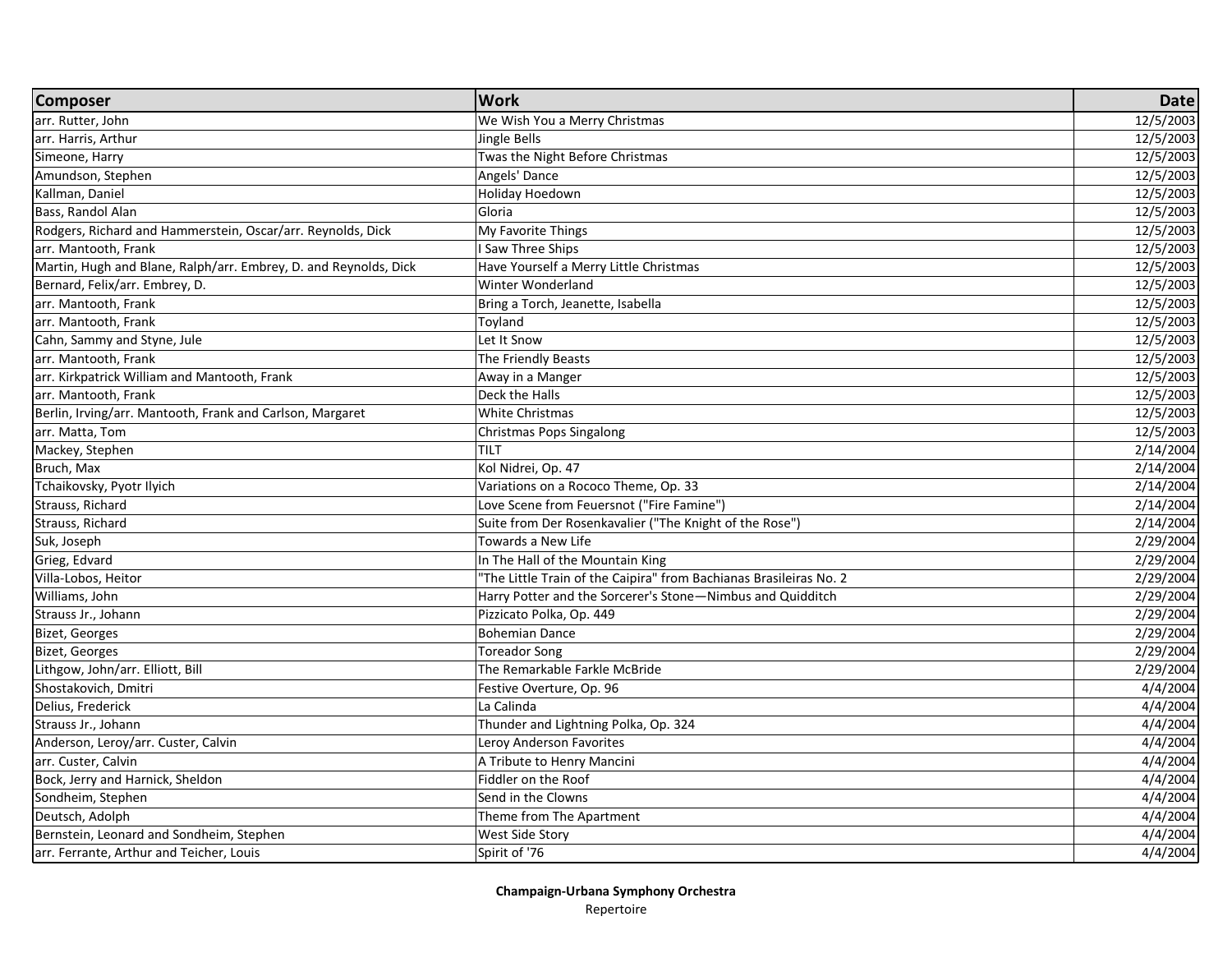| Composer | Work | Date |
|---|---|---|
| arr. Rutter, John | We Wish You a Merry Christmas | 12/5/2003 |
| arr. Harris, Arthur | Jingle Bells | 12/5/2003 |
| Simeone, Harry | Twas the Night Before Christmas | 12/5/2003 |
| Amundson, Stephen | Angels' Dance | 12/5/2003 |
| Kallman, Daniel | Holiday Hoedown | 12/5/2003 |
| Bass, Randol Alan | Gloria | 12/5/2003 |
| Rodgers, Richard and Hammerstein, Oscar/arr. Reynolds, Dick | My Favorite Things | 12/5/2003 |
| arr. Mantooth, Frank | I Saw Three Ships | 12/5/2003 |
| Martin, Hugh and Blane, Ralph/arr. Embrey, D. and Reynolds, Dick | Have Yourself a Merry Little Christmas | 12/5/2003 |
| Bernard, Felix/arr. Embrey, D. | Winter Wonderland | 12/5/2003 |
| arr. Mantooth, Frank | Bring a Torch, Jeanette, Isabella | 12/5/2003 |
| arr. Mantooth, Frank | Toyland | 12/5/2003 |
| Cahn, Sammy and Styne, Jule | Let It Snow | 12/5/2003 |
| arr. Mantooth, Frank | The Friendly Beasts | 12/5/2003 |
| arr. Kirkpatrick William and Mantooth, Frank | Away in a Manger | 12/5/2003 |
| arr. Mantooth, Frank | Deck the Halls | 12/5/2003 |
| Berlin, Irving/arr. Mantooth, Frank and Carlson, Margaret | White Christmas | 12/5/2003 |
| arr. Matta, Tom | Christmas Pops Singalong | 12/5/2003 |
| Mackey, Stephen | TILT | 2/14/2004 |
| Bruch, Max | Kol Nidrei, Op. 47 | 2/14/2004 |
| Tchaikovsky, Pyotr Ilyich | Variations on a Rococo Theme, Op. 33 | 2/14/2004 |
| Strauss, Richard | Love Scene from Feuersnot ("Fire Famine") | 2/14/2004 |
| Strauss, Richard | Suite from Der Rosenkavalier ("The Knight of the Rose") | 2/14/2004 |
| Suk, Joseph | Towards a New Life | 2/29/2004 |
| Grieg, Edvard | In The Hall of the Mountain King | 2/29/2004 |
| Villa-Lobos, Heitor | "The Little Train of the Caipira" from Bachianas Brasileiras No. 2 | 2/29/2004 |
| Williams, John | Harry Potter and the Sorcerer's Stone—Nimbus and Quidditch | 2/29/2004 |
| Strauss Jr., Johann | Pizzicato Polka, Op. 449 | 2/29/2004 |
| Bizet, Georges | Bohemian Dance | 2/29/2004 |
| Bizet, Georges | Toreador Song | 2/29/2004 |
| Lithgow, John/arr. Elliott, Bill | The Remarkable Farkle McBride | 2/29/2004 |
| Shostakovich, Dmitri | Festive Overture, Op. 96 | 4/4/2004 |
| Delius, Frederick | La Calinda | 4/4/2004 |
| Strauss Jr., Johann | Thunder and Lightning Polka, Op. 324 | 4/4/2004 |
| Anderson, Leroy/arr. Custer, Calvin | Leroy Anderson Favorites | 4/4/2004 |
| arr. Custer, Calvin | A Tribute to Henry Mancini | 4/4/2004 |
| Bock, Jerry and Harnick, Sheldon | Fiddler on the Roof | 4/4/2004 |
| Sondheim, Stephen | Send in the Clowns | 4/4/2004 |
| Deutsch, Adolph | Theme from The Apartment | 4/4/2004 |
| Bernstein, Leonard and Sondheim, Stephen | West Side Story | 4/4/2004 |
| arr. Ferrante, Arthur and Teicher, Louis | Spirit of '76 | 4/4/2004 |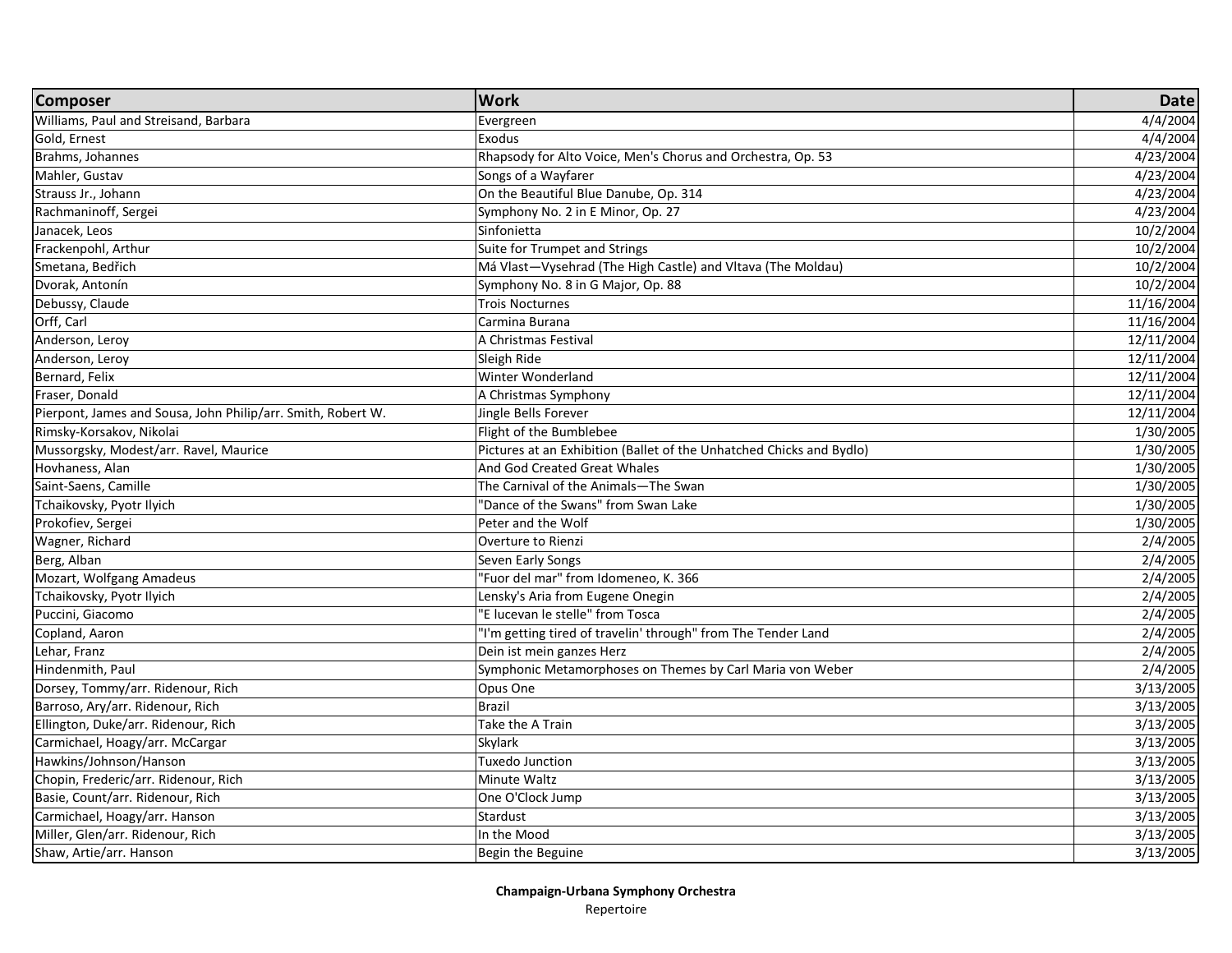| Composer | Work | Date |
|---|---|---|
| Williams, Paul and Streisand, Barbara | Evergreen | 4/4/2004 |
| Gold, Ernest | Exodus | 4/4/2004 |
| Brahms, Johannes | Rhapsody for Alto Voice, Men's Chorus and Orchestra, Op. 53 | 4/23/2004 |
| Mahler, Gustav | Songs of a Wayfarer | 4/23/2004 |
| Strauss Jr., Johann | On the Beautiful Blue Danube, Op. 314 | 4/23/2004 |
| Rachmaninoff, Sergei | Symphony No. 2 in E Minor, Op. 27 | 4/23/2004 |
| Janacek, Leos | Sinfonietta | 10/2/2004 |
| Frackenpohl, Arthur | Suite for Trumpet and Strings | 10/2/2004 |
| Smetana, Bedřich | Má Vlast—Vysehrad (The High Castle) and Vltava (The Moldau) | 10/2/2004 |
| Dvorak, Antonín | Symphony No. 8 in G Major, Op. 88 | 10/2/2004 |
| Debussy, Claude | Trois Nocturnes | 11/16/2004 |
| Orff, Carl | Carmina Burana | 11/16/2004 |
| Anderson, Leroy | A Christmas Festival | 12/11/2004 |
| Anderson, Leroy | Sleigh Ride | 12/11/2004 |
| Bernard, Felix | Winter Wonderland | 12/11/2004 |
| Fraser, Donald | A Christmas Symphony | 12/11/2004 |
| Pierpont, James and Sousa, John Philip/arr. Smith, Robert W. | Jingle Bells Forever | 12/11/2004 |
| Rimsky-Korsakov, Nikolai | Flight of the Bumblebee | 1/30/2005 |
| Mussorgsky, Modest/arr. Ravel, Maurice | Pictures at an Exhibition (Ballet of the Unhatched Chicks and Bydlo) | 1/30/2005 |
| Hovhaness, Alan | And God Created Great Whales | 1/30/2005 |
| Saint-Saens, Camille | The Carnival of the Animals—The Swan | 1/30/2005 |
| Tchaikovsky, Pyotr Ilyich | "Dance of the Swans" from Swan Lake | 1/30/2005 |
| Prokofiev, Sergei | Peter and the Wolf | 1/30/2005 |
| Wagner, Richard | Overture to Rienzi | 2/4/2005 |
| Berg, Alban | Seven Early Songs | 2/4/2005 |
| Mozart, Wolfgang Amadeus | "Fuor del mar" from Idomeneo, K. 366 | 2/4/2005 |
| Tchaikovsky, Pyotr Ilyich | Lensky's Aria from Eugene Onegin | 2/4/2005 |
| Puccini, Giacomo | "E lucevan le stelle" from Tosca | 2/4/2005 |
| Copland, Aaron | "I'm getting tired of travelin' through" from The Tender Land | 2/4/2005 |
| Lehar, Franz | Dein ist mein ganzes Herz | 2/4/2005 |
| Hindenmith, Paul | Symphonic Metamorphoses on Themes by Carl Maria von Weber | 2/4/2005 |
| Dorsey, Tommy/arr. Ridenour, Rich | Opus One | 3/13/2005 |
| Barroso, Ary/arr. Ridenour, Rich | Brazil | 3/13/2005 |
| Ellington, Duke/arr. Ridenour, Rich | Take the A Train | 3/13/2005 |
| Carmichael, Hoagy/arr. McCargar | Skylark | 3/13/2005 |
| Hawkins/Johnson/Hanson | Tuxedo Junction | 3/13/2005 |
| Chopin, Frederic/arr. Ridenour, Rich | Minute Waltz | 3/13/2005 |
| Basie, Count/arr. Ridenour, Rich | One O'Clock Jump | 3/13/2005 |
| Carmichael, Hoagy/arr. Hanson | Stardust | 3/13/2005 |
| Miller, Glen/arr. Ridenour, Rich | In the Mood | 3/13/2005 |
| Shaw, Artie/arr. Hanson | Begin the Beguine | 3/13/2005 |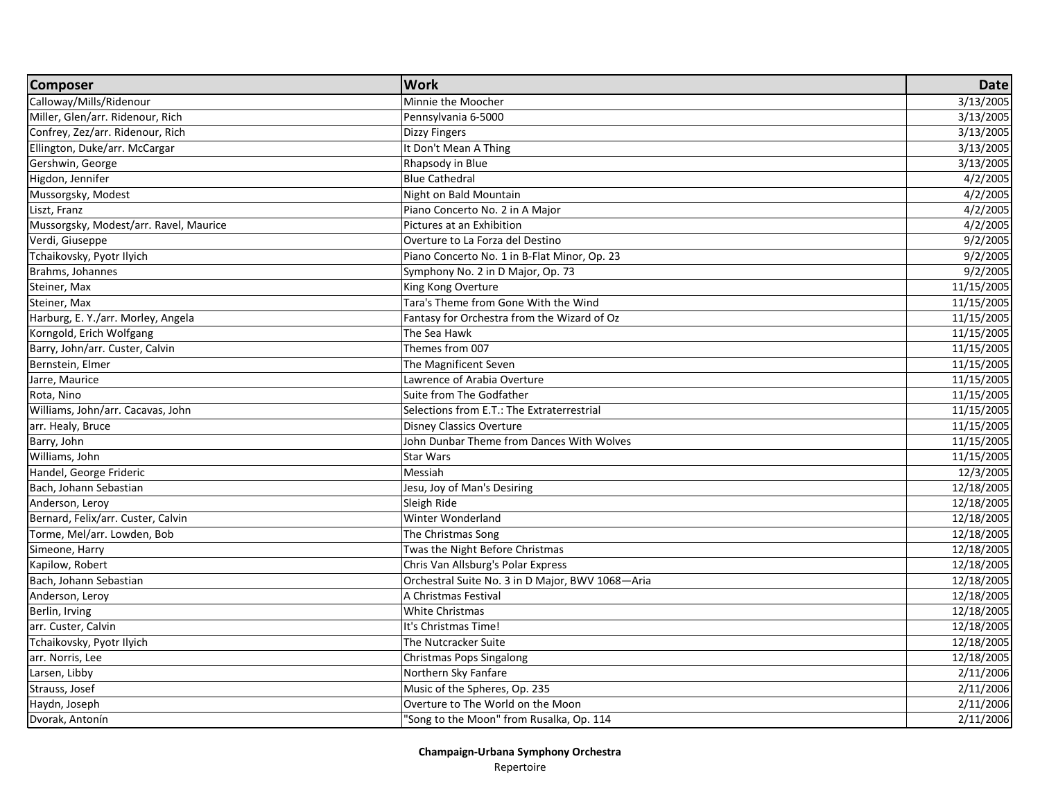| Composer | Work | Date |
|---|---|---|
| Calloway/Mills/Ridenour | Minnie the Moocher | 3/13/2005 |
| Miller, Glen/arr. Ridenour, Rich | Pennsylvania 6-5000 | 3/13/2005 |
| Confrey, Zez/arr. Ridenour, Rich | Dizzy Fingers | 3/13/2005 |
| Ellington, Duke/arr. McCargar | It Don't Mean A Thing | 3/13/2005 |
| Gershwin, George | Rhapsody in Blue | 3/13/2005 |
| Higdon, Jennifer | Blue Cathedral | 4/2/2005 |
| Mussorgsky, Modest | Night on Bald Mountain | 4/2/2005 |
| Liszt, Franz | Piano Concerto No. 2 in A Major | 4/2/2005 |
| Mussorgsky, Modest/arr. Ravel, Maurice | Pictures at an Exhibition | 4/2/2005 |
| Verdi, Giuseppe | Overture to La Forza del Destino | 9/2/2005 |
| Tchaikovsky, Pyotr Ilyich | Piano Concerto No. 1 in B-Flat Minor, Op. 23 | 9/2/2005 |
| Brahms, Johannes | Symphony No. 2 in D Major, Op. 73 | 9/2/2005 |
| Steiner, Max | King Kong Overture | 11/15/2005 |
| Steiner, Max | Tara's Theme from Gone With the Wind | 11/15/2005 |
| Harburg, E. Y./arr. Morley, Angela | Fantasy for Orchestra from the Wizard of Oz | 11/15/2005 |
| Korngold, Erich Wolfgang | The Sea Hawk | 11/15/2005 |
| Barry, John/arr. Custer, Calvin | Themes from 007 | 11/15/2005 |
| Bernstein, Elmer | The Magnificent Seven | 11/15/2005 |
| Jarre, Maurice | Lawrence of Arabia Overture | 11/15/2005 |
| Rota, Nino | Suite from The Godfather | 11/15/2005 |
| Williams, John/arr. Cacavas, John | Selections from E.T.: The Extraterrestrial | 11/15/2005 |
| arr. Healy, Bruce | Disney Classics Overture | 11/15/2005 |
| Barry, John | John Dunbar Theme from Dances With Wolves | 11/15/2005 |
| Williams, John | Star Wars | 11/15/2005 |
| Handel, George Frideric | Messiah | 12/3/2005 |
| Bach, Johann Sebastian | Jesu, Joy of Man's Desiring | 12/18/2005 |
| Anderson, Leroy | Sleigh Ride | 12/18/2005 |
| Bernard, Felix/arr. Custer, Calvin | Winter Wonderland | 12/18/2005 |
| Torme, Mel/arr. Lowden, Bob | The Christmas Song | 12/18/2005 |
| Simeone, Harry | Twas the Night Before Christmas | 12/18/2005 |
| Kapilow, Robert | Chris Van Allsburg's Polar Express | 12/18/2005 |
| Bach, Johann Sebastian | Orchestral Suite No. 3 in D Major, BWV 1068—Aria | 12/18/2005 |
| Anderson, Leroy | A Christmas Festival | 12/18/2005 |
| Berlin, Irving | White Christmas | 12/18/2005 |
| arr. Custer, Calvin | It's Christmas Time! | 12/18/2005 |
| Tchaikovsky, Pyotr Ilyich | The Nutcracker Suite | 12/18/2005 |
| arr. Norris, Lee | Christmas Pops Singalong | 12/18/2005 |
| Larsen, Libby | Northern Sky Fanfare | 2/11/2006 |
| Strauss, Josef | Music of the Spheres, Op. 235 | 2/11/2006 |
| Haydn, Joseph | Overture to The World on the Moon | 2/11/2006 |
| Dvorak, Antonín | "Song to the Moon" from Rusalka, Op. 114 | 2/11/2006 |

**Champaign-Urbana Symphony Orchestra**
Repertoire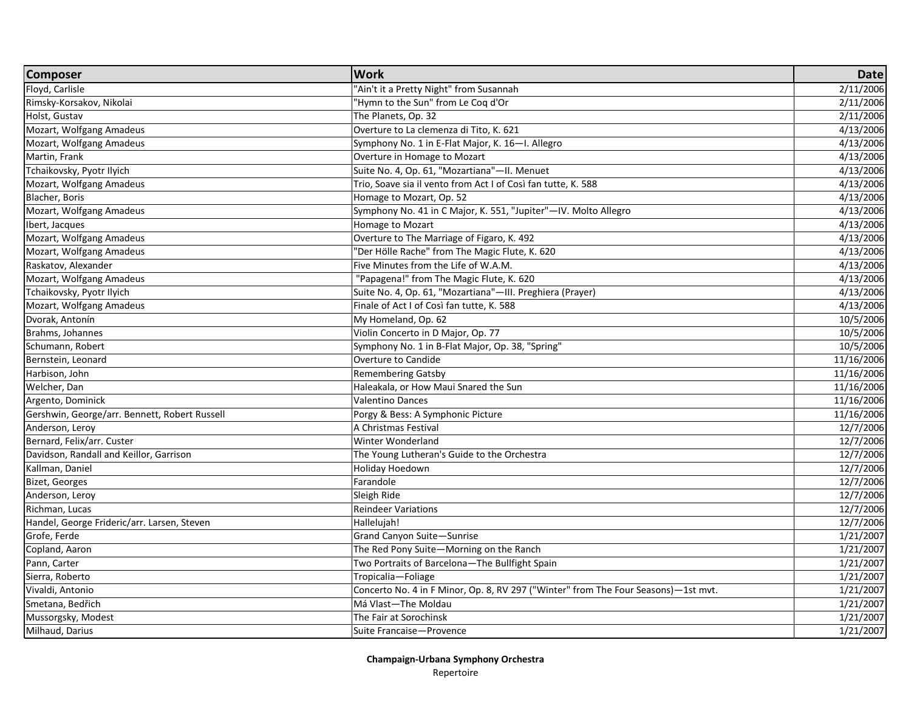| Composer | Work | Date |
|---|---|---|
| Floyd, Carlisle | "Ain't it a Pretty Night" from Susannah | 2/11/2006 |
| Rimsky-Korsakov, Nikolai | "Hymn to the Sun" from Le Coq d'Or | 2/11/2006 |
| Holst, Gustav | The Planets, Op. 32 | 2/11/2006 |
| Mozart, Wolfgang Amadeus | Overture to La clemenza di Tito, K. 621 | 4/13/2006 |
| Mozart, Wolfgang Amadeus | Symphony No. 1 in E-Flat Major, K. 16—I. Allegro | 4/13/2006 |
| Martin, Frank | Overture in Homage to Mozart | 4/13/2006 |
| Tchaikovsky, Pyotr Ilyich | Suite No. 4, Op. 61, "Mozartiana"—II. Menuet | 4/13/2006 |
| Mozart, Wolfgang Amadeus | Trio, Soave sia il vento from Act I of Così fan tutte, K. 588 | 4/13/2006 |
| Blacher, Boris | Homage to Mozart, Op. 52 | 4/13/2006 |
| Mozart, Wolfgang Amadeus | Symphony No. 41 in C Major, K. 551, "Jupiter"—IV. Molto Allegro | 4/13/2006 |
| Ibert, Jacques | Homage to Mozart | 4/13/2006 |
| Mozart, Wolfgang Amadeus | Overture to The Marriage of Figaro, K. 492 | 4/13/2006 |
| Mozart, Wolfgang Amadeus | "Der Hölle Rache" from The Magic Flute, K. 620 | 4/13/2006 |
| Raskatov, Alexander | Five Minutes from the Life of W.A.M. | 4/13/2006 |
| Mozart, Wolfgang Amadeus | "Papagena!" from The Magic Flute, K. 620 | 4/13/2006 |
| Tchaikovsky, Pyotr Ilyich | Suite No. 4, Op. 61, "Mozartiana"—III. Preghiera (Prayer) | 4/13/2006 |
| Mozart, Wolfgang Amadeus | Finale of Act I of Così fan tutte, K. 588 | 4/13/2006 |
| Dvorak, Antonín | My Homeland, Op. 62 | 10/5/2006 |
| Brahms, Johannes | Violin Concerto in D Major, Op. 77 | 10/5/2006 |
| Schumann, Robert | Symphony No. 1 in B-Flat Major, Op. 38, "Spring" | 10/5/2006 |
| Bernstein, Leonard | Overture to Candide | 11/16/2006 |
| Harbison, John | Remembering Gatsby | 11/16/2006 |
| Welcher, Dan | Haleakala, or How Maui Snared the Sun | 11/16/2006 |
| Argento, Dominick | Valentino Dances | 11/16/2006 |
| Gershwin, George/arr. Bennett, Robert Russell | Porgy & Bess: A Symphonic Picture | 11/16/2006 |
| Anderson, Leroy | A Christmas Festival | 12/7/2006 |
| Bernard, Felix/arr. Custer | Winter Wonderland | 12/7/2006 |
| Davidson, Randall and Keillor, Garrison | The Young Lutheran's Guide to the Orchestra | 12/7/2006 |
| Kallman, Daniel | Holiday Hoedown | 12/7/2006 |
| Bizet, Georges | Farandole | 12/7/2006 |
| Anderson, Leroy | Sleigh Ride | 12/7/2006 |
| Richman, Lucas | Reindeer Variations | 12/7/2006 |
| Handel, George Frideric/arr. Larsen, Steven | Hallelujah! | 12/7/2006 |
| Grofe, Ferde | Grand Canyon Suite—Sunrise | 1/21/2007 |
| Copland, Aaron | The Red Pony Suite—Morning on the Ranch | 1/21/2007 |
| Pann, Carter | Two Portraits of Barcelona—The Bullfight Spain | 1/21/2007 |
| Sierra, Roberto | Tropicalia—Foliage | 1/21/2007 |
| Vivaldi, Antonio | Concerto No. 4 in F Minor, Op. 8, RV 297 ("Winter" from The Four Seasons)—1st mvt. | 1/21/2007 |
| Smetana, Bedřich | Má Vlast—The Moldau | 1/21/2007 |
| Mussorgsky, Modest | The Fair at Sorochinsk | 1/21/2007 |
| Milhaud, Darius | Suite Francaise—Provence | 1/21/2007 |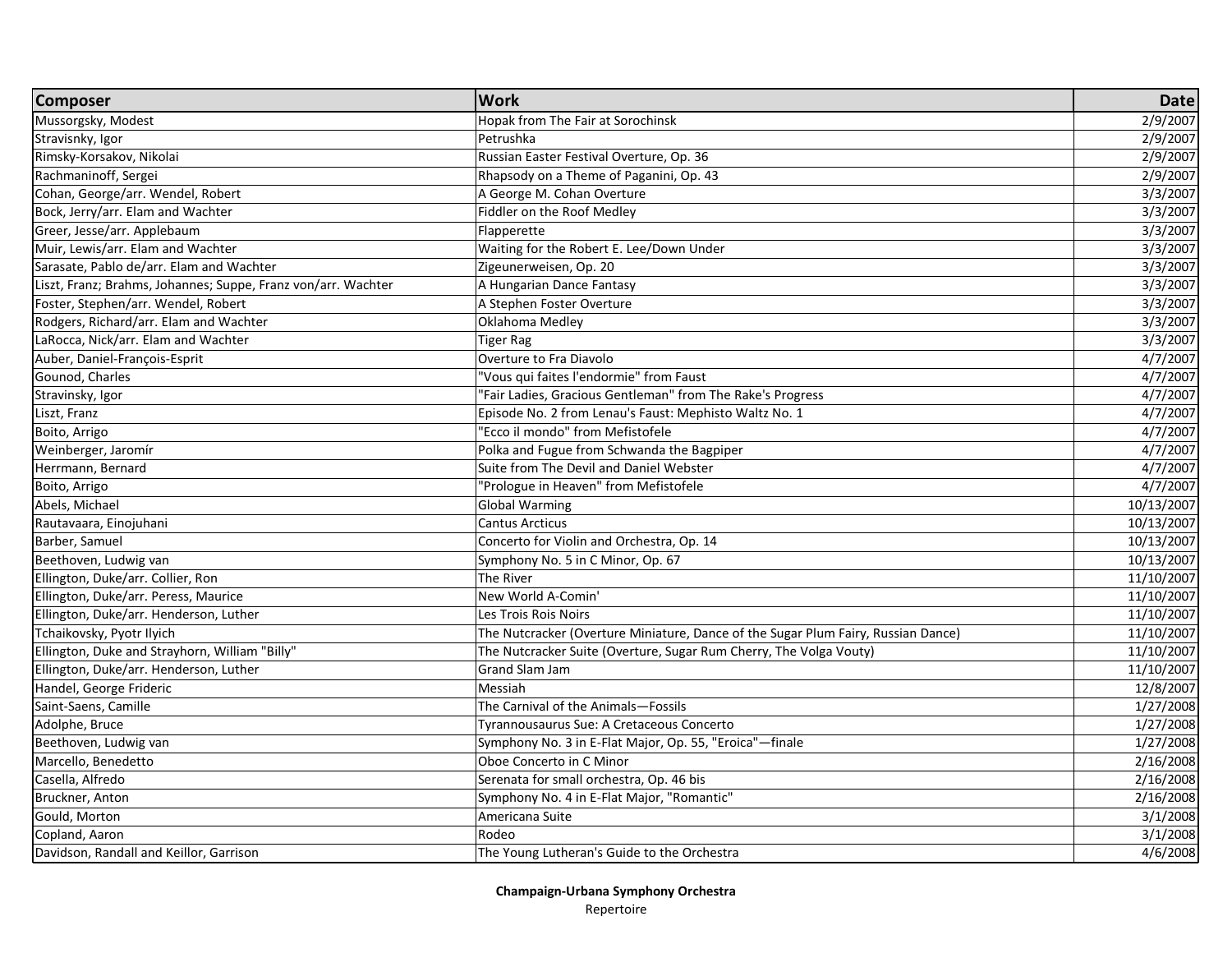| Composer | Work | Date |
|---|---|---|
| Mussorgsky, Modest | Hopak from The Fair at Sorochinsk | 2/9/2007 |
| Stravisnky, Igor | Petrushka | 2/9/2007 |
| Rimsky-Korsakov, Nikolai | Russian Easter Festival Overture, Op. 36 | 2/9/2007 |
| Rachmaninoff, Sergei | Rhapsody on a Theme of Paganini, Op. 43 | 2/9/2007 |
| Cohan, George/arr. Wendel, Robert | A George M. Cohan Overture | 3/3/2007 |
| Bock, Jerry/arr. Elam and Wachter | Fiddler on the Roof Medley | 3/3/2007 |
| Greer, Jesse/arr. Applebaum | Flapperette | 3/3/2007 |
| Muir, Lewis/arr. Elam and Wachter | Waiting for the Robert E. Lee/Down Under | 3/3/2007 |
| Sarasate, Pablo de/arr. Elam and Wachter | Zigeunerweisen, Op. 20 | 3/3/2007 |
| Liszt, Franz; Brahms, Johannes; Suppe, Franz von/arr. Wachter | A Hungarian Dance Fantasy | 3/3/2007 |
| Foster, Stephen/arr. Wendel, Robert | A Stephen Foster Overture | 3/3/2007 |
| Rodgers, Richard/arr. Elam and Wachter | Oklahoma Medley | 3/3/2007 |
| LaRocca, Nick/arr. Elam and Wachter | Tiger Rag | 3/3/2007 |
| Auber, Daniel-François-Esprit | Overture to Fra Diavolo | 4/7/2007 |
| Gounod, Charles | "Vous qui faites l'endormie" from Faust | 4/7/2007 |
| Stravinsky, Igor | "Fair Ladies, Gracious Gentleman" from The Rake's Progress | 4/7/2007 |
| Liszt, Franz | Episode No. 2 from Lenau's Faust: Mephisto Waltz No. 1 | 4/7/2007 |
| Boito, Arrigo | "Ecco il mondo" from Mefistofele | 4/7/2007 |
| Weinberger, Jaromír | Polka and Fugue from Schwanda the Bagpiper | 4/7/2007 |
| Herrmann, Bernard | Suite from The Devil and Daniel Webster | 4/7/2007 |
| Boito, Arrigo | "Prologue in Heaven" from Mefistofele | 4/7/2007 |
| Abels, Michael | Global Warming | 10/13/2007 |
| Rautavaara, Einojuhani | Cantus Arcticus | 10/13/2007 |
| Barber, Samuel | Concerto for Violin and Orchestra, Op. 14 | 10/13/2007 |
| Beethoven, Ludwig van | Symphony No. 5 in C Minor, Op. 67 | 10/13/2007 |
| Ellington, Duke/arr. Collier, Ron | The River | 11/10/2007 |
| Ellington, Duke/arr. Peress, Maurice | New World A-Comin' | 11/10/2007 |
| Ellington, Duke/arr. Henderson, Luther | Les Trois Rois Noirs | 11/10/2007 |
| Tchaikovsky, Pyotr Ilyich | The Nutcracker (Overture Miniature, Dance of the Sugar Plum Fairy, Russian Dance) | 11/10/2007 |
| Ellington, Duke and Strayhorn, William "Billy" | The Nutcracker Suite (Overture, Sugar Rum Cherry, The Volga Vouty) | 11/10/2007 |
| Ellington, Duke/arr. Henderson, Luther | Grand Slam Jam | 11/10/2007 |
| Handel, George Frideric | Messiah | 12/8/2007 |
| Saint-Saens, Camille | The Carnival of the Animals—Fossils | 1/27/2008 |
| Adolphe, Bruce | Tyrannousaurus Sue: A Cretaceous Concerto | 1/27/2008 |
| Beethoven, Ludwig van | Symphony No. 3 in E-Flat Major, Op. 55, "Eroica"—finale | 1/27/2008 |
| Marcello, Benedetto | Oboe Concerto in C Minor | 2/16/2008 |
| Casella, Alfredo | Serenata for small orchestra, Op. 46 bis | 2/16/2008 |
| Bruckner, Anton | Symphony No. 4 in E-Flat Major, "Romantic" | 2/16/2008 |
| Gould, Morton | Americana Suite | 3/1/2008 |
| Copland, Aaron | Rodeo | 3/1/2008 |
| Davidson, Randall and Keillor, Garrison | The Young Lutheran's Guide to the Orchestra | 4/6/2008 |

**Champaign-Urbana Symphony Orchestra**
Repertoire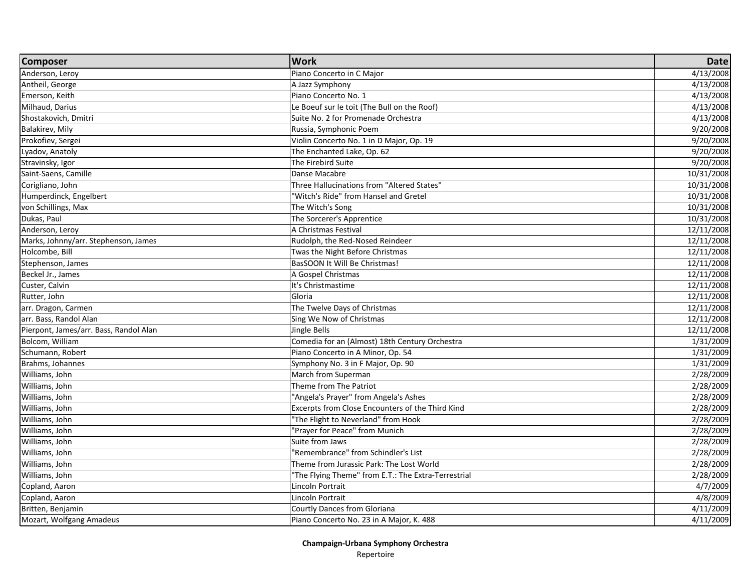| Composer | Work | Date |
| --- | --- | ---: |
| Anderson, Leroy | Piano Concerto in C Major | 4/13/2008 |
| Antheil, George | A Jazz Symphony | 4/13/2008 |
| Emerson, Keith | Piano Concerto No. 1 | 4/13/2008 |
| Milhaud, Darius | Le Boeuf sur le toit (The Bull on the Roof) | 4/13/2008 |
| Shostakovich, Dmitri | Suite No. 2 for Promenade Orchestra | 4/13/2008 |
| Balakirev, Mily | Russia, Symphonic Poem | 9/20/2008 |
| Prokofiev, Sergei | Violin Concerto No. 1 in D Major, Op. 19 | 9/20/2008 |
| Lyadov, Anatoly | The Enchanted Lake, Op. 62 | 9/20/2008 |
| Stravinsky, Igor | The Firebird Suite | 9/20/2008 |
| Saint-Saens, Camille | Danse Macabre | 10/31/2008 |
| Corigliano, John | Three Hallucinations from "Altered States" | 10/31/2008 |
| Humperdinck, Engelbert | "Witch's Ride" from Hansel and Gretel | 10/31/2008 |
| von Schillings, Max | The Witch's Song | 10/31/2008 |
| Dukas, Paul | The Sorcerer's Apprentice | 10/31/2008 |
| Anderson, Leroy | A Christmas Festival | 12/11/2008 |
| Marks, Johnny/arr. Stephenson, James | Rudolph, the Red-Nosed Reindeer | 12/11/2008 |
| Holcombe, Bill | Twas the Night Before Christmas | 12/11/2008 |
| Stephenson, James | BasSOON It Will Be Christmas! | 12/11/2008 |
| Beckel Jr., James | A Gospel Christmas | 12/11/2008 |
| Custer, Calvin | It's Christmastime | 12/11/2008 |
| Rutter, John | Gloria | 12/11/2008 |
| arr. Dragon, Carmen | The Twelve Days of Christmas | 12/11/2008 |
| arr. Bass, Randol Alan | Sing We Now of Christmas | 12/11/2008 |
| Pierpont, James/arr. Bass, Randol Alan | Jingle Bells | 12/11/2008 |
| Bolcom, William | Comedia for an (Almost) 18th Century Orchestra | 1/31/2009 |
| Schumann, Robert | Piano Concerto in A Minor, Op. 54 | 1/31/2009 |
| Brahms, Johannes | Symphony No. 3 in F Major, Op. 90 | 1/31/2009 |
| Williams, John | March from Superman | 2/28/2009 |
| Williams, John | Theme from The Patriot | 2/28/2009 |
| Williams, John | "Angela's Prayer" from Angela's Ashes | 2/28/2009 |
| Williams, John | Excerpts from Close Encounters of the Third Kind | 2/28/2009 |
| Williams, John | "The Flight to Neverland" from Hook | 2/28/2009 |
| Williams, John | "Prayer for Peace" from Munich | 2/28/2009 |
| Williams, John | Suite from Jaws | 2/28/2009 |
| Williams, John | "Remembrance" from Schindler's List | 2/28/2009 |
| Williams, John | Theme from Jurassic Park: The Lost World | 2/28/2009 |
| Williams, John | "The Flying Theme" from E.T.: The Extra-Terrestrial | 2/28/2009 |
| Copland, Aaron | Lincoln Portrait | 4/7/2009 |
| Copland, Aaron | Lincoln Portrait | 4/8/2009 |
| Britten, Benjamin | Courtly Dances from Gloriana | 4/11/2009 |
| Mozart, Wolfgang Amadeus | Piano Concerto No. 23 in A Major, K. 488 | 4/11/2009 |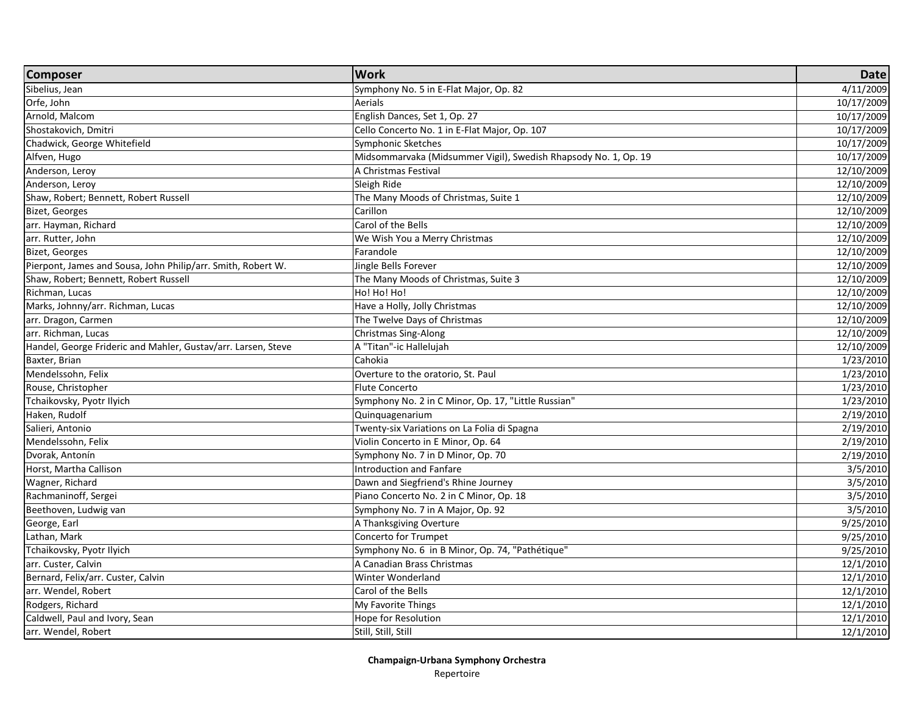| Composer | Work | Date |
|---|---|---|
| Sibelius, Jean | Symphony No. 5 in E-Flat Major, Op. 82 | 4/11/2009 |
| Orfe, John | Aerials | 10/17/2009 |
| Arnold, Malcom | English Dances, Set 1, Op. 27 | 10/17/2009 |
| Shostakovich, Dmitri | Cello Concerto No. 1 in E-Flat Major, Op. 107 | 10/17/2009 |
| Chadwick, George Whitefield | Symphonic Sketches | 10/17/2009 |
| Alfven, Hugo | Midsommarvaka (Midsummer Vigil), Swedish Rhapsody No. 1, Op. 19 | 10/17/2009 |
| Anderson, Leroy | A Christmas Festival | 12/10/2009 |
| Anderson, Leroy | Sleigh Ride | 12/10/2009 |
| Shaw, Robert; Bennett, Robert Russell | The Many Moods of Christmas, Suite 1 | 12/10/2009 |
| Bizet, Georges | Carillon | 12/10/2009 |
| arr. Hayman, Richard | Carol of the Bells | 12/10/2009 |
| arr. Rutter, John | We Wish You a Merry Christmas | 12/10/2009 |
| Bizet, Georges | Farandole | 12/10/2009 |
| Pierpont, James and Sousa, John Philip/arr. Smith, Robert W. | Jingle Bells Forever | 12/10/2009 |
| Shaw, Robert; Bennett, Robert Russell | The Many Moods of Christmas, Suite 3 | 12/10/2009 |
| Richman, Lucas | Ho! Ho! Ho! | 12/10/2009 |
| Marks, Johnny/arr. Richman, Lucas | Have a Holly, Jolly Christmas | 12/10/2009 |
| arr. Dragon, Carmen | The Twelve Days of Christmas | 12/10/2009 |
| arr. Richman, Lucas | Christmas Sing-Along | 12/10/2009 |
| Handel, George Frideric and Mahler, Gustav/arr. Larsen, Steve | A "Titan"-ic Hallelujah | 12/10/2009 |
| Baxter, Brian | Cahokia | 1/23/2010 |
| Mendelssohn, Felix | Overture to the oratorio, St. Paul | 1/23/2010 |
| Rouse, Christopher | Flute Concerto | 1/23/2010 |
| Tchaikovsky, Pyotr Ilyich | Symphony No. 2 in C Minor, Op. 17, "Little Russian" | 1/23/2010 |
| Haken, Rudolf | Quinquagenarium | 2/19/2010 |
| Salieri, Antonio | Twenty-six Variations on La Folia di Spagna | 2/19/2010 |
| Mendelssohn, Felix | Violin Concerto in E Minor, Op. 64 | 2/19/2010 |
| Dvorak, Antonín | Symphony No. 7 in D Minor, Op. 70 | 2/19/2010 |
| Horst, Martha Callison | Introduction and Fanfare | 3/5/2010 |
| Wagner, Richard | Dawn and Siegfriend's Rhine Journey | 3/5/2010 |
| Rachmaninoff, Sergei | Piano Concerto No. 2 in C Minor, Op. 18 | 3/5/2010 |
| Beethoven, Ludwig van | Symphony No. 7 in A Major, Op. 92 | 3/5/2010 |
| George, Earl | A Thanksgiving Overture | 9/25/2010 |
| Lathan, Mark | Concerto for Trumpet | 9/25/2010 |
| Tchaikovsky, Pyotr Ilyich | Symphony No. 6 in B Minor, Op. 74, "Pathétique" | 9/25/2010 |
| arr. Custer, Calvin | A Canadian Brass Christmas | 12/1/2010 |
| Bernard, Felix/arr. Custer, Calvin | Winter Wonderland | 12/1/2010 |
| arr. Wendel, Robert | Carol of the Bells | 12/1/2010 |
| Rodgers, Richard | My Favorite Things | 12/1/2010 |
| Caldwell, Paul and Ivory, Sean | Hope for Resolution | 12/1/2010 |
| arr. Wendel, Robert | Still, Still, Still | 12/1/2010 |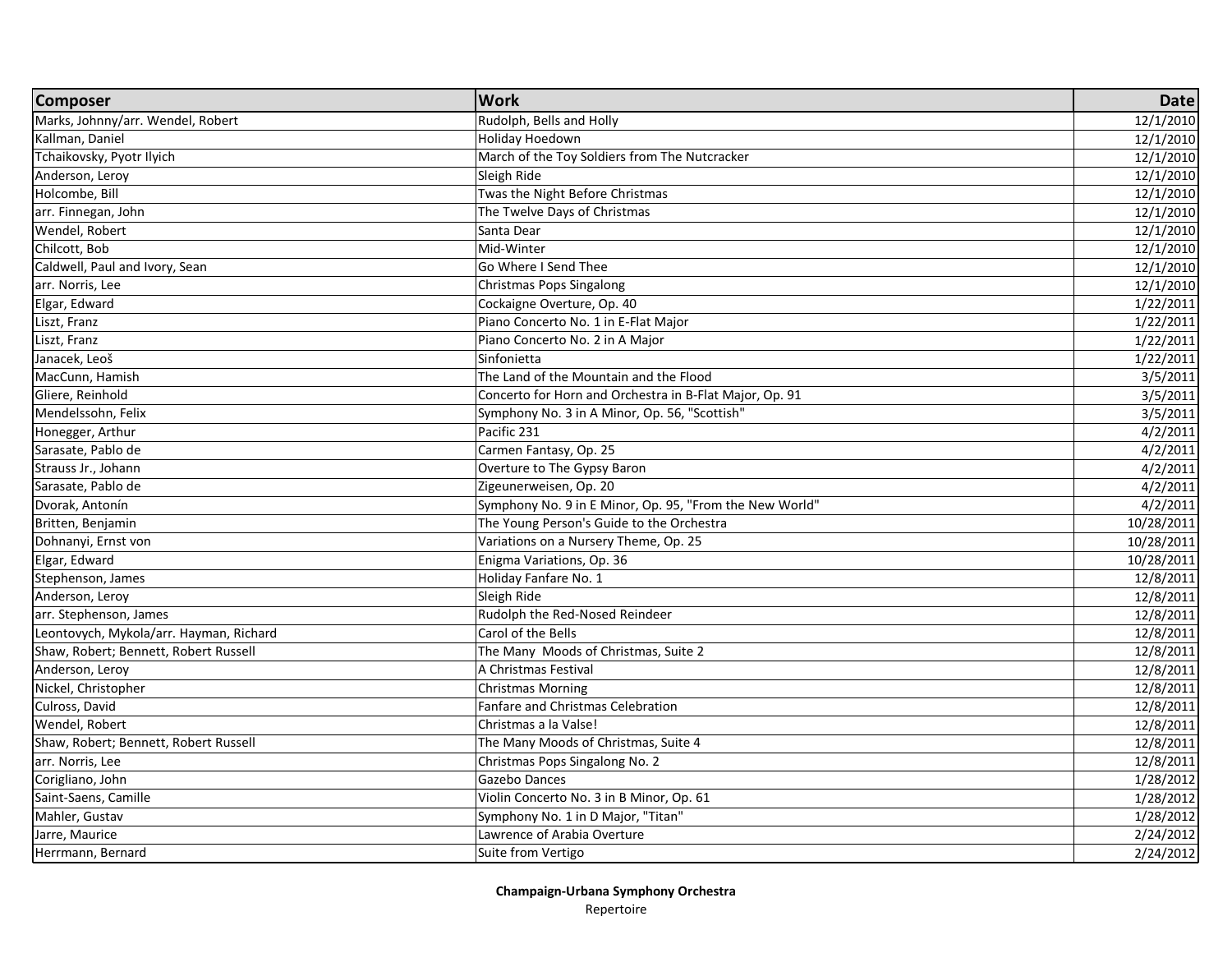| Composer | Work | Date |
|---|---|---|
| Marks, Johnny/arr. Wendel, Robert | Rudolph, Bells and Holly | 12/1/2010 |
| Kallman, Daniel | Holiday Hoedown | 12/1/2010 |
| Tchaikovsky, Pyotr Ilyich | March of the Toy Soldiers from The Nutcracker | 12/1/2010 |
| Anderson, Leroy | Sleigh Ride | 12/1/2010 |
| Holcombe, Bill | Twas the Night Before Christmas | 12/1/2010 |
| arr. Finnegan, John | The Twelve Days of Christmas | 12/1/2010 |
| Wendel, Robert | Santa Dear | 12/1/2010 |
| Chilcott, Bob | Mid-Winter | 12/1/2010 |
| Caldwell, Paul and Ivory, Sean | Go Where I Send Thee | 12/1/2010 |
| arr. Norris, Lee | Christmas Pops Singalong | 12/1/2010 |
| Elgar, Edward | Cockaigne Overture, Op. 40 | 1/22/2011 |
| Liszt, Franz | Piano Concerto No. 1 in E-Flat Major | 1/22/2011 |
| Liszt, Franz | Piano Concerto No. 2 in A Major | 1/22/2011 |
| Janacek, Leoš | Sinfonietta | 1/22/2011 |
| MacCunn, Hamish | The Land of the Mountain and the Flood | 3/5/2011 |
| Gliere, Reinhold | Concerto for Horn and Orchestra in B-Flat Major, Op. 91 | 3/5/2011 |
| Mendelssohn, Felix | Symphony No. 3 in A Minor, Op. 56, "Scottish" | 3/5/2011 |
| Honegger, Arthur | Pacific 231 | 4/2/2011 |
| Sarasate, Pablo de | Carmen Fantasy, Op. 25 | 4/2/2011 |
| Strauss Jr., Johann | Overture to The Gypsy Baron | 4/2/2011 |
| Sarasate, Pablo de | Zigeunerweisen, Op. 20 | 4/2/2011 |
| Dvorak, Antonín | Symphony No. 9 in E Minor, Op. 95, "From the New World" | 4/2/2011 |
| Britten, Benjamin | The Young Person's Guide to the Orchestra | 10/28/2011 |
| Dohnanyi, Ernst von | Variations on a Nursery Theme, Op. 25 | 10/28/2011 |
| Elgar, Edward | Enigma Variations, Op. 36 | 10/28/2011 |
| Stephenson, James | Holiday Fanfare No. 1 | 12/8/2011 |
| Anderson, Leroy | Sleigh Ride | 12/8/2011 |
| arr. Stephenson, James | Rudolph the Red-Nosed Reindeer | 12/8/2011 |
| Leontovych, Mykola/arr. Hayman, Richard | Carol of the Bells | 12/8/2011 |
| Shaw, Robert; Bennett, Robert Russell | The Many Moods of Christmas, Suite 2 | 12/8/2011 |
| Anderson, Leroy | A Christmas Festival | 12/8/2011 |
| Nickel, Christopher | Christmas Morning | 12/8/2011 |
| Culross, David | Fanfare and Christmas Celebration | 12/8/2011 |
| Wendel, Robert | Christmas a la Valse! | 12/8/2011 |
| Shaw, Robert; Bennett, Robert Russell | The Many Moods of Christmas, Suite 4 | 12/8/2011 |
| arr. Norris, Lee | Christmas Pops Singalong No. 2 | 12/8/2011 |
| Corigliano, John | Gazebo Dances | 1/28/2012 |
| Saint-Saens, Camille | Violin Concerto No. 3 in B Minor, Op. 61 | 1/28/2012 |
| Mahler, Gustav | Symphony No. 1 in D Major, "Titan" | 1/28/2012 |
| Jarre, Maurice | Lawrence of Arabia Overture | 2/24/2012 |
| Herrmann, Bernard | Suite from Vertigo | 2/24/2012 |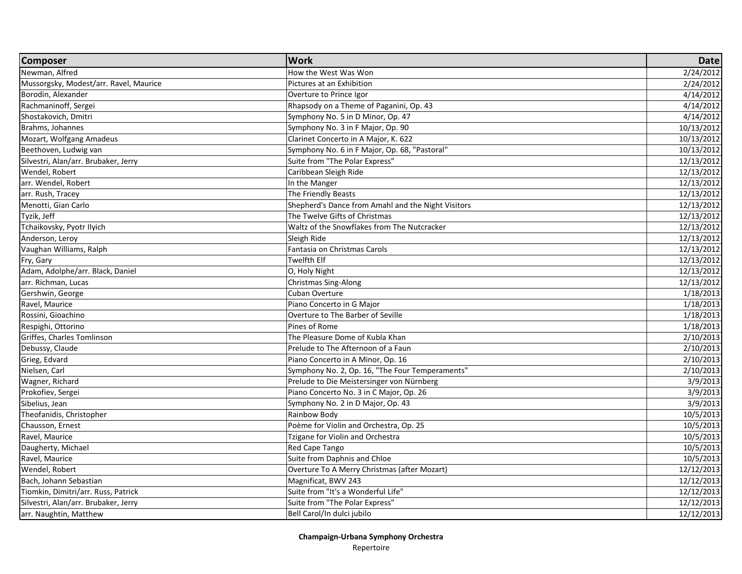| Composer | Work | Date |
|---|---|---|
| Newman, Alfred | How the West Was Won | 2/24/2012 |
| Mussorgsky, Modest/arr. Ravel, Maurice | Pictures at an Exhibition | 2/24/2012 |
| Borodin, Alexander | Overture to Prince Igor | 4/14/2012 |
| Rachmaninoff, Sergei | Rhapsody on a Theme of Paganini, Op. 43 | 4/14/2012 |
| Shostakovich, Dmitri | Symphony No. 5 in D Minor, Op. 47 | 4/14/2012 |
| Brahms, Johannes | Symphony No. 3 in F Major, Op. 90 | 10/13/2012 |
| Mozart, Wolfgang Amadeus | Clarinet Concerto in A Major, K. 622 | 10/13/2012 |
| Beethoven, Ludwig van | Symphony No. 6 in F Major, Op. 68, "Pastoral" | 10/13/2012 |
| Silvestri, Alan/arr. Brubaker, Jerry | Suite from "The Polar Express" | 12/13/2012 |
| Wendel, Robert | Caribbean Sleigh Ride | 12/13/2012 |
| arr. Wendel, Robert | In the Manger | 12/13/2012 |
| arr. Rush, Tracey | The Friendly Beasts | 12/13/2012 |
| Menotti, Gian Carlo | Shepherd's Dance from Amahl and the Night Visitors | 12/13/2012 |
| Tyzik, Jeff | The Twelve Gifts of Christmas | 12/13/2012 |
| Tchaikovsky, Pyotr Ilyich | Waltz of the Snowflakes from The Nutcracker | 12/13/2012 |
| Anderson, Leroy | Sleigh Ride | 12/13/2012 |
| Vaughan Williams, Ralph | Fantasia on Christmas Carols | 12/13/2012 |
| Fry, Gary | Twelfth Elf | 12/13/2012 |
| Adam, Adolphe/arr. Black, Daniel | O, Holy Night | 12/13/2012 |
| arr. Richman, Lucas | Christmas Sing-Along | 12/13/2012 |
| Gershwin, George | Cuban Overture | 1/18/2013 |
| Ravel, Maurice | Piano Concerto in G Major | 1/18/2013 |
| Rossini, Gioachino | Overture to The Barber of Seville | 1/18/2013 |
| Respighi, Ottorino | Pines of Rome | 1/18/2013 |
| Griffes, Charles Tomlinson | The Pleasure Dome of Kubla Khan | 2/10/2013 |
| Debussy, Claude | Prelude to The Afternoon of a Faun | 2/10/2013 |
| Grieg, Edvard | Piano Concerto in A Minor, Op. 16 | 2/10/2013 |
| Nielsen, Carl | Symphony No. 2, Op. 16, "The Four Temperaments" | 2/10/2013 |
| Wagner, Richard | Prelude to Die Meistersinger von Nürnberg | 3/9/2013 |
| Prokofiev, Sergei | Piano Concerto No. 3 in C Major, Op. 26 | 3/9/2013 |
| Sibelius, Jean | Symphony No. 2 in D Major, Op. 43 | 3/9/2013 |
| Theofanidis, Christopher | Rainbow Body | 10/5/2013 |
| Chausson, Ernest | Poème for Violin and Orchestra, Op. 25 | 10/5/2013 |
| Ravel, Maurice | Tzigane for Violin and Orchestra | 10/5/2013 |
| Daugherty, Michael | Red Cape Tango | 10/5/2013 |
| Ravel, Maurice | Suite from Daphnis and Chloe | 10/5/2013 |
| Wendel, Robert | Overture To A Merry Christmas (after Mozart) | 12/12/2013 |
| Bach, Johann Sebastian | Magnificat, BWV 243 | 12/12/2013 |
| Tiomkin, Dimitri/arr. Russ, Patrick | Suite from "It's a Wonderful Life" | 12/12/2013 |
| Silvestri, Alan/arr. Brubaker, Jerry | Suite from "The Polar Express" | 12/12/2013 |
| arr. Naughtin, Matthew | Bell Carol/In dulci jubilo | 12/12/2013 |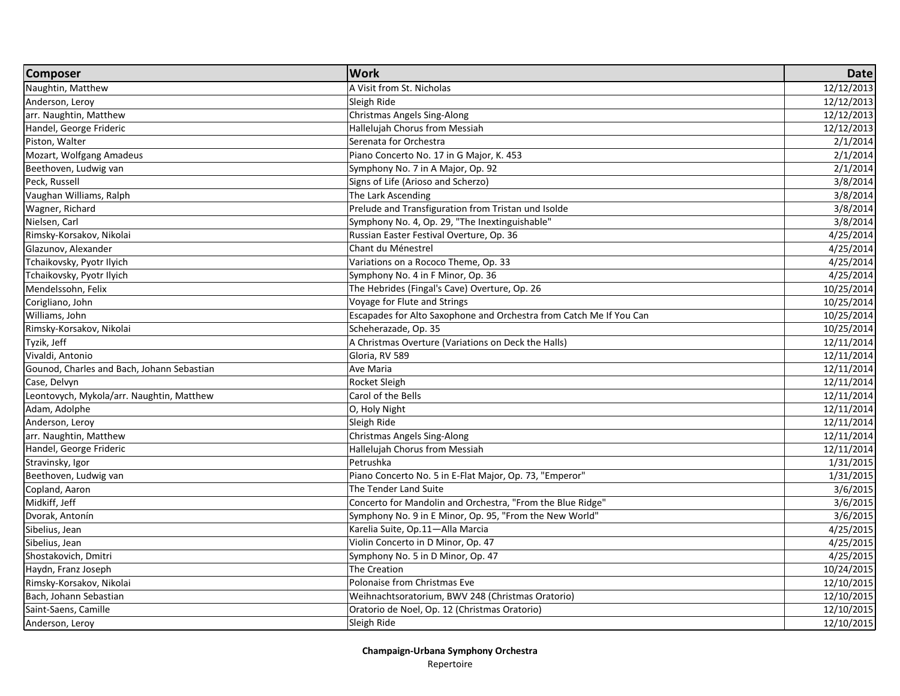| Composer | Work | Date |
|---|---|---|
| Naughtin, Matthew | A Visit from St. Nicholas | 12/12/2013 |
| Anderson, Leroy | Sleigh Ride | 12/12/2013 |
| arr. Naughtin, Matthew | Christmas Angels Sing-Along | 12/12/2013 |
| Handel, George Frideric | Hallelujah Chorus from Messiah | 12/12/2013 |
| Piston, Walter | Serenata for Orchestra | 2/1/2014 |
| Mozart, Wolfgang Amadeus | Piano Concerto No. 17 in G Major, K. 453 | 2/1/2014 |
| Beethoven, Ludwig van | Symphony No. 7 in A Major, Op. 92 | 2/1/2014 |
| Peck, Russell | Signs of Life (Arioso and Scherzo) | 3/8/2014 |
| Vaughan Williams, Ralph | The Lark Ascending | 3/8/2014 |
| Wagner, Richard | Prelude and Transfiguration from Tristan und Isolde | 3/8/2014 |
| Nielsen, Carl | Symphony No. 4, Op. 29, "The Inextinguishable" | 3/8/2014 |
| Rimsky-Korsakov, Nikolai | Russian Easter Festival Overture, Op. 36 | 4/25/2014 |
| Glazunov, Alexander | Chant du Ménestrel | 4/25/2014 |
| Tchaikovsky, Pyotr Ilyich | Variations on a Rococo Theme, Op. 33 | 4/25/2014 |
| Tchaikovsky, Pyotr Ilyich | Symphony No. 4 in F Minor, Op. 36 | 4/25/2014 |
| Mendelssohn, Felix | The Hebrides (Fingal's Cave) Overture, Op. 26 | 10/25/2014 |
| Corigliano, John | Voyage for Flute and Strings | 10/25/2014 |
| Williams, John | Escapades for Alto Saxophone and Orchestra from Catch Me If You Can | 10/25/2014 |
| Rimsky-Korsakov, Nikolai | Scheherazade, Op. 35 | 10/25/2014 |
| Tyzik, Jeff | A Christmas Overture (Variations on Deck the Halls) | 12/11/2014 |
| Vivaldi, Antonio | Gloria, RV 589 | 12/11/2014 |
| Gounod, Charles and Bach, Johann Sebastian | Ave Maria | 12/11/2014 |
| Case, Delvyn | Rocket Sleigh | 12/11/2014 |
| Leontovych, Mykola/arr. Naughtin, Matthew | Carol of the Bells | 12/11/2014 |
| Adam, Adolphe | O, Holy Night | 12/11/2014 |
| Anderson, Leroy | Sleigh Ride | 12/11/2014 |
| arr. Naughtin, Matthew | Christmas Angels Sing-Along | 12/11/2014 |
| Handel, George Frideric | Hallelujah Chorus from Messiah | 12/11/2014 |
| Stravinsky, Igor | Petrushka | 1/31/2015 |
| Beethoven, Ludwig van | Piano Concerto No. 5 in E-Flat Major, Op. 73, "Emperor" | 1/31/2015 |
| Copland, Aaron | The Tender Land Suite | 3/6/2015 |
| Midkiff, Jeff | Concerto for Mandolin and Orchestra, "From the Blue Ridge" | 3/6/2015 |
| Dvorak, Antonín | Symphony No. 9 in E Minor, Op. 95, "From the New World" | 3/6/2015 |
| Sibelius, Jean | Karelia Suite, Op.11—Alla Marcia | 4/25/2015 |
| Sibelius, Jean | Violin Concerto in D Minor, Op. 47 | 4/25/2015 |
| Shostakovich, Dmitri | Symphony No. 5 in D Minor, Op. 47 | 4/25/2015 |
| Haydn, Franz Joseph | The Creation | 10/24/2015 |
| Rimsky-Korsakov, Nikolai | Polonaise from Christmas Eve | 12/10/2015 |
| Bach, Johann Sebastian | Weihnachtsoratorium, BWV 248 (Christmas Oratorio) | 12/10/2015 |
| Saint-Saens, Camille | Oratorio de Noel, Op. 12 (Christmas Oratorio) | 12/10/2015 |
| Anderson, Leroy | Sleigh Ride | 12/10/2015 |

**Champaign-Urbana Symphony Orchestra**
Repertoire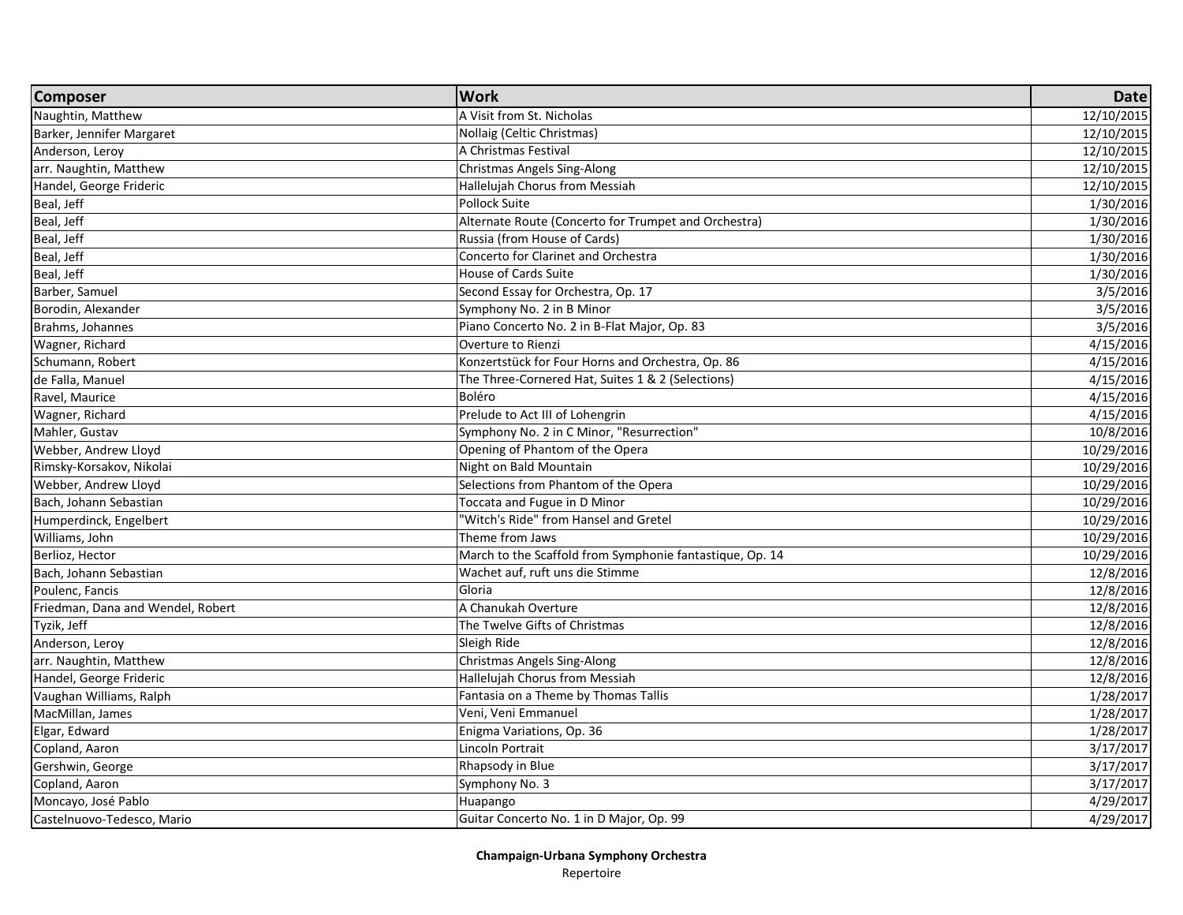| Composer | Work | Date |
|---|---|---|
| Naughtin, Matthew | A Visit from St. Nicholas | 12/10/2015 |
| Barker, Jennifer Margaret | Nollaig (Celtic Christmas) | 12/10/2015 |
| Anderson, Leroy | A Christmas Festival | 12/10/2015 |
| arr. Naughtin, Matthew | Christmas Angels Sing-Along | 12/10/2015 |
| Handel, George Frideric | Hallelujah Chorus from Messiah | 12/10/2015 |
| Beal, Jeff | Pollock Suite | 1/30/2016 |
| Beal, Jeff | Alternate Route (Concerto for Trumpet and Orchestra) | 1/30/2016 |
| Beal, Jeff | Russia (from House of Cards) | 1/30/2016 |
| Beal, Jeff | Concerto for Clarinet and Orchestra | 1/30/2016 |
| Beal, Jeff | House of Cards Suite | 1/30/2016 |
| Barber, Samuel | Second Essay for Orchestra, Op. 17 | 3/5/2016 |
| Borodin, Alexander | Symphony No. 2 in B Minor | 3/5/2016 |
| Brahms, Johannes | Piano Concerto No. 2 in B-Flat Major, Op. 83 | 3/5/2016 |
| Wagner, Richard | Overture to Rienzi | 4/15/2016 |
| Schumann, Robert | Konzertstück for Four Horns and Orchestra, Op. 86 | 4/15/2016 |
| de Falla, Manuel | The Three-Cornered Hat, Suites 1 & 2 (Selections) | 4/15/2016 |
| Ravel, Maurice | Boléro | 4/15/2016 |
| Wagner, Richard | Prelude to Act III of Lohengrin | 4/15/2016 |
| Mahler, Gustav | Symphony No. 2 in C Minor, "Resurrection" | 10/8/2016 |
| Webber, Andrew Lloyd | Opening of Phantom of the Opera | 10/29/2016 |
| Rimsky-Korsakov, Nikolai | Night on Bald Mountain | 10/29/2016 |
| Webber, Andrew Lloyd | Selections from Phantom of the Opera | 10/29/2016 |
| Bach, Johann Sebastian | Toccata and Fugue in D Minor | 10/29/2016 |
| Humperdinck, Engelbert | "Witch's Ride" from Hansel and Gretel | 10/29/2016 |
| Williams, John | Theme from Jaws | 10/29/2016 |
| Berlioz, Hector | March to the Scaffold from Symphonie fantastique, Op. 14 | 10/29/2016 |
| Bach, Johann Sebastian | Wachet auf, ruft uns die Stimme | 12/8/2016 |
| Poulenc, Fancis | Gloria | 12/8/2016 |
| Friedman, Dana and Wendel, Robert | A Chanukah Overture | 12/8/2016 |
| Tyzik, Jeff | The Twelve Gifts of Christmas | 12/8/2016 |
| Anderson, Leroy | Sleigh Ride | 12/8/2016 |
| arr. Naughtin, Matthew | Christmas Angels Sing-Along | 12/8/2016 |
| Handel, George Frideric | Hallelujah Chorus from Messiah | 12/8/2016 |
| Vaughan Williams, Ralph | Fantasia on a Theme by Thomas Tallis | 1/28/2017 |
| MacMillan, James | Veni, Veni Emmanuel | 1/28/2017 |
| Elgar, Edward | Enigma Variations, Op. 36 | 1/28/2017 |
| Copland, Aaron | Lincoln Portrait | 3/17/2017 |
| Gershwin, George | Rhapsody in Blue | 3/17/2017 |
| Copland, Aaron | Symphony No. 3 | 3/17/2017 |
| Moncayo, José Pablo | Huapango | 4/29/2017 |
| Castelnuovo-Tedesco, Mario | Guitar Concerto No. 1 in D Major, Op. 99 | 4/29/2017 |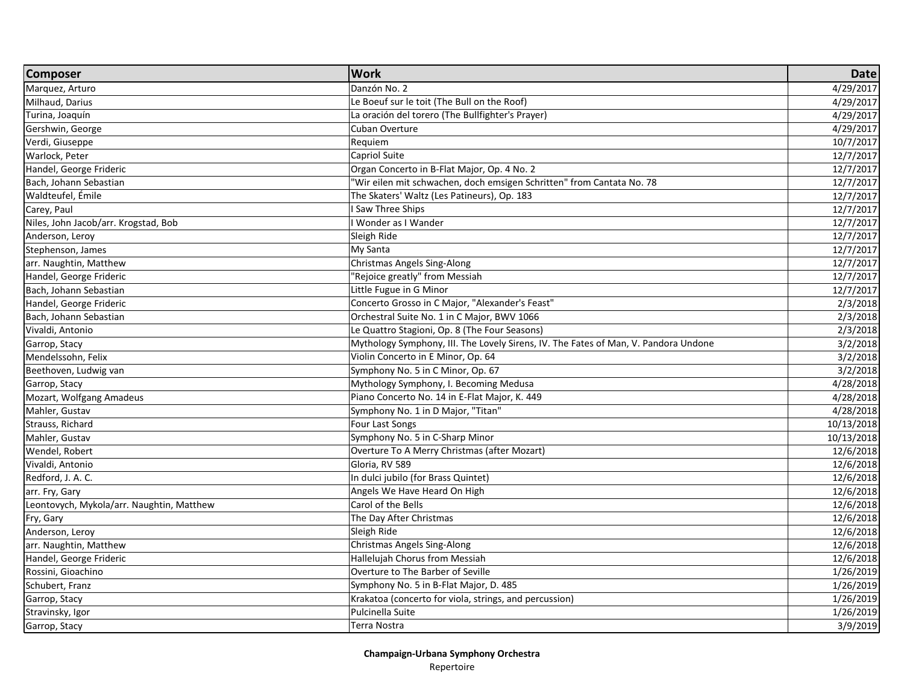| Composer | Work | Date |
| --- | --- | --- |
| Marquez, Arturo | Danzón No. 2 | 4/29/2017 |
| Milhaud, Darius | Le Boeuf sur le toit (The Bull on the Roof) | 4/29/2017 |
| Turina, Joaquín | La oración del torero (The Bullfighter's Prayer) | 4/29/2017 |
| Gershwin, George | Cuban Overture | 4/29/2017 |
| Verdi, Giuseppe | Requiem | 10/7/2017 |
| Warlock, Peter | Capriol Suite | 12/7/2017 |
| Handel, George Frideric | Organ Concerto in B-Flat Major, Op. 4 No. 2 | 12/7/2017 |
| Bach, Johann Sebastian | "Wir eilen mit schwachen, doch emsigen Schritten" from Cantata No. 78 | 12/7/2017 |
| Waldteufel, Émile | The Skaters' Waltz (Les Patineurs), Op. 183 | 12/7/2017 |
| Carey, Paul | I Saw Three Ships | 12/7/2017 |
| Niles, John Jacob/arr. Krogstad, Bob | I Wonder as I Wander | 12/7/2017 |
| Anderson, Leroy | Sleigh Ride | 12/7/2017 |
| Stephenson, James | My Santa | 12/7/2017 |
| arr. Naughtin, Matthew | Christmas Angels Sing-Along | 12/7/2017 |
| Handel, George Frideric | "Rejoice greatly" from Messiah | 12/7/2017 |
| Bach, Johann Sebastian | Little Fugue in G Minor | 12/7/2017 |
| Handel, George Frideric | Concerto Grosso in C Major, "Alexander's Feast" | 2/3/2018 |
| Bach, Johann Sebastian | Orchestral Suite No. 1 in C Major, BWV 1066 | 2/3/2018 |
| Vivaldi, Antonio | Le Quattro Stagioni, Op. 8 (The Four Seasons) | 2/3/2018 |
| Garrop, Stacy | Mythology Symphony, III. The Lovely Sirens, IV. The Fates of Man, V. Pandora Undone | 3/2/2018 |
| Mendelssohn, Felix | Violin Concerto in E Minor, Op. 64 | 3/2/2018 |
| Beethoven, Ludwig van | Symphony No. 5 in C Minor, Op. 67 | 3/2/2018 |
| Garrop, Stacy | Mythology Symphony, I. Becoming Medusa | 4/28/2018 |
| Mozart, Wolfgang Amadeus | Piano Concerto No. 14 in E-Flat Major, K. 449 | 4/28/2018 |
| Mahler, Gustav | Symphony No. 1 in D Major, "Titan" | 4/28/2018 |
| Strauss, Richard | Four Last Songs | 10/13/2018 |
| Mahler, Gustav | Symphony No. 5 in C-Sharp Minor | 10/13/2018 |
| Wendel, Robert | Overture To A Merry Christmas (after Mozart) | 12/6/2018 |
| Vivaldi, Antonio | Gloria, RV 589 | 12/6/2018 |
| Redford, J. A. C. | In dulci jubilo (for Brass Quintet) | 12/6/2018 |
| arr. Fry, Gary | Angels We Have Heard On High | 12/6/2018 |
| Leontovych, Mykola/arr. Naughtin, Matthew | Carol of the Bells | 12/6/2018 |
| Fry, Gary | The Day After Christmas | 12/6/2018 |
| Anderson, Leroy | Sleigh Ride | 12/6/2018 |
| arr. Naughtin, Matthew | Christmas Angels Sing-Along | 12/6/2018 |
| Handel, George Frideric | Hallelujah Chorus from Messiah | 12/6/2018 |
| Rossini, Gioachino | Overture to The Barber of Seville | 1/26/2019 |
| Schubert, Franz | Symphony No. 5 in B-Flat Major, D. 485 | 1/26/2019 |
| Garrop, Stacy | Krakatoa (concerto for viola, strings, and percussion) | 1/26/2019 |
| Stravinsky, Igor | Pulcinella Suite | 1/26/2019 |
| Garrop, Stacy | Terra Nostra | 3/9/2019 |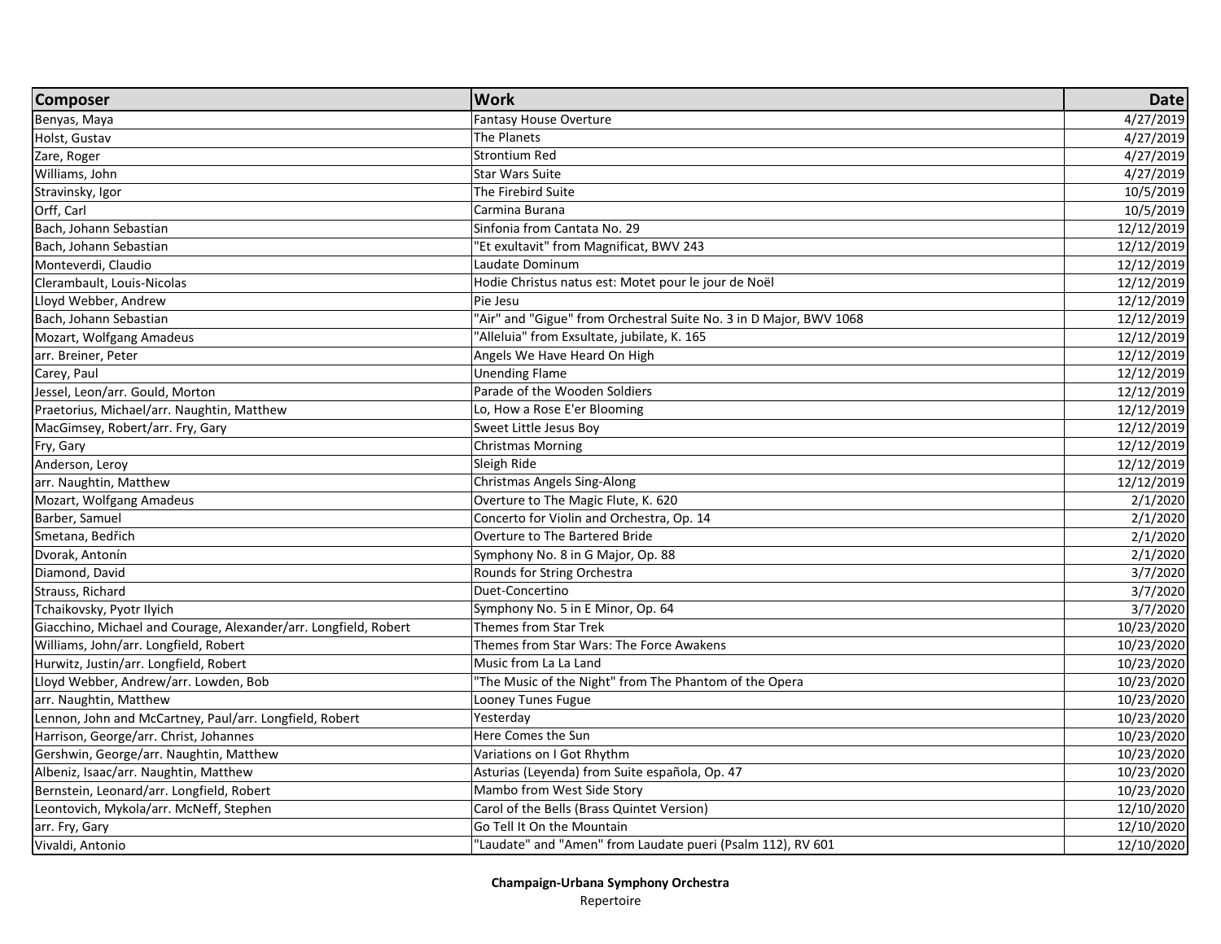| Composer | Work | Date |
| --- | --- | --- |
| Benyas, Maya | Fantasy House Overture | 4/27/2019 |
| Holst, Gustav | The Planets | 4/27/2019 |
| Zare, Roger | Strontium Red | 4/27/2019 |
| Williams, John | Star Wars Suite | 4/27/2019 |
| Stravinsky, Igor | The Firebird Suite | 10/5/2019 |
| Orff, Carl | Carmina Burana | 10/5/2019 |
| Bach, Johann Sebastian | Sinfonia from Cantata No. 29 | 12/12/2019 |
| Bach, Johann Sebastian | "Et exultavit" from Magnificat, BWV 243 | 12/12/2019 |
| Monteverdi, Claudio | Laudate Dominum | 12/12/2019 |
| Clerambault, Louis-Nicolas | Hodie Christus natus est: Motet pour le jour de Noël | 12/12/2019 |
| Lloyd Webber, Andrew | Pie Jesu | 12/12/2019 |
| Bach, Johann Sebastian | "Air" and "Gigue" from Orchestral Suite No. 3 in D Major, BWV 1068 | 12/12/2019 |
| Mozart, Wolfgang Amadeus | "Alleluia" from Exsultate, jubilate, K. 165 | 12/12/2019 |
| arr. Breiner, Peter | Angels We Have Heard On High | 12/12/2019 |
| Carey, Paul | Unending Flame | 12/12/2019 |
| Jessel, Leon/arr. Gould, Morton | Parade of the Wooden Soldiers | 12/12/2019 |
| Praetorius, Michael/arr. Naughtin, Matthew | Lo, How a Rose E'er Blooming | 12/12/2019 |
| MacGimsey, Robert/arr. Fry, Gary | Sweet Little Jesus Boy | 12/12/2019 |
| Fry, Gary | Christmas Morning | 12/12/2019 |
| Anderson, Leroy | Sleigh Ride | 12/12/2019 |
| arr. Naughtin, Matthew | Christmas Angels Sing-Along | 12/12/2019 |
| Mozart, Wolfgang Amadeus | Overture to The Magic Flute, K. 620 | 2/1/2020 |
| Barber, Samuel | Concerto for Violin and Orchestra, Op. 14 | 2/1/2020 |
| Smetana, Bedřich | Overture to The Bartered Bride | 2/1/2020 |
| Dvorak, Antonín | Symphony No. 8 in G Major, Op. 88 | 2/1/2020 |
| Diamond, David | Rounds for String Orchestra | 3/7/2020 |
| Strauss, Richard | Duet-Concertino | 3/7/2020 |
| Tchaikovsky, Pyotr Ilyich | Symphony No. 5 in E Minor, Op. 64 | 3/7/2020 |
| Giacchino, Michael and Courage, Alexander/arr. Longfield, Robert | Themes from Star Trek | 10/23/2020 |
| Williams, John/arr. Longfield, Robert | Themes from Star Wars: The Force Awakens | 10/23/2020 |
| Hurwitz, Justin/arr. Longfield, Robert | Music from La La Land | 10/23/2020 |
| Lloyd Webber, Andrew/arr. Lowden, Bob | "The Music of the Night" from The Phantom of the Opera | 10/23/2020 |
| arr. Naughtin, Matthew | Looney Tunes Fugue | 10/23/2020 |
| Lennon, John and McCartney, Paul/arr. Longfield, Robert | Yesterday | 10/23/2020 |
| Harrison, George/arr. Christ, Johannes | Here Comes the Sun | 10/23/2020 |
| Gershwin, George/arr. Naughtin, Matthew | Variations on I Got Rhythm | 10/23/2020 |
| Albeniz, Isaac/arr. Naughtin, Matthew | Asturias (Leyenda) from Suite española, Op. 47 | 10/23/2020 |
| Bernstein, Leonard/arr. Longfield, Robert | Mambo from West Side Story | 10/23/2020 |
| Leontovich, Mykola/arr. McNeff, Stephen | Carol of the Bells (Brass Quintet Version) | 12/10/2020 |
| arr. Fry, Gary | Go Tell It On the Mountain | 12/10/2020 |
| Vivaldi, Antonio | "Laudate" and "Amen" from Laudate pueri (Psalm 112), RV 601 | 12/10/2020 |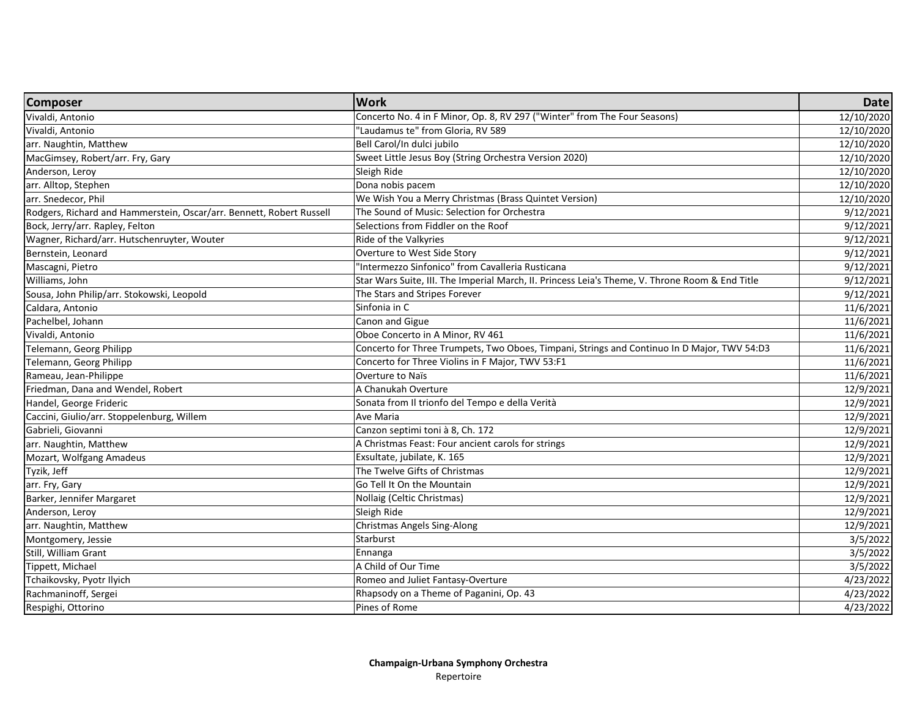| Composer | Work | Date |
|---|---|---|
| Vivaldi, Antonio | Concerto No. 4 in F Minor, Op. 8, RV 297 ("Winter" from The Four Seasons) | 12/10/2020 |
| Vivaldi, Antonio | "Laudamus te" from Gloria, RV 589 | 12/10/2020 |
| arr. Naughtin, Matthew | Bell Carol/In dulci jubilo | 12/10/2020 |
| MacGimsey, Robert/arr. Fry, Gary | Sweet Little Jesus Boy (String Orchestra Version 2020) | 12/10/2020 |
| Anderson, Leroy | Sleigh Ride | 12/10/2020 |
| arr. Alltop, Stephen | Dona nobis pacem | 12/10/2020 |
| arr. Snedecor, Phil | We Wish You a Merry Christmas (Brass Quintet Version) | 12/10/2020 |
| Rodgers, Richard and Hammerstein, Oscar/arr. Bennett, Robert Russell | The Sound of Music: Selection for Orchestra | 9/12/2021 |
| Bock, Jerry/arr. Rapley, Felton | Selections from Fiddler on the Roof | 9/12/2021 |
| Wagner, Richard/arr. Hutschenruyter, Wouter | Ride of the Valkyries | 9/12/2021 |
| Bernstein, Leonard | Overture to West Side Story | 9/12/2021 |
| Mascagni, Pietro | "Intermezzo Sinfonico" from Cavalleria Rusticana | 9/12/2021 |
| Williams, John | Star Wars Suite, III. The Imperial March, II. Princess Leia's Theme, V. Throne Room & End Title | 9/12/2021 |
| Sousa, John Philip/arr. Stokowski, Leopold | The Stars and Stripes Forever | 9/12/2021 |
| Caldara, Antonio | Sinfonia in C | 11/6/2021 |
| Pachelbel, Johann | Canon and Gigue | 11/6/2021 |
| Vivaldi, Antonio | Oboe Concerto in A Minor, RV 461 | 11/6/2021 |
| Telemann, Georg Philipp | Concerto for Three Trumpets, Two Oboes, Timpani, Strings and Continuo In D Major, TWV 54:D3 | 11/6/2021 |
| Telemann, Georg Philipp | Concerto for Three Violins in F Major, TWV 53:F1 | 11/6/2021 |
| Rameau, Jean-Philippe | Overture to Naïs | 11/6/2021 |
| Friedman, Dana and Wendel, Robert | A Chanukah Overture | 12/9/2021 |
| Handel, George Frideric | Sonata from Il trionfo del Tempo e della Verità | 12/9/2021 |
| Caccini, Giulio/arr. Stoppelenburg, Willem | Ave Maria | 12/9/2021 |
| Gabrieli, Giovanni | Canzon septimi toni à 8, Ch. 172 | 12/9/2021 |
| arr. Naughtin, Matthew | A Christmas Feast: Four ancient carols for strings | 12/9/2021 |
| Mozart, Wolfgang Amadeus | Exsultate, jubilate, K. 165 | 12/9/2021 |
| Tyzik, Jeff | The Twelve Gifts of Christmas | 12/9/2021 |
| arr. Fry, Gary | Go Tell It On the Mountain | 12/9/2021 |
| Barker, Jennifer Margaret | Nollaig (Celtic Christmas) | 12/9/2021 |
| Anderson, Leroy | Sleigh Ride | 12/9/2021 |
| arr. Naughtin, Matthew | Christmas Angels Sing-Along | 12/9/2021 |
| Montgomery, Jessie | Starburst | 3/5/2022 |
| Still, William Grant | Ennanga | 3/5/2022 |
| Tippett, Michael | A Child of Our Time | 3/5/2022 |
| Tchaikovsky, Pyotr Ilyich | Romeo and Juliet Fantasy-Overture | 4/23/2022 |
| Rachmaninoff, Sergei | Rhapsody on a Theme of Paganini, Op. 43 | 4/23/2022 |
| Respighi, Ottorino | Pines of Rome | 4/23/2022 |